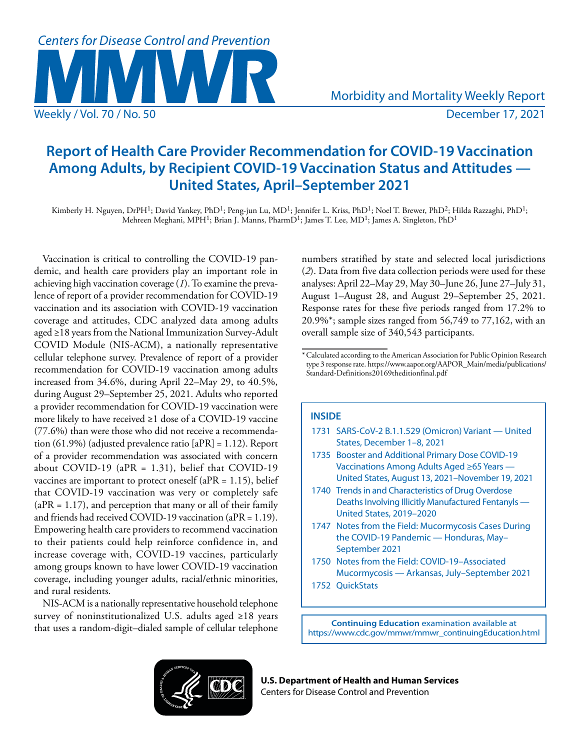# Report of Health Care Provider Recommendation for COVID-19 Vaccination Among Adults, by Recipient COVID-19 Vaccination Status and Attitudes — United States, April–September 2021

Kimberly H. Nguyen, DrPH[1]; David Yankey, PhD[1]; Peng-jun Lu, MD[1]; Jennifer L. Kriss, PhD[1]; Noel T. Brewer, PhD[2]; Hilda Razzaghi, PhD[1]; Mehreen Meghani, MPH[1]; Brian J. Manns, PharmD[1]; James T. Lee, MD[1]; James A. Singleton, PhD[1]

Vaccination is critical to controlling the COVID-19 pandemic, and health care providers play an important role in achieving high vaccination coverage (*1*). To examine the prevalence of report of a provider recommendation for COVID-19 vaccination and its association with COVID-19 vaccination coverage and attitudes, CDC analyzed data among adults aged ≥18 years from the National Immunization Survey-Adult COVID Module (NIS-ACM), a nationally representative cellular telephone survey. Prevalence of report of a provider recommendation for COVID-19 vaccination among adults increased from 34.6%, during April 22–May 29, to 40.5%, during August 29–September 25, 2021. Adults who reported a provider recommendation for COVID-19 vaccination were more likely to have received ≥1 dose of a COVID-19 vaccine (77.6%) than were those who did not receive a recommendation (61.9%) (adjusted prevalence ratio [aPR] = 1.12). Report of a provider recommendation was associated with concern about COVID-19 (aPR = 1.31), belief that COVID-19 vaccines are important to protect oneself (aPR = 1.15), belief that COVID-19 vaccination was very or completely safe (aPR = 1.17), and perception that many or all of their family and friends had received COVID-19 vaccination (aPR = 1.19). Empowering health care providers to recommend vaccination to their patients could help reinforce confidence in, and increase coverage with, COVID-19 vaccines, particularly among groups known to have lower COVID-19 vaccination coverage, including younger adults, racial/ethnic minorities, and rural residents.

NIS-ACM is a nationally representative household telephone survey of noninstitutionalized U.S. adults aged ≥18 years that uses a random-digit–dialed sample of cellular telephone numbers stratified by state and selected local jurisdictions (*2*). Data from five data collection periods were used for these analyses: April 22–May 29, May 30–June 26, June 27–July 31, August 1–August 28, and August 29–September 25, 2021. Response rates for these five periods ranged from 17.2% to 20.9%*; sample sizes ranged from 56,749 to 77,162, with an overall sample size of 340,543 participants.

\* Calculated according to the American Association for Public Opinion Research type 3 response rate. https://www.aapor.org/AAPOR_Main/media/publications/Standard-Definitions20169theditionfinal.pdf

**INSIDE**

- 1731 SARS-CoV-2 B.1.1.529 (Omicron) Variant — United States, December 1–8, 2021
- 1735 Booster and Additional Primary Dose COVID-19 Vaccinations Among Adults Aged ≥65 Years — United States, August 13, 2021–November 19, 2021
- 1740 Trends in and Characteristics of Drug Overdose Deaths Involving Illicitly Manufactured Fentanyls — United States, 2019–2020
- 1747 Notes from the Field: Mucormycosis Cases During the COVID-19 Pandemic — Honduras, May–September 2021
- 1750 Notes from the Field: COVID-19–Associated Mucormycosis — Arkansas, July–September 2021
- 1752 QuickStats

**Continuing Education** examination available at https://www.cdc.gov/mmwr/mmwr_continuingEducation.html

**U.S. Department of Health and Human Services**
Centers for Disease Control and Prevention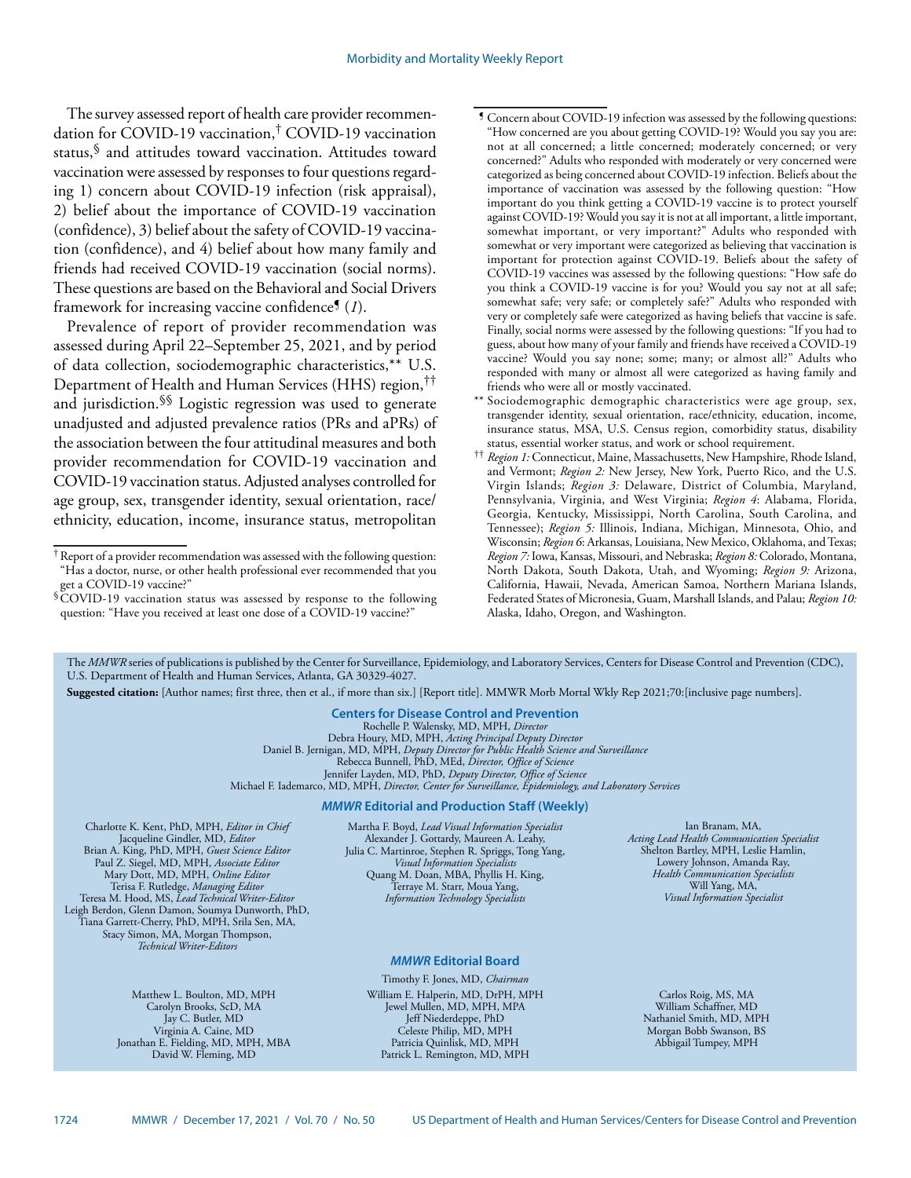The survey assessed report of health care provider recommendation for COVID-19 vaccination,[†] COVID-19 vaccination status,[§] and attitudes toward vaccination. Attitudes toward vaccination were assessed by responses to four questions regarding 1) concern about COVID-19 infection (risk appraisal), 2) belief about the importance of COVID-19 vaccination (confidence), 3) belief about the safety of COVID-19 vaccination (confidence), and 4) belief about how many family and friends had received COVID-19 vaccination (social norms). These questions are based on the Behavioral and Social Drivers framework for increasing vaccine confidence[¶] (*1*).

Prevalence of report of provider recommendation was assessed during April 22–September 25, 2021, and by period of data collection, sociodemographic characteristics,[**] U.S. Department of Health and Human Services (HHS) region,[††] and jurisdiction.[§§] Logistic regression was used to generate unadjusted and adjusted prevalence ratios (PRs and aPRs) of the association between the four attitudinal measures and both provider recommendation for COVID-19 vaccination and COVID-19 vaccination status. Adjusted analyses controlled for age group, sex, transgender identity, sexual orientation, race/ethnicity, education, income, insurance status, metropolitan

[†] Report of a provider recommendation was assessed with the following question: "Has a doctor, nurse, or other health professional ever recommended that you get a COVID-19 vaccine?"

[§] COVID-19 vaccination status was assessed by response to the following question: "Have you received at least one dose of a COVID-19 vaccine?"

[¶] Concern about COVID-19 infection was assessed by the following questions: "How concerned are you about getting COVID-19? Would you say you are: not at all concerned; a little concerned; moderately concerned; or very concerned?" Adults who responded with moderately or very concerned were categorized as being concerned about COVID-19 infection. Beliefs about the importance of vaccination was assessed by the following question: "How important do you think getting a COVID-19 vaccine is to protect yourself against COVID-19? Would you say it is not at all important, a little important, somewhat important, or very important?" Adults who responded with somewhat or very important were categorized as believing that vaccination is important for protection against COVID-19. Beliefs about the safety of COVID-19 vaccines was assessed by the following questions: "How safe do you think a COVID-19 vaccine is for you? Would you say not at all safe; somewhat safe; very safe; or completely safe?" Adults who responded with very or completely safe were categorized as having beliefs that vaccine is safe. Finally, social norms were assessed by the following questions: "If you had to guess, about how many of your family and friends have received a COVID-19 vaccine? Would you say none; some; many; or almost all?" Adults who responded with many or almost all were categorized as having family and friends who were all or mostly vaccinated.

[**] Sociodemographic demographic characteristics were age group, sex, transgender identity, sexual orientation, race/ethnicity, education, income, insurance status, MSA, U.S. Census region, comorbidity status, disability status, essential worker status, and work or school requirement.

[††] *Region 1:* Connecticut, Maine, Massachusetts, New Hampshire, Rhode Island, and Vermont; *Region 2:* New Jersey, New York, Puerto Rico, and the U.S. Virgin Islands; *Region 3:* Delaware, District of Columbia, Maryland, Pennsylvania, Virginia, and West Virginia; *Region 4*: Alabama, Florida, Georgia, Kentucky, Mississippi, North Carolina, South Carolina, and Tennessee); *Region 5:* Illinois, Indiana, Michigan, Minnesota, Ohio, and Wisconsin; *Region 6*: Arkansas, Louisiana, New Mexico, Oklahoma, and Texas; *Region 7:* Iowa, Kansas, Missouri, and Nebraska; *Region 8:* Colorado, Montana, North Dakota, South Dakota, Utah, and Wyoming; *Region 9:* Arizona, California, Hawaii, Nevada, American Samoa, Northern Mariana Islands, Federated States of Micronesia, Guam, Marshall Islands, and Palau; *Region 10:* Alaska, Idaho, Oregon, and Washington.

The *MMWR* series of publications is published by the Center for Surveillance, Epidemiology, and Laboratory Services, Centers for Disease Control and Prevention (CDC), U.S. Department of Health and Human Services, Atlanta, GA 30329-4027.

**Suggested citation:** [Author names; first three, then et al., if more than six.] [Report title]. MMWR Morb Mortal Wkly Rep 2021;70:[inclusive page numbers].

**Centers for Disease Control and Prevention**

Rochelle P. Walensky, MD, MPH, *Director*
Debra Houry, MD, MPH, *Acting Principal Deputy Director*
Daniel B. Jernigan, MD, MPH, *Deputy Director for Public Health Science and Surveillance*
Rebecca Bunnell, PhD, MEd, *Director, Office of Science*
Jennifer Layden, MD, PhD, *Deputy Director, Office of Science*
Michael F. Iademarco, MD, MPH, *Director, Center for Surveillance, Epidemiology, and Laboratory Services*

***MMWR* Editorial and Production Staff (Weekly)**

Charlotte K. Kent, PhD, MPH, *Editor in Chief*
Jacqueline Gindler, MD, *Editor*
Brian A. King, PhD, MPH, *Guest Science Editor*
Paul Z. Siegel, MD, MPH, *Associate Editor*
Mary Dott, MD, MPH, *Online Editor*
Terisa F. Rutledge, *Managing Editor*
Teresa M. Hood, MS, *Lead Technical Writer-Editor*
Leigh Berdon, Glenn Damon, Soumya Dunworth, PhD, Tiana Garrett-Cherry, PhD, MPH, Srila Sen, MA, Stacy Simon, MA, Morgan Thompson, *Technical Writer-Editors*

Martha F. Boyd, *Lead Visual Information Specialist*
Alexander J. Gottardy, Maureen A. Leahy, Julia C. Martinroe, Stephen R. Spriggs, Tong Yang, *Visual Information Specialists*
Quang M. Doan, MBA, Phyllis H. King, Terraye M. Starr, Moua Yang, *Information Technology Specialists*

Ian Branam, MA, *Acting Lead Health Communication Specialist*
Shelton Bartley, MPH, Leslie Hamlin, Lowery Johnson, Amanda Ray, *Health Communication Specialists*
Will Yang, MA, *Visual Information Specialist*

***MMWR* Editorial Board**

Timothy F. Jones, MD, *Chairman*

Matthew L. Boulton, MD, MPH
Carolyn Brooks, ScD, MA
Jay C. Butler, MD
Virginia A. Caine, MD
Jonathan E. Fielding, MD, MPH, MBA
David W. Fleming, MD

William E. Halperin, MD, DrPH, MPH
Jewel Mullen, MD, MPH, MPA
Jeff Niederdeppe, PhD
Celeste Philip, MD, MPH
Patricia Quinlisk, MD, MPH
Patrick L. Remington, MD, MPH

Carlos Roig, MS, MA
William Schaffner, MD
Nathaniel Smith, MD, MPH
Morgan Bobb Swanson, BS
Abbigail Tumpey, MPH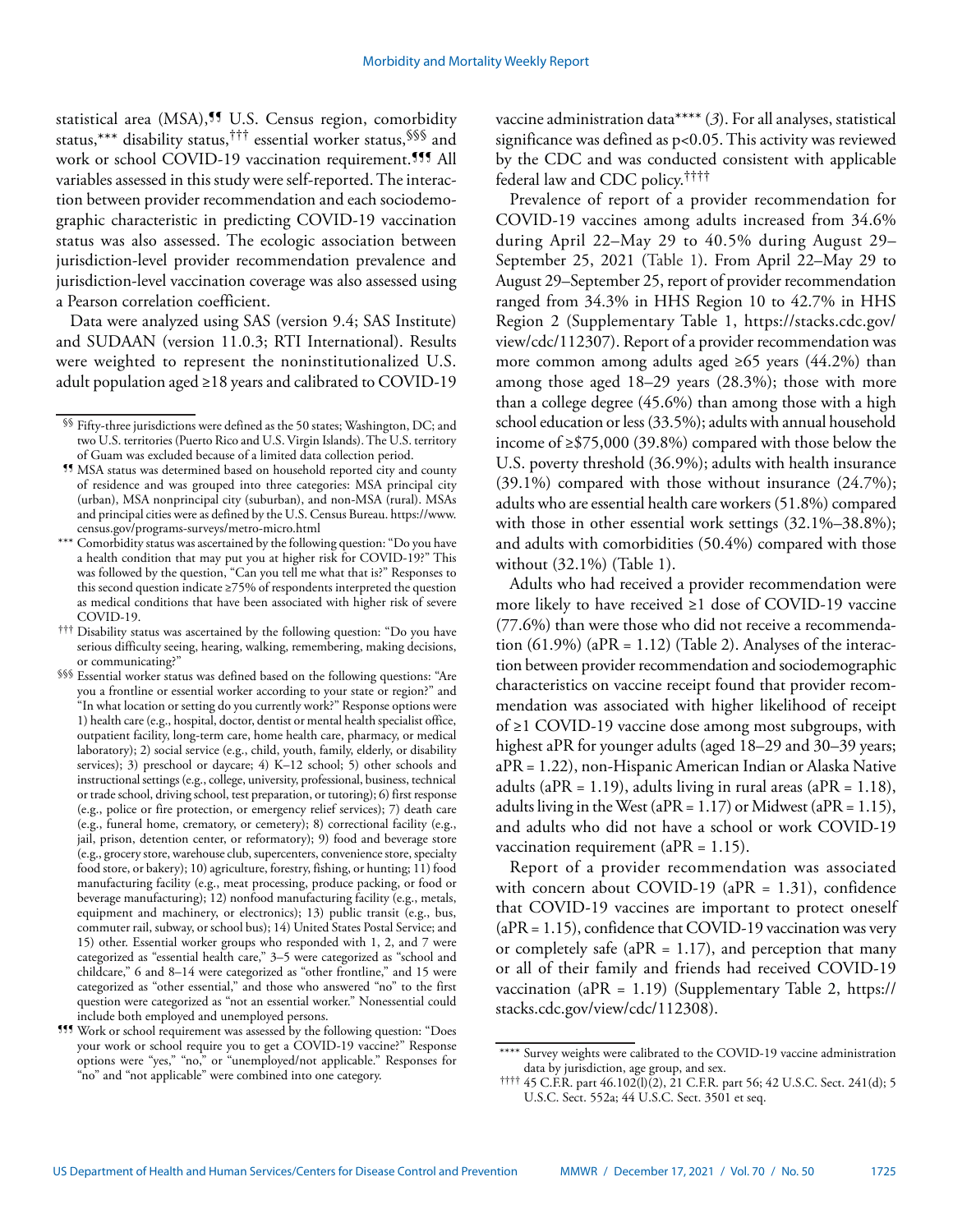statistical area (MSA),[¶¶] U.S. Census region, comorbidity status,[***] disability status,[†††] essential worker status,[§§§] and work or school COVID-19 vaccination requirement.[¶¶¶] All variables assessed in this study were self-reported. The interaction between provider recommendation and each sociodemographic characteristic in predicting COVID-19 vaccination status was also assessed. The ecologic association between jurisdiction-level provider recommendation prevalence and jurisdiction-level vaccination coverage was also assessed using a Pearson correlation coefficient.

Data were analyzed using SAS (version 9.4; SAS Institute) and SUDAAN (version 11.0.3; RTI International). Results were weighted to represent the noninstitutionalized U.S. adult population aged ≥18 years and calibrated to COVID-19 vaccine administration data[****] (*3*). For all analyses, statistical significance was defined as p<0.05. This activity was reviewed by the CDC and was conducted consistent with applicable federal law and CDC policy.[††††]

Prevalence of report of a provider recommendation for COVID-19 vaccines among adults increased from 34.6% during April 22–May 29 to 40.5% during August 29–September 25, 2021 (Table 1). From April 22–May 29 to August 29–September 25, report of provider recommendation ranged from 34.3% in HHS Region 10 to 42.7% in HHS Region 2 (Supplementary Table 1, https://stacks.cdc.gov/view/cdc/112307). Report of a provider recommendation was more common among adults aged ≥65 years (44.2%) than among those aged 18–29 years (28.3%); those with more than a college degree (45.6%) than among those with a high school education or less (33.5%); adults with annual household income of ≥$75,000 (39.8%) compared with those below the U.S. poverty threshold (36.9%); adults with health insurance (39.1%) compared with those without insurance (24.7%); adults who are essential health care workers (51.8%) compared with those in other essential work settings (32.1%–38.8%); and adults with comorbidities (50.4%) compared with those without (32.1%) (Table 1).

Adults who had received a provider recommendation were more likely to have received ≥1 dose of COVID-19 vaccine (77.6%) than were those who did not receive a recommendation (61.9%) (aPR = 1.12) (Table 2). Analyses of the interaction between provider recommendation and sociodemographic characteristics on vaccine receipt found that provider recommendation was associated with higher likelihood of receipt of ≥1 COVID-19 vaccine dose among most subgroups, with highest aPR for younger adults (aged 18–29 and 30–39 years; aPR = 1.22), non-Hispanic American Indian or Alaska Native adults (aPR = 1.19), adults living in rural areas (aPR = 1.18), adults living in the West (aPR = 1.17) or Midwest (aPR = 1.15), and adults who did not have a school or work COVID-19 vaccination requirement (aPR = 1.15).

Report of a provider recommendation was associated with concern about COVID-19 (aPR = 1.31), confidence that COVID-19 vaccines are important to protect oneself (aPR = 1.15), confidence that COVID-19 vaccination was very or completely safe (aPR = 1.17), and perception that many or all of their family and friends had received COVID-19 vaccination (aPR = 1.19) (Supplementary Table 2, https://stacks.cdc.gov/view/cdc/112308).

---

[§§] Fifty-three jurisdictions were defined as the 50 states; Washington, DC; and two U.S. territories (Puerto Rico and U.S. Virgin Islands). The U.S. territory of Guam was excluded because of a limited data collection period.

[¶¶] MSA status was determined based on household reported city and county of residence and was grouped into three categories: MSA principal city (urban), MSA nonprincipal city (suburban), and non-MSA (rural). MSAs and principal cities were as defined by the U.S. Census Bureau. https://www.census.gov/programs-surveys/metro-micro.html

[***] Comorbidity status was ascertained by the following question: "Do you have a health condition that may put you at higher risk for COVID-19?" This was followed by the question, "Can you tell me what that is?" Responses to this second question indicate ≥75% of respondents interpreted the question as medical conditions that have been associated with higher risk of severe COVID-19.

[†††] Disability status was ascertained by the following question: "Do you have serious difficulty seeing, hearing, walking, remembering, making decisions, or communicating?"

[§§§] Essential worker status was defined based on the following questions: "Are you a frontline or essential worker according to your state or region?" and "In what location or setting do you currently work?" Response options were 1) health care (e.g., hospital, doctor, dentist or mental health specialist office, outpatient facility, long-term care, home health care, pharmacy, or medical laboratory); 2) social service (e.g., child, youth, family, elderly, or disability services); 3) preschool or daycare; 4) K–12 school; 5) other schools and instructional settings (e.g., college, university, professional, business, technical or trade school, driving school, test preparation, or tutoring); 6) first response (e.g., police or fire protection, or emergency relief services); 7) death care (e.g., funeral home, crematory, or cemetery); 8) correctional facility (e.g., jail, prison, detention center, or reformatory); 9) food and beverage store (e.g., grocery store, warehouse club, supercenters, convenience store, specialty food store, or bakery); 10) agriculture, forestry, fishing, or hunting; 11) food manufacturing facility (e.g., meat processing, produce packing, or food or beverage manufacturing); 12) nonfood manufacturing facility (e.g., metals, equipment and machinery, or electronics); 13) public transit (e.g., bus, commuter rail, subway, or school bus); 14) United States Postal Service; and 15) other. Essential worker groups who responded with 1, 2, and 7 were categorized as "essential health care," 3–5 were categorized as "school and childcare," 6 and 8–14 were categorized as "other frontline," and 15 were categorized as "other essential," and those who answered "no" to the first question were categorized as "not an essential worker." Nonessential could include both employed and unemployed persons.

[¶¶¶] Work or school requirement was assessed by the following question: "Does your work or school require you to get a COVID-19 vaccine?" Response options were "yes," "no," or "unemployed/not applicable." Responses for "no" and "not applicable" were combined into one category.

[****] Survey weights were calibrated to the COVID-19 vaccine administration data by jurisdiction, age group, and sex.

[††††] 45 C.F.R. part 46.102(l)(2), 21 C.F.R. part 56; 42 U.S.C. Sect. 241(d); 5 U.S.C. Sect. 552a; 44 U.S.C. Sect. 3501 et seq.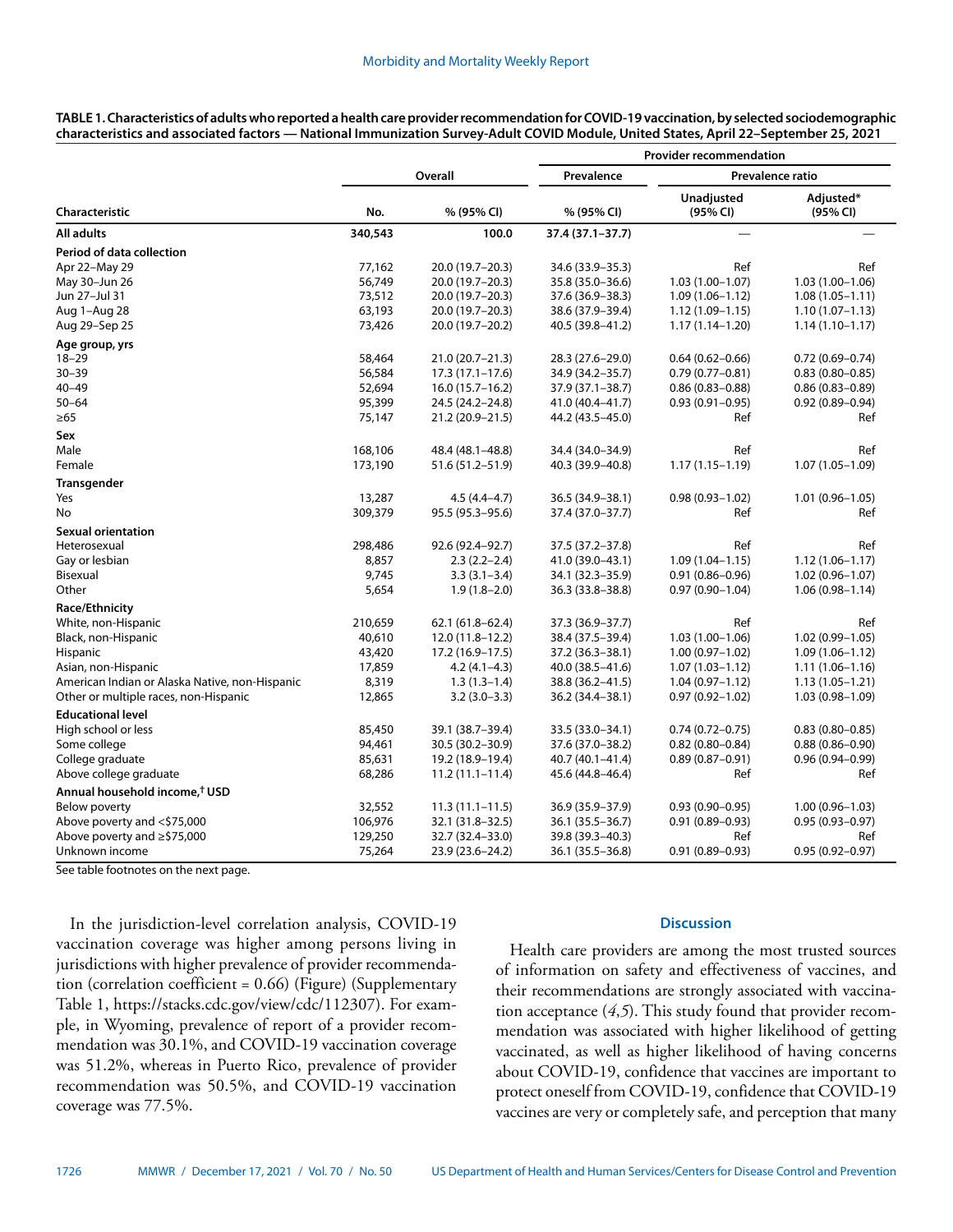**TABLE 1. Characteristics of adults who reported a health care provider recommendation for COVID-19 vaccination, by selected sociodemographic characteristics and associated factors — National Immunization Survey-Adult COVID Module, United States, April 22–September 25, 2021**

| Characteristic | Overall | | Provider recommendation | | |
|---|---|---|---|---|---|
| | | | Prevalence | Prevalence ratio | |
| | No. | % (95% CI) | % (95% CI) | Unadjusted (95% CI) | Adjusted* (95% CI) |
| **All adults** | **340,543** | **100.0** | **37.4 (37.1–37.7)** | — | — |
| **Period of data collection** | | | | | |
| Apr 22–May 29 | 77,162 | 20.0 (19.7–20.3) | 34.6 (33.9–35.3) | Ref | Ref |
| May 30–Jun 26 | 56,749 | 20.0 (19.7–20.3) | 35.8 (35.0–36.6) | 1.03 (1.00–1.07) | 1.03 (1.00–1.06) |
| Jun 27–Jul 31 | 73,512 | 20.0 (19.7–20.3) | 37.6 (36.9–38.3) | 1.09 (1.06–1.12) | 1.08 (1.05–1.11) |
| Aug 1–Aug 28 | 63,193 | 20.0 (19.7–20.3) | 38.6 (37.9–39.4) | 1.12 (1.09–1.15) | 1.10 (1.07–1.13) |
| Aug 29–Sep 25 | 73,426 | 20.0 (19.7–20.2) | 40.5 (39.8–41.2) | 1.17 (1.14–1.20) | 1.14 (1.10–1.17) |
| **Age group, yrs** | | | | | |
| 18–29 | 58,464 | 21.0 (20.7–21.3) | 28.3 (27.6–29.0) | 0.64 (0.62–0.66) | 0.72 (0.69–0.74) |
| 30–39 | 56,584 | 17.3 (17.1–17.6) | 34.9 (34.2–35.7) | 0.79 (0.77–0.81) | 0.83 (0.80–0.85) |
| 40–49 | 52,694 | 16.0 (15.7–16.2) | 37.9 (37.1–38.7) | 0.86 (0.83–0.88) | 0.86 (0.83–0.89) |
| 50–64 | 95,399 | 24.5 (24.2–24.8) | 41.0 (40.4–41.7) | 0.93 (0.91–0.95) | 0.92 (0.89–0.94) |
| ≥65 | 75,147 | 21.2 (20.9–21.5) | 44.2 (43.5–45.0) | Ref | Ref |
| **Sex** | | | | | |
| Male | 168,106 | 48.4 (48.1–48.8) | 34.4 (34.0–34.9) | Ref | Ref |
| Female | 173,190 | 51.6 (51.2–51.9) | 40.3 (39.9–40.8) | 1.17 (1.15–1.19) | 1.07 (1.05–1.09) |
| **Transgender** | | | | | |
| Yes | 13,287 | 4.5 (4.4–4.7) | 36.5 (34.9–38.1) | 0.98 (0.93–1.02) | 1.01 (0.96–1.05) |
| No | 309,379 | 95.5 (95.3–95.6) | 37.4 (37.0–37.7) | Ref | Ref |
| **Sexual orientation** | | | | | |
| Heterosexual | 298,486 | 92.6 (92.4–92.7) | 37.5 (37.2–37.8) | Ref | Ref |
| Gay or lesbian | 8,857 | 2.3 (2.2–2.4) | 41.0 (39.0–43.1) | 1.09 (1.04–1.15) | 1.12 (1.06–1.17) |
| Bisexual | 9,745 | 3.3 (3.1–3.4) | 34.1 (32.3–35.9) | 0.91 (0.86–0.96) | 1.02 (0.96–1.07) |
| Other | 5,654 | 1.9 (1.8–2.0) | 36.3 (33.8–38.8) | 0.97 (0.90–1.04) | 1.06 (0.98–1.14) |
| **Race/Ethnicity** | | | | | |
| White, non-Hispanic | 210,659 | 62.1 (61.8–62.4) | 37.3 (36.9–37.7) | Ref | Ref |
| Black, non-Hispanic | 40,610 | 12.0 (11.8–12.2) | 38.4 (37.5–39.4) | 1.03 (1.00–1.06) | 1.02 (0.99–1.05) |
| Hispanic | 43,420 | 17.2 (16.9–17.5) | 37.2 (36.3–38.1) | 1.00 (0.97–1.02) | 1.09 (1.06–1.12) |
| Asian, non-Hispanic | 17,859 | 4.2 (4.1–4.3) | 40.0 (38.5–41.6) | 1.07 (1.03–1.12) | 1.11 (1.06–1.16) |
| American Indian or Alaska Native, non-Hispanic | 8,319 | 1.3 (1.3–1.4) | 38.8 (36.2–41.5) | 1.04 (0.97–1.12) | 1.13 (1.05–1.21) |
| Other or multiple races, non-Hispanic | 12,865 | 3.2 (3.0–3.3) | 36.2 (34.4–38.1) | 0.97 (0.92–1.02) | 1.03 (0.98–1.09) |
| **Educational level** | | | | | |
| High school or less | 85,450 | 39.1 (38.7–39.4) | 33.5 (33.0–34.1) | 0.74 (0.72–0.75) | 0.83 (0.80–0.85) |
| Some college | 94,461 | 30.5 (30.2–30.9) | 37.6 (37.0–38.2) | 0.82 (0.80–0.84) | 0.88 (0.86–0.90) |
| College graduate | 85,631 | 19.2 (18.9–19.4) | 40.7 (40.1–41.4) | 0.89 (0.87–0.91) | 0.96 (0.94–0.99) |
| Above college graduate | 68,286 | 11.2 (11.1–11.4) | 45.6 (44.8–46.4) | Ref | Ref |
| **Annual household income,[†] USD** | | | | | |
| Below poverty | 32,552 | 11.3 (11.1–11.5) | 36.9 (35.9–37.9) | 0.93 (0.90–0.95) | 1.00 (0.96–1.03) |
| Above poverty and <$75,000 | 106,976 | 32.1 (31.8–32.5) | 36.1 (35.5–36.7) | 0.91 (0.89–0.93) | 0.95 (0.93–0.97) |
| Above poverty and ≥$75,000 | 129,250 | 32.7 (32.4–33.0) | 39.8 (39.3–40.3) | Ref | Ref |
| Unknown income | 75,264 | 23.9 (23.6–24.2) | 36.1 (35.5–36.8) | 0.91 (0.89–0.93) | 0.95 (0.92–0.97) |

See table footnotes on the next page.

In the jurisdiction-level correlation analysis, COVID-19 vaccination coverage was higher among persons living in jurisdictions with higher prevalence of provider recommendation (correlation coefficient = 0.66) (Figure) (Supplementary Table 1, https://stacks.cdc.gov/view/cdc/112307). For example, in Wyoming, prevalence of report of a provider recommendation was 30.1%, and COVID-19 vaccination coverage was 51.2%, whereas in Puerto Rico, prevalence of provider recommendation was 50.5%, and COVID-19 vaccination coverage was 77.5%.

## Discussion

Health care providers are among the most trusted sources of information on safety and effectiveness of vaccines, and their recommendations are strongly associated with vaccination acceptance (*4*,*5*). This study found that provider recommendation was associated with higher likelihood of getting vaccinated, as well as higher likelihood of having concerns about COVID-19, confidence that vaccines are important to protect oneself from COVID-19, confidence that COVID-19 vaccines are very or completely safe, and perception that many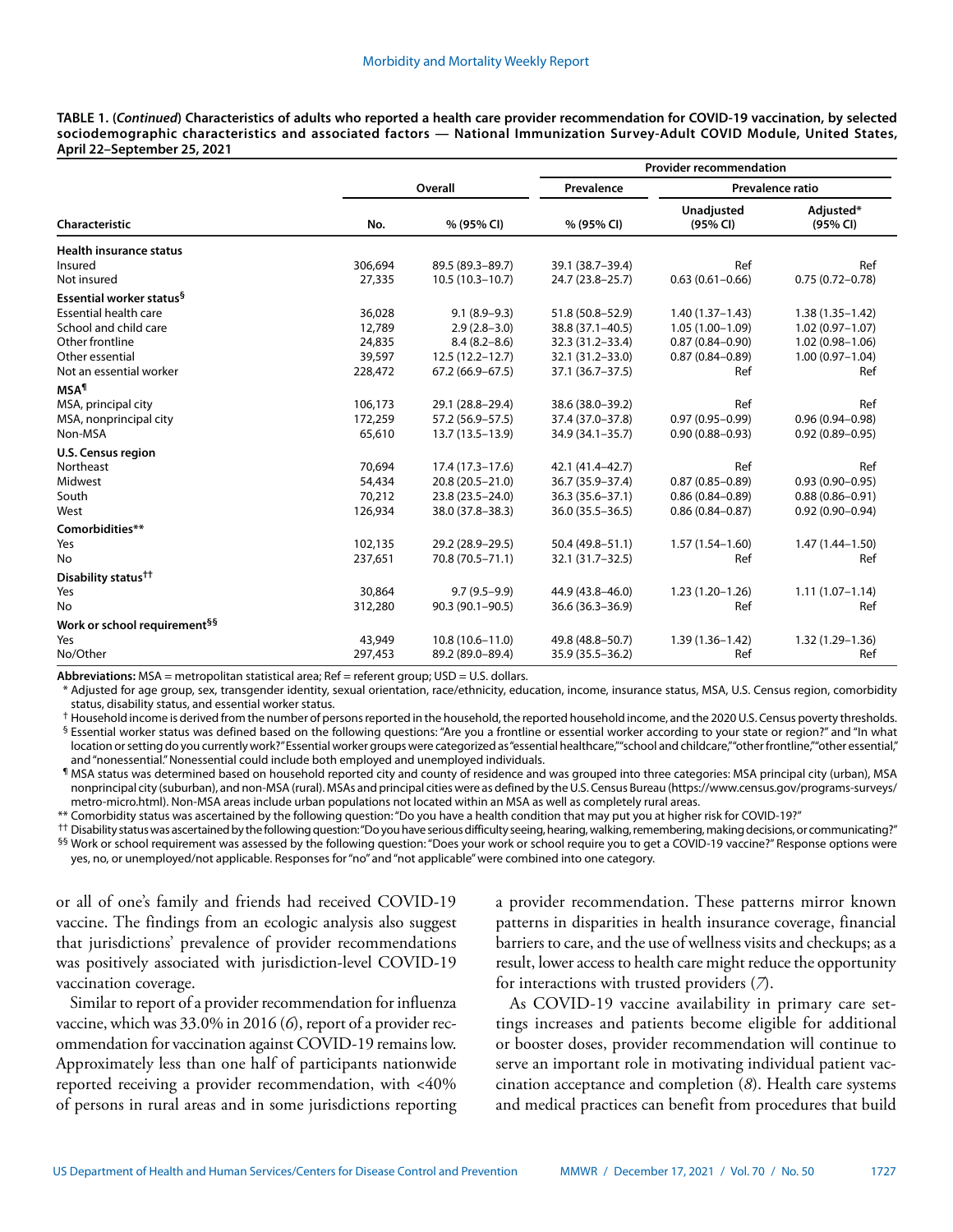**TABLE 1. (*Continued*) Characteristics of adults who reported a health care provider recommendation for COVID-19 vaccination, by selected sociodemographic characteristics and associated factors — National Immunization Survey-Adult COVID Module, United States, April 22–September 25, 2021**

| Characteristic | Overall | | Provider recommendation | | |
|---|---|---|---|---|---|
| | | | Prevalence | Prevalence ratio | |
| | No. | % (95% CI) | % (95% CI) | Unadjusted (95% CI) | Adjusted* (95% CI) |
| **Health insurance status** | | | | | |
| Insured | 306,694 | 89.5 (89.3–89.7) | 39.1 (38.7–39.4) | Ref | Ref |
| Not insured | 27,335 | 10.5 (10.3–10.7) | 24.7 (23.8–25.7) | 0.63 (0.61–0.66) | 0.75 (0.72–0.78) |
| **Essential worker status§** | | | | | |
| Essential health care | 36,028 | 9.1 (8.9–9.3) | 51.8 (50.8–52.9) | 1.40 (1.37–1.43) | 1.38 (1.35–1.42) |
| School and child care | 12,789 | 2.9 (2.8–3.0) | 38.8 (37.1–40.5) | 1.05 (1.00–1.09) | 1.02 (0.97–1.07) |
| Other frontline | 24,835 | 8.4 (8.2–8.6) | 32.3 (31.2–33.4) | 0.87 (0.84–0.90) | 1.02 (0.98–1.06) |
| Other essential | 39,597 | 12.5 (12.2–12.7) | 32.1 (31.2–33.0) | 0.87 (0.84–0.89) | 1.00 (0.97–1.04) |
| Not an essential worker | 228,472 | 67.2 (66.9–67.5) | 37.1 (36.7–37.5) | Ref | Ref |
| **MSA¶** | | | | | |
| MSA, principal city | 106,173 | 29.1 (28.8–29.4) | 38.6 (38.0–39.2) | Ref | Ref |
| MSA, nonprincipal city | 172,259 | 57.2 (56.9–57.5) | 37.4 (37.0–37.8) | 0.97 (0.95–0.99) | 0.96 (0.94–0.98) |
| Non-MSA | 65,610 | 13.7 (13.5–13.9) | 34.9 (34.1–35.7) | 0.90 (0.88–0.93) | 0.92 (0.89–0.95) |
| **U.S. Census region** | | | | | |
| Northeast | 70,694 | 17.4 (17.3–17.6) | 42.1 (41.4–42.7) | Ref | Ref |
| Midwest | 54,434 | 20.8 (20.5–21.0) | 36.7 (35.9–37.4) | 0.87 (0.85–0.89) | 0.93 (0.90–0.95) |
| South | 70,212 | 23.8 (23.5–24.0) | 36.3 (35.6–37.1) | 0.86 (0.84–0.89) | 0.88 (0.86–0.91) |
| West | 126,934 | 38.0 (37.8–38.3) | 36.0 (35.5–36.5) | 0.86 (0.84–0.87) | 0.92 (0.90–0.94) |
| **Comorbidities\*\*** | | | | | |
| Yes | 102,135 | 29.2 (28.9–29.5) | 50.4 (49.8–51.1) | 1.57 (1.54–1.60) | 1.47 (1.44–1.50) |
| No | 237,651 | 70.8 (70.5–71.1) | 32.1 (31.7–32.5) | Ref | Ref |
| **Disability status††** | | | | | |
| Yes | 30,864 | 9.7 (9.5–9.9) | 44.9 (43.8–46.0) | 1.23 (1.20–1.26) | 1.11 (1.07–1.14) |
| No | 312,280 | 90.3 (90.1–90.5) | 36.6 (36.3–36.9) | Ref | Ref |
| **Work or school requirement§§** | | | | | |
| Yes | 43,949 | 10.8 (10.6–11.0) | 49.8 (48.8–50.7) | 1.39 (1.36–1.42) | 1.32 (1.29–1.36) |
| No/Other | 297,453 | 89.2 (89.0–89.4) | 35.9 (35.5–36.2) | Ref | Ref |

**Abbreviations:** MSA = metropolitan statistical area; Ref = referent group; USD = U.S. dollars.

\* Adjusted for age group, sex, transgender identity, sexual orientation, race/ethnicity, education, income, insurance status, MSA, U.S. Census region, comorbidity status, disability status, and essential worker status.

† Household income is derived from the number of persons reported in the household, the reported household income, and the 2020 U.S. Census poverty thresholds.

§ Essential worker status was defined based on the following questions: "Are you a frontline or essential worker according to your state or region?" and "In what location or setting do you currently work?" Essential worker groups were categorized as "essential healthcare," "school and childcare," "other frontline," "other essential," and "nonessential." Nonessential could include both employed and unemployed individuals.

¶ MSA status was determined based on household reported city and county of residence and was grouped into three categories: MSA principal city (urban), MSA nonprincipal city (suburban), and non-MSA (rural). MSAs and principal cities were as defined by the U.S. Census Bureau (https://www.census.gov/programs-surveys/metro-micro.html). Non-MSA areas include urban populations not located within an MSA as well as completely rural areas.

\*\* Comorbidity status was ascertained by the following question: "Do you have a health condition that may put you at higher risk for COVID-19?"

†† Disability status was ascertained by the following question: "Do you have serious difficulty seeing, hearing, walking, remembering, making decisions, or communicating?"

§§ Work or school requirement was assessed by the following question: "Does your work or school require you to get a COVID-19 vaccine?" Response options were yes, no, or unemployed/not applicable. Responses for "no" and "not applicable" were combined into one category.

or all of one's family and friends had received COVID-19 vaccine. The findings from an ecologic analysis also suggest that jurisdictions' prevalence of provider recommendations was positively associated with jurisdiction-level COVID-19 vaccination coverage.

Similar to report of a provider recommendation for influenza vaccine, which was 33.0% in 2016 (*6*), report of a provider recommendation for vaccination against COVID-19 remains low. Approximately less than one half of participants nationwide reported receiving a provider recommendation, with <40% of persons in rural areas and in some jurisdictions reporting a provider recommendation. These patterns mirror known patterns in disparities in health insurance coverage, financial barriers to care, and the use of wellness visits and checkups; as a result, lower access to health care might reduce the opportunity for interactions with trusted providers (*7*).

As COVID-19 vaccine availability in primary care settings increases and patients become eligible for additional or booster doses, provider recommendation will continue to serve an important role in motivating individual patient vaccination acceptance and completion (*8*). Health care systems and medical practices can benefit from procedures that build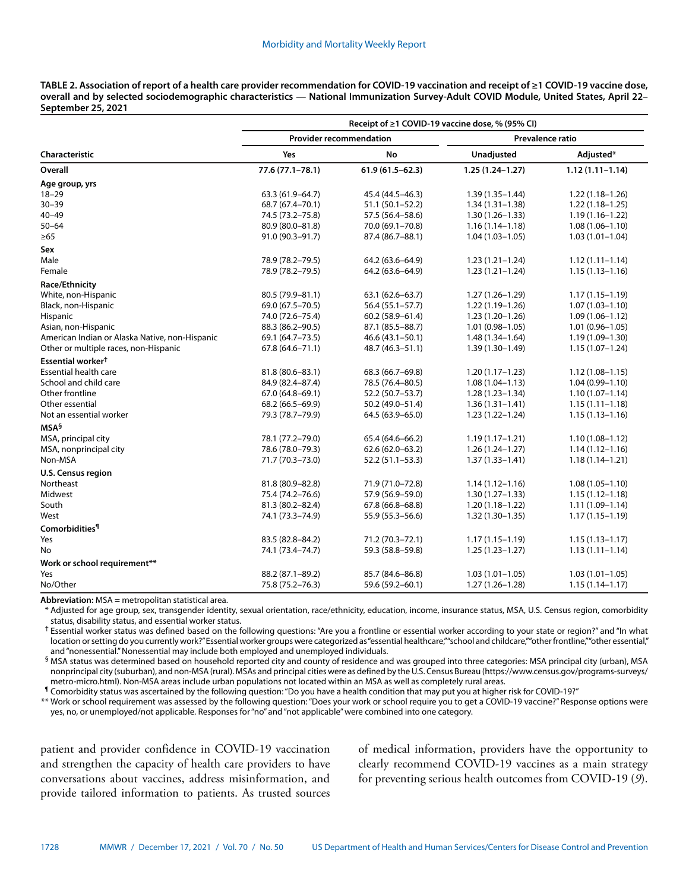**TABLE 2. Association of report of a health care provider recommendation for COVID-19 vaccination and receipt of ≥1 COVID-19 vaccine dose, overall and by selected sociodemographic characteristics — National Immunization Survey-Adult COVID Module, United States, April 22–September 25, 2021**

| Characteristic | Receipt of ≥1 COVID-19 vaccine dose, % (95% CI) | | | |
|---|---|---|---|---|
| | Provider recommendation | | Prevalence ratio | |
| | Yes | No | Unadjusted | Adjusted* |
| **Overall** | **77.6 (77.1–78.1)** | **61.9 (61.5–62.3)** | **1.25 (1.24–1.27)** | **1.12 (1.11–1.14)** |
| **Age group, yrs** | | | | |
| 18–29 | 63.3 (61.9–64.7) | 45.4 (44.5–46.3) | 1.39 (1.35–1.44) | 1.22 (1.18–1.26) |
| 30–39 | 68.7 (67.4–70.1) | 51.1 (50.1–52.2) | 1.34 (1.31–1.38) | 1.22 (1.18–1.25) |
| 40–49 | 74.5 (73.2–75.8) | 57.5 (56.4–58.6) | 1.30 (1.26–1.33) | 1.19 (1.16–1.22) |
| 50–64 | 80.9 (80.0–81.8) | 70.0 (69.1–70.8) | 1.16 (1.14–1.18) | 1.08 (1.06–1.10) |
| ≥65 | 91.0 (90.3–91.7) | 87.4 (86.7–88.1) | 1.04 (1.03–1.05) | 1.03 (1.01–1.04) |
| **Sex** | | | | |
| Male | 78.9 (78.2–79.5) | 64.2 (63.6–64.9) | 1.23 (1.21–1.24) | 1.12 (1.11–1.14) |
| Female | 78.9 (78.2–79.5) | 64.2 (63.6–64.9) | 1.23 (1.21–1.24) | 1.15 (1.13–1.16) |
| **Race/Ethnicity** | | | | |
| White, non-Hispanic | 80.5 (79.9–81.1) | 63.1 (62.6–63.7) | 1.27 (1.26–1.29) | 1.17 (1.15–1.19) |
| Black, non-Hispanic | 69.0 (67.5–70.5) | 56.4 (55.1–57.7) | 1.22 (1.19–1.26) | 1.07 (1.03–1.10) |
| Hispanic | 74.0 (72.6–75.4) | 60.2 (58.9–61.4) | 1.23 (1.20–1.26) | 1.09 (1.06–1.12) |
| Asian, non-Hispanic | 88.3 (86.2–90.5) | 87.1 (85.5–88.7) | 1.01 (0.98–1.05) | 1.01 (0.96–1.05) |
| American Indian or Alaska Native, non-Hispanic | 69.1 (64.7–73.5) | 46.6 (43.1–50.1) | 1.48 (1.34–1.64) | 1.19 (1.09–1.30) |
| Other or multiple races, non-Hispanic | 67.8 (64.6–71.1) | 48.7 (46.3–51.1) | 1.39 (1.30–1.49) | 1.15 (1.07–1.24) |
| **Essential worker†** | | | | |
| Essential health care | 81.8 (80.6–83.1) | 68.3 (66.7–69.8) | 1.20 (1.17–1.23) | 1.12 (1.08–1.15) |
| School and child care | 84.9 (82.4–87.4) | 78.5 (76.4–80.5) | 1.08 (1.04–1.13) | 1.04 (0.99–1.10) |
| Other frontline | 67.0 (64.8–69.1) | 52.2 (50.7–53.7) | 1.28 (1.23–1.34) | 1.10 (1.07–1.14) |
| Other essential | 68.2 (66.5–69.9) | 50.2 (49.0–51.4) | 1.36 (1.31–1.41) | 1.15 (1.11–1.18) |
| Not an essential worker | 79.3 (78.7–79.9) | 64.5 (63.9–65.0) | 1.23 (1.22–1.24) | 1.15 (1.13–1.16) |
| **MSA§** | | | | |
| MSA, principal city | 78.1 (77.2–79.0) | 65.4 (64.6–66.2) | 1.19 (1.17–1.21) | 1.10 (1.08–1.12) |
| MSA, nonprincipal city | 78.6 (78.0–79.3) | 62.6 (62.0–63.2) | 1.26 (1.24–1.27) | 1.14 (1.12–1.16) |
| Non-MSA | 71.7 (70.3–73.0) | 52.2 (51.1–53.3) | 1.37 (1.33–1.41) | 1.18 (1.14–1.21) |
| **U.S. Census region** | | | | |
| Northeast | 81.8 (80.9–82.8) | 71.9 (71.0–72.8) | 1.14 (1.12–1.16) | 1.08 (1.05–1.10) |
| Midwest | 75.4 (74.2–76.6) | 57.9 (56.9–59.0) | 1.30 (1.27–1.33) | 1.15 (1.12–1.18) |
| South | 81.3 (80.2–82.4) | 67.8 (66.8–68.8) | 1.20 (1.18–1.22) | 1.11 (1.09–1.14) |
| West | 74.1 (73.3–74.9) | 55.9 (55.3–56.6) | 1.32 (1.30–1.35) | 1.17 (1.15–1.19) |
| **Comorbidities¶** | | | | |
| Yes | 83.5 (82.8–84.2) | 71.2 (70.3–72.1) | 1.17 (1.15–1.19) | 1.15 (1.13–1.17) |
| No | 74.1 (73.4–74.7) | 59.3 (58.8–59.8) | 1.25 (1.23–1.27) | 1.13 (1.11–1.14) |
| **Work or school requirement**** | | | | |
| Yes | 88.2 (87.1–89.2) | 85.7 (84.6–86.8) | 1.03 (1.01–1.05) | 1.03 (1.01–1.05) |
| No/Other | 75.8 (75.2–76.3) | 59.6 (59.2–60.1) | 1.27 (1.26–1.28) | 1.15 (1.14–1.17) |

**Abbreviation:** MSA = metropolitan statistical area.

\* Adjusted for age group, sex, transgender identity, sexual orientation, race/ethnicity, education, income, insurance status, MSA, U.S. Census region, comorbidity status, disability status, and essential worker status.

† Essential worker status was defined based on the following questions: "Are you a frontline or essential worker according to your state or region?" and "In what location or setting do you currently work?" Essential worker groups were categorized as "essential healthcare," "school and childcare," "other frontline," "other essential," and "nonessential." Nonessential may include both employed and unemployed individuals.

§ MSA status was determined based on household reported city and county of residence and was grouped into three categories: MSA principal city (urban), MSA nonprincipal city (suburban), and non-MSA (rural). MSAs and principal cities were as defined by the U.S. Census Bureau (https://www.census.gov/programs-surveys/metro-micro.html). Non-MSA areas include urban populations not located within an MSA as well as completely rural areas.

¶ Comorbidity status was ascertained by the following question: "Do you have a health condition that may put you at higher risk for COVID-19?"

** Work or school requirement was assessed by the following question: "Does your work or school require you to get a COVID-19 vaccine?" Response options were yes, no, or unemployed/not applicable. Responses for "no" and "not applicable" were combined into one category.

patient and provider confidence in COVID-19 vaccination and strengthen the capacity of health care providers to have conversations about vaccines, address misinformation, and provide tailored information to patients. As trusted sources of medical information, providers have the opportunity to clearly recommend COVID-19 vaccines as a main strategy for preventing serious health outcomes from COVID-19 (*9*).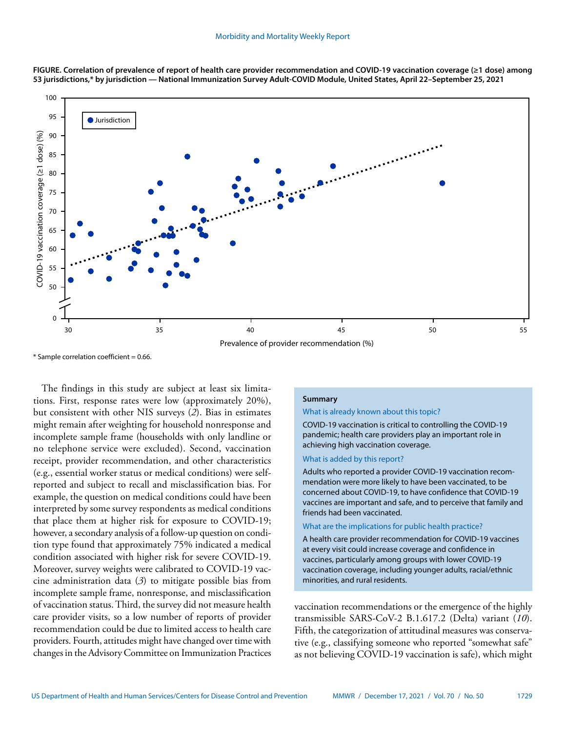**FIGURE. Correlation of prevalence of report of health care provider recommendation and COVID-19 vaccination coverage (≥1 dose) among 53 jurisdictions,* by jurisdiction — National Immunization Survey Adult-COVID Module, United States, April 22–September 25, 2021**

\* Sample correlation coefficient = 0.66.

The findings in this study are subject at least six limitations. First, response rates were low (approximately 20%), but consistent with other NIS surveys (*2*). Bias in estimates might remain after weighting for household nonresponse and incomplete sample frame (households with only landline or no telephone service were excluded). Second, vaccination receipt, provider recommendation, and other characteristics (e.g., essential worker status or medical conditions) were self-reported and subject to recall and misclassification bias. For example, the question on medical conditions could have been interpreted by some survey respondents as medical conditions that place them at higher risk for exposure to COVID-19; however, a secondary analysis of a follow-up question on condition type found that approximately 75% indicated a medical condition associated with higher risk for severe COVID-19. Moreover, survey weights were calibrated to COVID-19 vaccine administration data (*3*) to mitigate possible bias from incomplete sample frame, nonresponse, and misclassification of vaccination status. Third, the survey did not measure health care provider visits, so a low number of reports of provider recommendation could be due to limited access to health care providers. Fourth, attitudes might have changed over time with changes in the Advisory Committee on Immunization Practices vaccination recommendations or the emergence of the highly transmissible SARS-CoV-2 B.1.617.2 (Delta) variant (*10*). Fifth, the categorization of attitudinal measures was conservative (e.g., classifying someone who reported "somewhat safe" as not believing COVID-19 vaccination is safe), which might

**Summary**

What is already known about this topic?

COVID-19 vaccination is critical to controlling the COVID-19 pandemic; health care providers play an important role in achieving high vaccination coverage.

What is added by this report?

Adults who reported a provider COVID-19 vaccination recommendation were more likely to have been vaccinated, to be concerned about COVID-19, to have confidence that COVID-19 vaccines are important and safe, and to perceive that family and friends had been vaccinated.

What are the implications for public health practice?

A health care provider recommendation for COVID-19 vaccines at every visit could increase coverage and confidence in vaccines, particularly among groups with lower COVID-19 vaccination coverage, including younger adults, racial/ethnic minorities, and rural residents.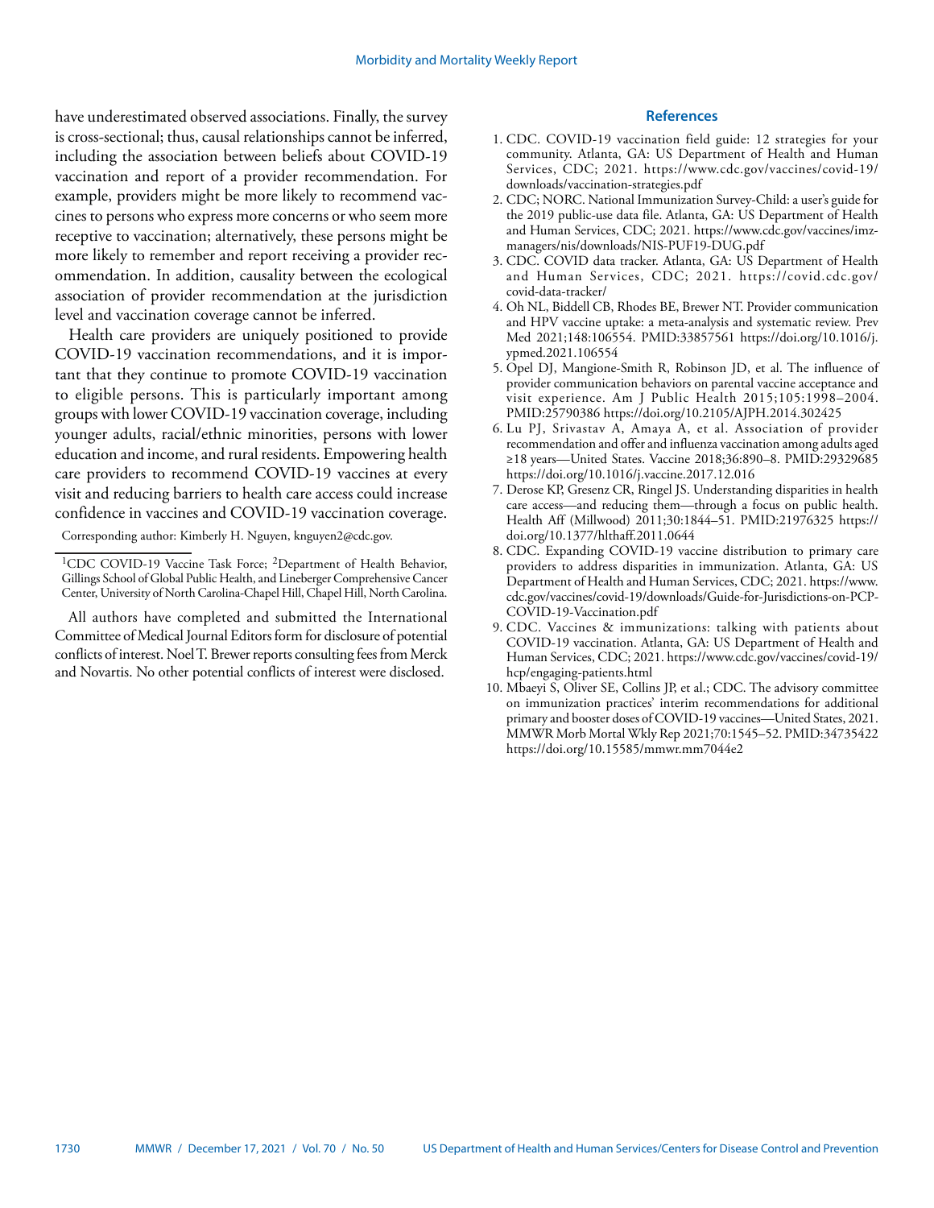have underestimated observed associations. Finally, the survey is cross-sectional; thus, causal relationships cannot be inferred, including the association between beliefs about COVID-19 vaccination and report of a provider recommendation. For example, providers might be more likely to recommend vaccines to persons who express more concerns or who seem more receptive to vaccination; alternatively, these persons might be more likely to remember and report receiving a provider recommendation. In addition, causality between the ecological association of provider recommendation at the jurisdiction level and vaccination coverage cannot be inferred.

Health care providers are uniquely positioned to provide COVID-19 vaccination recommendations, and it is important that they continue to promote COVID-19 vaccination to eligible persons. This is particularly important among groups with lower COVID-19 vaccination coverage, including younger adults, racial/ethnic minorities, persons with lower education and income, and rural residents. Empowering health care providers to recommend COVID-19 vaccines at every visit and reducing barriers to health care access could increase confidence in vaccines and COVID-19 vaccination coverage.

Corresponding author: Kimberly H. Nguyen, knguyen2@cdc.gov.

---

[1]CDC COVID-19 Vaccine Task Force; [2]Department of Health Behavior, Gillings School of Global Public Health, and Lineberger Comprehensive Cancer Center, University of North Carolina-Chapel Hill, Chapel Hill, North Carolina.

All authors have completed and submitted the International Committee of Medical Journal Editors form for disclosure of potential conflicts of interest. Noel T. Brewer reports consulting fees from Merck and Novartis. No other potential conflicts of interest were disclosed.

## References

1. CDC. COVID-19 vaccination field guide: 12 strategies for your community. Atlanta, GA: US Department of Health and Human Services, CDC; 2021. https://www.cdc.gov/vaccines/covid-19/downloads/vaccination-strategies.pdf
2. CDC; NORC. National Immunization Survey-Child: a user's guide for the 2019 public-use data file. Atlanta, GA: US Department of Health and Human Services, CDC; 2021. https://www.cdc.gov/vaccines/imz-managers/nis/downloads/NIS-PUF19-DUG.pdf
3. CDC. COVID data tracker. Atlanta, GA: US Department of Health and Human Services, CDC; 2021. https://covid.cdc.gov/covid-data-tracker/
4. Oh NL, Biddell CB, Rhodes BE, Brewer NT. Provider communication and HPV vaccine uptake: a meta-analysis and systematic review. Prev Med 2021;148:106554. PMID:33857561 https://doi.org/10.1016/j.ypmed.2021.106554
5. Opel DJ, Mangione-Smith R, Robinson JD, et al. The influence of provider communication behaviors on parental vaccine acceptance and visit experience. Am J Public Health 2015;105:1998–2004. PMID:25790386 https://doi.org/10.2105/AJPH.2014.302425
6. Lu PJ, Srivastav A, Amaya A, et al. Association of provider recommendation and offer and influenza vaccination among adults aged ≥18 years—United States. Vaccine 2018;36:890–8. PMID:29329685 https://doi.org/10.1016/j.vaccine.2017.12.016
7. Derose KP, Gresenz CR, Ringel JS. Understanding disparities in health care access—and reducing them—through a focus on public health. Health Aff (Millwood) 2011;30:1844–51. PMID:21976325 https://doi.org/10.1377/hlthaff.2011.0644
8. CDC. Expanding COVID-19 vaccine distribution to primary care providers to address disparities in immunization. Atlanta, GA: US Department of Health and Human Services, CDC; 2021. https://www.cdc.gov/vaccines/covid-19/downloads/Guide-for-Jurisdictions-on-PCP-COVID-19-Vaccination.pdf
9. CDC. Vaccines & immunizations: talking with patients about COVID-19 vaccination. Atlanta, GA: US Department of Health and Human Services, CDC; 2021. https://www.cdc.gov/vaccines/covid-19/hcp/engaging-patients.html
10. Mbaeyi S, Oliver SE, Collins JP, et al.; CDC. The advisory committee on immunization practices' interim recommendations for additional primary and booster doses of COVID-19 vaccines—United States, 2021. MMWR Morb Mortal Wkly Rep 2021;70:1545–52. PMID:34735422 https://doi.org/10.15585/mmwr.mm7044e2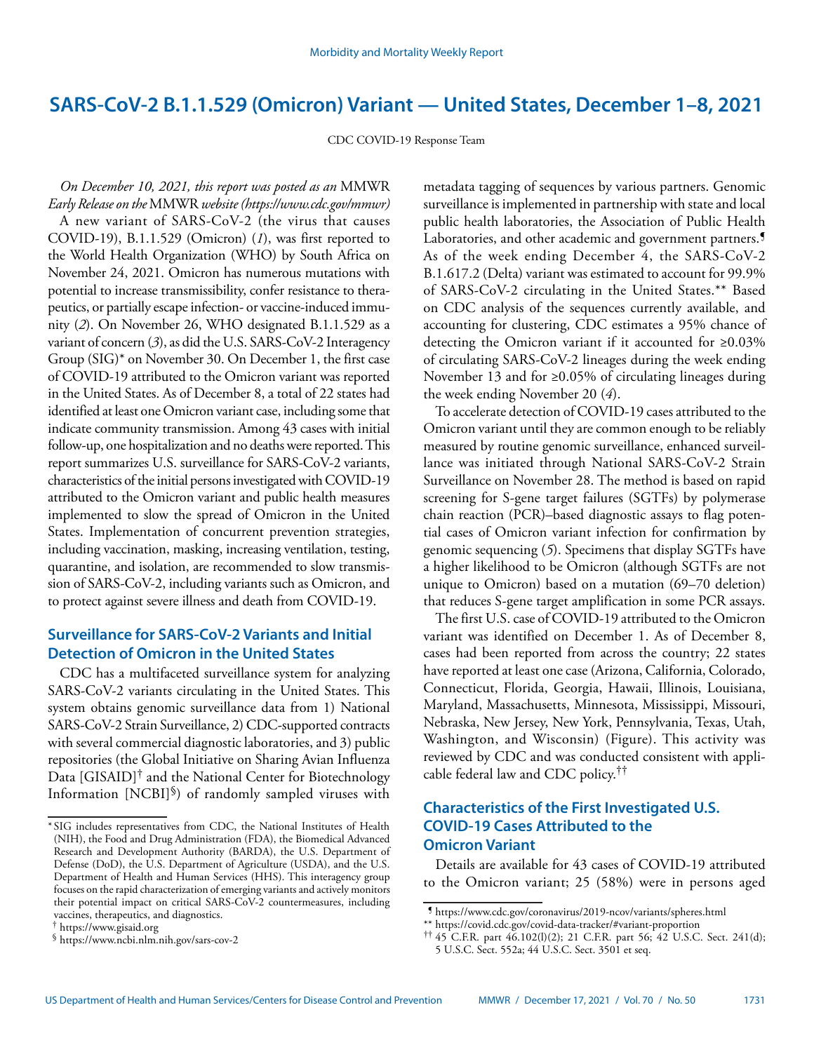# SARS-CoV-2 B.1.1.529 (Omicron) Variant — United States, December 1–8, 2021

CDC COVID-19 Response Team

*On December 10, 2021, this report was posted as an* MMWR *Early Release on the* MMWR *website (https://www.cdc.gov/mmwr)*

A new variant of SARS-CoV-2 (the virus that causes COVID-19), B.1.1.529 (Omicron) (*1*), was first reported to the World Health Organization (WHO) by South Africa on November 24, 2021. Omicron has numerous mutations with potential to increase transmissibility, confer resistance to therapeutics, or partially escape infection- or vaccine-induced immunity (*2*). On November 26, WHO designated B.1.1.529 as a variant of concern (*3*), as did the U.S. SARS-CoV-2 Interagency Group (SIG)* on November 30. On December 1, the first case of COVID-19 attributed to the Omicron variant was reported in the United States. As of December 8, a total of 22 states had identified at least one Omicron variant case, including some that indicate community transmission. Among 43 cases with initial follow-up, one hospitalization and no deaths were reported. This report summarizes U.S. surveillance for SARS-CoV-2 variants, characteristics of the initial persons investigated with COVID-19 attributed to the Omicron variant and public health measures implemented to slow the spread of Omicron in the United States. Implementation of concurrent prevention strategies, including vaccination, masking, increasing ventilation, testing, quarantine, and isolation, are recommended to slow transmission of SARS-CoV-2, including variants such as Omicron, and to protect against severe illness and death from COVID-19.

## Surveillance for SARS-CoV-2 Variants and Initial Detection of Omicron in the United States

CDC has a multifaceted surveillance system for analyzing SARS-CoV-2 variants circulating in the United States. This system obtains genomic surveillance data from 1) National SARS-CoV-2 Strain Surveillance, 2) CDC-supported contracts with several commercial diagnostic laboratories, and 3) public repositories (the Global Initiative on Sharing Avian Influenza Data [GISAID]† and the National Center for Biotechnology Information [NCBI]§) of randomly sampled viruses with metadata tagging of sequences by various partners. Genomic surveillance is implemented in partnership with state and local public health laboratories, the Association of Public Health Laboratories, and other academic and government partners.¶ As of the week ending December 4, the SARS-CoV-2 B.1.617.2 (Delta) variant was estimated to account for 99.9% of SARS-CoV-2 circulating in the United States.** Based on CDC analysis of the sequences currently available, and accounting for clustering, CDC estimates a 95% chance of detecting the Omicron variant if it accounted for ≥0.03% of circulating SARS-CoV-2 lineages during the week ending November 13 and for ≥0.05% of circulating lineages during the week ending November 20 (*4*).

To accelerate detection of COVID-19 cases attributed to the Omicron variant until they are common enough to be reliably measured by routine genomic surveillance, enhanced surveillance was initiated through National SARS-CoV-2 Strain Surveillance on November 28. The method is based on rapid screening for S-gene target failures (SGTFs) by polymerase chain reaction (PCR)–based diagnostic assays to flag potential cases of Omicron variant infection for confirmation by genomic sequencing (*5*). Specimens that display SGTFs have a higher likelihood to be Omicron (although SGTFs are not unique to Omicron) based on a mutation (69–70 deletion) that reduces S-gene target amplification in some PCR assays.

The first U.S. case of COVID-19 attributed to the Omicron variant was identified on December 1. As of December 8, cases had been reported from across the country; 22 states have reported at least one case (Arizona, California, Colorado, Connecticut, Florida, Georgia, Hawaii, Illinois, Louisiana, Maryland, Massachusetts, Minnesota, Mississippi, Missouri, Nebraska, New Jersey, New York, Pennsylvania, Texas, Utah, Washington, and Wisconsin) (Figure). This activity was reviewed by CDC and was conducted consistent with applicable federal law and CDC policy.††

## Characteristics of the First Investigated U.S. COVID-19 Cases Attributed to the Omicron Variant

Details are available for 43 cases of COVID-19 attributed to the Omicron variant; 25 (58%) were in persons aged

---

* SIG includes representatives from CDC, the National Institutes of Health (NIH), the Food and Drug Administration (FDA), the Biomedical Advanced Research and Development Authority (BARDA), the U.S. Department of Defense (DoD), the U.S. Department of Agriculture (USDA), and the U.S. Department of Health and Human Services (HHS). This interagency group focuses on the rapid characterization of emerging variants and actively monitors their potential impact on critical SARS-CoV-2 countermeasures, including vaccines, therapeutics, and diagnostics.

† https://www.gisaid.org

§ https://www.ncbi.nlm.nih.gov/sars-cov-2

¶ https://www.cdc.gov/coronavirus/2019-ncov/variants/spheres.html

** https://covid.cdc.gov/covid-data-tracker/#variant-proportion

†† 45 C.F.R. part 46.102(l)(2); 21 C.F.R. part 56; 42 U.S.C. Sect. 241(d); 5 U.S.C. Sect. 552a; 44 U.S.C. Sect. 3501 et seq.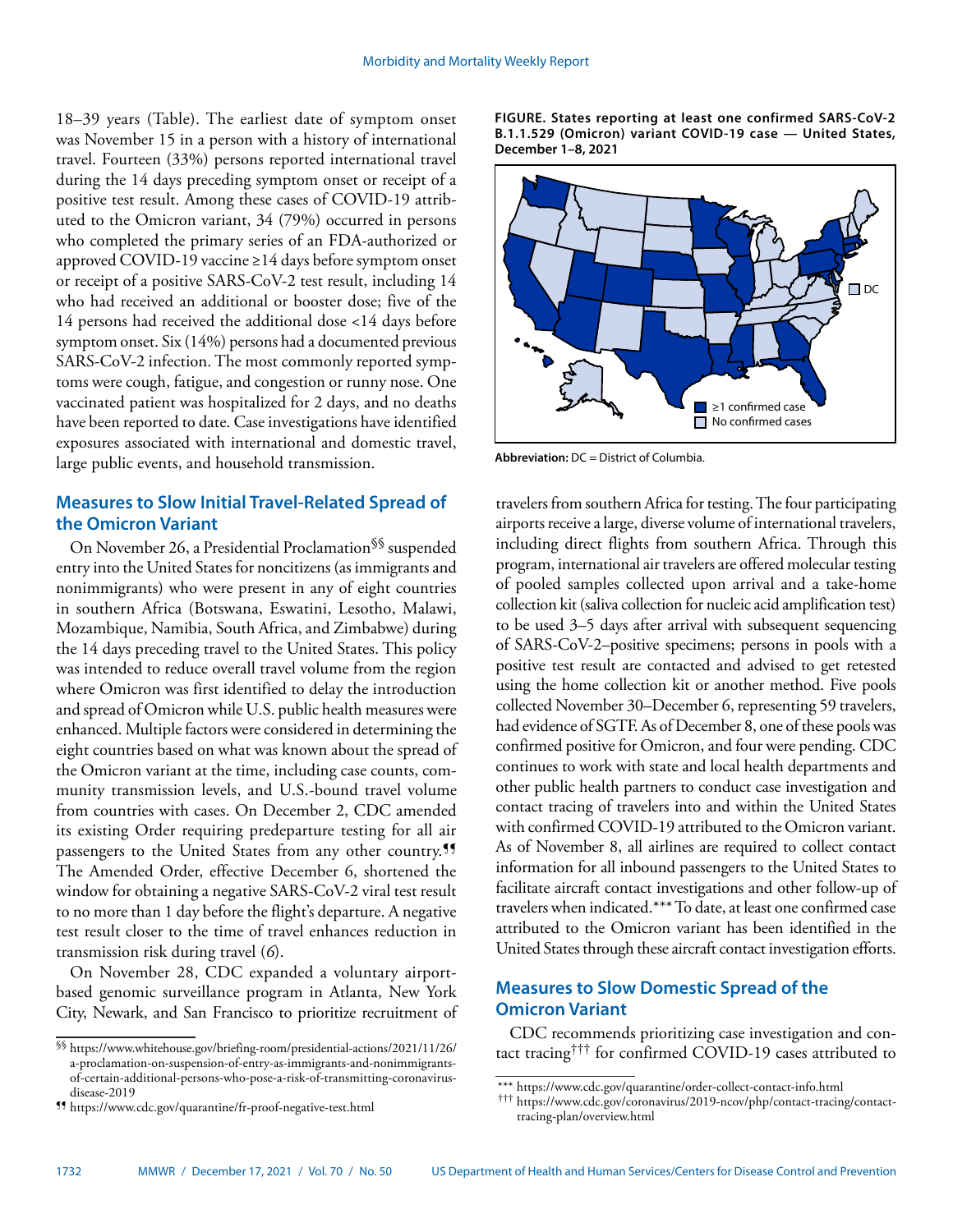18–39 years (Table). The earliest date of symptom onset was November 15 in a person with a history of international travel. Fourteen (33%) persons reported international travel during the 14 days preceding symptom onset or receipt of a positive test result. Among these cases of COVID-19 attributed to the Omicron variant, 34 (79%) occurred in persons who completed the primary series of an FDA-authorized or approved COVID-19 vaccine ≥14 days before symptom onset or receipt of a positive SARS-CoV-2 test result, including 14 who had received an additional or booster dose; five of the 14 persons had received the additional dose <14 days before symptom onset. Six (14%) persons had a documented previous SARS-CoV-2 infection. The most commonly reported symptoms were cough, fatigue, and congestion or runny nose. One vaccinated patient was hospitalized for 2 days, and no deaths have been reported to date. Case investigations have identified exposures associated with international and domestic travel, large public events, and household transmission.

**FIGURE. States reporting at least one confirmed SARS-CoV-2 B.1.1.529 (Omicron) variant COVID-19 case — United States, December 1–8, 2021**

**Abbreviation:** DC = District of Columbia.

## Measures to Slow Initial Travel-Related Spread of the Omicron Variant

On November 26, a Presidential Proclamation[§§] suspended entry into the United States for noncitizens (as immigrants and nonimmigrants) who were present in any of eight countries in southern Africa (Botswana, Eswatini, Lesotho, Malawi, Mozambique, Namibia, South Africa, and Zimbabwe) during the 14 days preceding travel to the United States. This policy was intended to reduce overall travel volume from the region where Omicron was first identified to delay the introduction and spread of Omicron while U.S. public health measures were enhanced. Multiple factors were considered in determining the eight countries based on what was known about the spread of the Omicron variant at the time, including case counts, community transmission levels, and U.S.-bound travel volume from countries with cases. On December 2, CDC amended its existing Order requiring predeparture testing for all air passengers to the United States from any other country.[¶¶] The Amended Order, effective December 6, shortened the window for obtaining a negative SARS-CoV-2 viral test result to no more than 1 day before the flight's departure. A negative test result closer to the time of travel enhances reduction in transmission risk during travel (*6*).

On November 28, CDC expanded a voluntary airport-based genomic surveillance program in Atlanta, New York City, Newark, and San Francisco to prioritize recruitment of travelers from southern Africa for testing. The four participating airports receive a large, diverse volume of international travelers, including direct flights from southern Africa. Through this program, international air travelers are offered molecular testing of pooled samples collected upon arrival and a take-home collection kit (saliva collection for nucleic acid amplification test) to be used 3–5 days after arrival with subsequent sequencing of SARS-CoV-2–positive specimens; persons in pools with a positive test result are contacted and advised to get retested using the home collection kit or another method. Five pools collected November 30–December 6, representing 59 travelers, had evidence of SGTF. As of December 8, one of these pools was confirmed positive for Omicron, and four were pending. CDC continues to work with state and local health departments and other public health partners to conduct case investigation and contact tracing of travelers into and within the United States with confirmed COVID-19 attributed to the Omicron variant. As of November 8, all airlines are required to collect contact information for all inbound passengers to the United States to facilitate aircraft contact investigations and other follow-up of travelers when indicated.[***] To date, at least one confirmed case attributed to the Omicron variant has been identified in the United States through these aircraft contact investigation efforts.

## Measures to Slow Domestic Spread of the Omicron Variant

CDC recommends prioritizing case investigation and contact tracing[†††] for confirmed COVID-19 cases attributed to

---

§§ https://www.whitehouse.gov/briefing-room/presidential-actions/2021/11/26/a-proclamation-on-suspension-of-entry-as-immigrants-and-nonimmigrants-of-certain-additional-persons-who-pose-a-risk-of-transmitting-coronavirus-disease-2019

¶¶ https://www.cdc.gov/quarantine/fr-proof-negative-test.html

*** https://www.cdc.gov/quarantine/order-collect-contact-info.html

††† https://www.cdc.gov/coronavirus/2019-ncov/php/contact-tracing/contact-tracing-plan/overview.html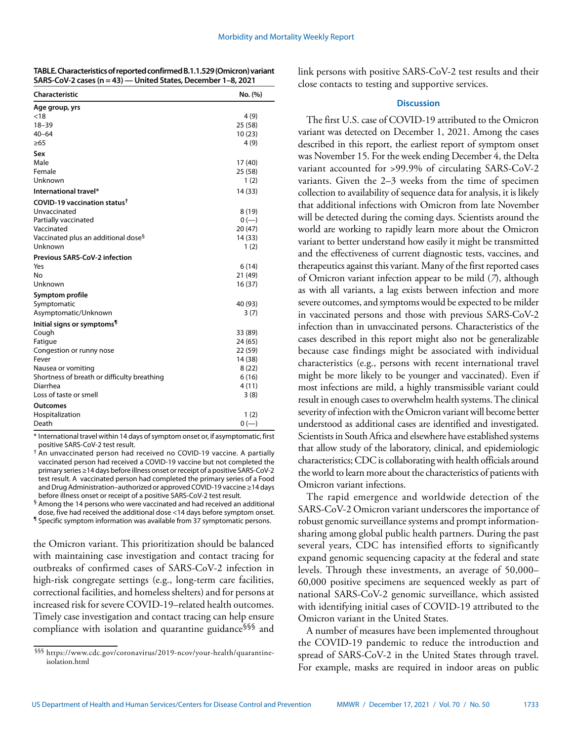**TABLE. Characteristics of reported confirmed B.1.1.529 (Omicron) variant SARS-CoV-2 cases (n = 43) — United States, December 1–8, 2021**

| Characteristic | No. (%) |
|---|---|
| **Age group, yrs** | |
| <18 | 4 (9) |
| 18–39 | 25 (58) |
| 40–64 | 10 (23) |
| ≥65 | 4 (9) |
| **Sex** | |
| Male | 17 (40) |
| Female | 25 (58) |
| Unknown | 1 (2) |
| **International travel*** | 14 (33) |
| **COVID-19 vaccination status†** | |
| Unvaccinated | 8 (19) |
| Partially vaccinated | 0 (—) |
| Vaccinated | 20 (47) |
| Vaccinated plus an additional dose§ | 14 (33) |
| Unknown | 1 (2) |
| **Previous SARS-CoV-2 infection** | |
| Yes | 6 (14) |
| No | 21 (49) |
| Unknown | 16 (37) |
| **Symptom profile** | |
| Symptomatic | 40 (93) |
| Asymptomatic/Unknown | 3 (7) |
| **Initial signs or symptoms¶** | |
| Cough | 33 (89) |
| Fatigue | 24 (65) |
| Congestion or runny nose | 22 (59) |
| Fever | 14 (38) |
| Nausea or vomiting | 8 (22) |
| Shortness of breath or difficulty breathing | 6 (16) |
| Diarrhea | 4 (11) |
| Loss of taste or smell | 3 (8) |
| **Outcomes** | |
| Hospitalization | 1 (2) |
| Death | 0 (—) |

* International travel within 14 days of symptom onset or, if asymptomatic, first positive SARS-CoV-2 test result.

† An unvaccinated person had received no COVID-19 vaccine. A partially vaccinated person had received a COVID-19 vaccine but not completed the primary series ≥14 days before illness onset or receipt of a positive SARS-CoV-2 test result. A vaccinated person had completed the primary series of a Food and Drug Administration–authorized or approved COVID-19 vaccine ≥14 days before illness onset or receipt of a positive SARS-CoV-2 test result.

§ Among the 14 persons who were vaccinated and had received an additional dose, five had received the additional dose <14 days before symptom onset.

¶ Specific symptom information was available from 37 symptomatic persons.

the Omicron variant. This prioritization should be balanced with maintaining case investigation and contact tracing for outbreaks of confirmed cases of SARS-CoV-2 infection in high-risk congregate settings (e.g., long-term care facilities, correctional facilities, and homeless shelters) and for persons at increased risk for severe COVID-19–related health outcomes. Timely case investigation and contact tracing can help ensure compliance with isolation and quarantine guidance§§§ and link persons with positive SARS-CoV-2 test results and their close contacts to testing and supportive services.

§§§ https://www.cdc.gov/coronavirus/2019-ncov/your-health/quarantine-isolation.html

## Discussion

The first U.S. case of COVID-19 attributed to the Omicron variant was detected on December 1, 2021. Among the cases described in this report, the earliest report of symptom onset was November 15. For the week ending December 4, the Delta variant accounted for >99.9% of circulating SARS-CoV-2 variants. Given the 2–3 weeks from the time of specimen collection to availability of sequence data for analysis, it is likely that additional infections with Omicron from late November will be detected during the coming days. Scientists around the world are working to rapidly learn more about the Omicron variant to better understand how easily it might be transmitted and the effectiveness of current diagnostic tests, vaccines, and therapeutics against this variant. Many of the first reported cases of Omicron variant infection appear to be mild (*7*), although as with all variants, a lag exists between infection and more severe outcomes, and symptoms would be expected to be milder in vaccinated persons and those with previous SARS-CoV-2 infection than in unvaccinated persons. Characteristics of the cases described in this report might also not be generalizable because case findings might be associated with individual characteristics (e.g., persons with recent international travel might be more likely to be younger and vaccinated). Even if most infections are mild, a highly transmissible variant could result in enough cases to overwhelm health systems. The clinical severity of infection with the Omicron variant will become better understood as additional cases are identified and investigated. Scientists in South Africa and elsewhere have established systems that allow study of the laboratory, clinical, and epidemiologic characteristics; CDC is collaborating with health officials around the world to learn more about the characteristics of patients with Omicron variant infections.

The rapid emergence and worldwide detection of the SARS-CoV-2 Omicron variant underscores the importance of robust genomic surveillance systems and prompt information-sharing among global public health partners. During the past several years, CDC has intensified efforts to significantly expand genomic sequencing capacity at the federal and state levels. Through these investments, an average of 50,000–60,000 positive specimens are sequenced weekly as part of national SARS-CoV-2 genomic surveillance, which assisted with identifying initial cases of COVID-19 attributed to the Omicron variant in the United States.

A number of measures have been implemented throughout the COVID-19 pandemic to reduce the introduction and spread of SARS-CoV-2 in the United States through travel. For example, masks are required in indoor areas on public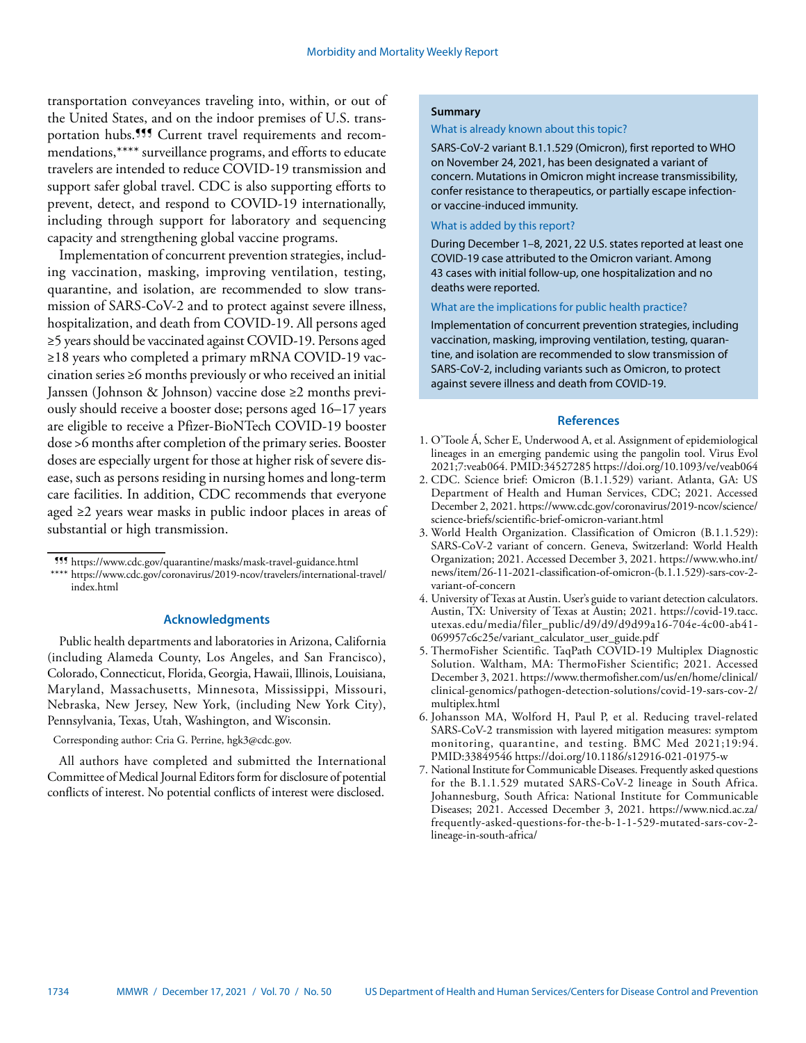transportation conveyances traveling into, within, or out of the United States, and on the indoor premises of U.S. transportation hubs.¶¶¶ Current travel requirements and recommendations,**** surveillance programs, and efforts to educate travelers are intended to reduce COVID-19 transmission and support safer global travel. CDC is also supporting efforts to prevent, detect, and respond to COVID-19 internationally, including through support for laboratory and sequencing capacity and strengthening global vaccine programs.

Implementation of concurrent prevention strategies, including vaccination, masking, improving ventilation, testing, quarantine, and isolation, are recommended to slow transmission of SARS-CoV-2 and to protect against severe illness, hospitalization, and death from COVID-19. All persons aged ≥5 years should be vaccinated against COVID-19. Persons aged ≥18 years who completed a primary mRNA COVID-19 vaccination series ≥6 months previously or who received an initial Janssen (Johnson & Johnson) vaccine dose ≥2 months previously should receive a booster dose; persons aged 16–17 years are eligible to receive a Pfizer-BioNTech COVID-19 booster dose >6 months after completion of the primary series. Booster doses are especially urgent for those at higher risk of severe disease, such as persons residing in nursing homes and long-term care facilities. In addition, CDC recommends that everyone aged ≥2 years wear masks in public indoor places in areas of substantial or high transmission.

¶¶¶ https://www.cdc.gov/quarantine/masks/mask-travel-guidance.html

**** https://www.cdc.gov/coronavirus/2019-ncov/travelers/international-travel/index.html

## Acknowledgments

Public health departments and laboratories in Arizona, California (including Alameda County, Los Angeles, and San Francisco), Colorado, Connecticut, Florida, Georgia, Hawaii, Illinois, Louisiana, Maryland, Massachusetts, Minnesota, Mississippi, Missouri, Nebraska, New Jersey, New York, (including New York City), Pennsylvania, Texas, Utah, Washington, and Wisconsin.

Corresponding author: Cria G. Perrine, hgk3@cdc.gov.

All authors have completed and submitted the International Committee of Medical Journal Editors form for disclosure of potential conflicts of interest. No potential conflicts of interest were disclosed.

**Summary**

What is already known about this topic?

SARS-CoV-2 variant B.1.1.529 (Omicron), first reported to WHO on November 24, 2021, has been designated a variant of concern. Mutations in Omicron might increase transmissibility, confer resistance to therapeutics, or partially escape infection- or vaccine-induced immunity.

What is added by this report?

During December 1–8, 2021, 22 U.S. states reported at least one COVID-19 case attributed to the Omicron variant. Among 43 cases with initial follow-up, one hospitalization and no deaths were reported.

What are the implications for public health practice?

Implementation of concurrent prevention strategies, including vaccination, masking, improving ventilation, testing, quarantine, and isolation are recommended to slow transmission of SARS-CoV-2, including variants such as Omicron, to protect against severe illness and death from COVID-19.

## References

1. O'Toole Á, Scher E, Underwood A, et al. Assignment of epidemiological lineages in an emerging pandemic using the pangolin tool. Virus Evol 2021;7:veab064. PMID:34527285 https://doi.org/10.1093/ve/veab064
2. CDC. Science brief: Omicron (B.1.1.529) variant. Atlanta, GA: US Department of Health and Human Services, CDC; 2021. Accessed December 2, 2021. https://www.cdc.gov/coronavirus/2019-ncov/science/science-briefs/scientific-brief-omicron-variant.html
3. World Health Organization. Classification of Omicron (B.1.1.529): SARS-CoV-2 variant of concern. Geneva, Switzerland: World Health Organization; 2021. Accessed December 3, 2021. https://www.who.int/news/item/26-11-2021-classification-of-omicron-(b.1.1.529)-sars-cov-2-variant-of-concern
4. University of Texas at Austin. User's guide to variant detection calculators. Austin, TX: University of Texas at Austin; 2021. https://covid-19.tacc.utexas.edu/media/filer_public/d9/d9/d9d99a16-704e-4c00-ab41-069957c6c25e/variant_calculator_user_guide.pdf
5. ThermoFisher Scientific. TaqPath COVID-19 Multiplex Diagnostic Solution. Waltham, MA: ThermoFisher Scientific; 2021. Accessed December 3, 2021. https://www.thermofisher.com/us/en/home/clinical/clinical-genomics/pathogen-detection-solutions/covid-19-sars-cov-2/multiplex.html
6. Johansson MA, Wolford H, Paul P, et al. Reducing travel-related SARS-CoV-2 transmission with layered mitigation measures: symptom monitoring, quarantine, and testing. BMC Med 2021;19:94. PMID:33849546 https://doi.org/10.1186/s12916-021-01975-w
7. National Institute for Communicable Diseases. Frequently asked questions for the B.1.1.529 mutated SARS-CoV-2 lineage in South Africa. Johannesburg, South Africa: National Institute for Communicable Diseases; 2021. Accessed December 3, 2021. https://www.nicd.ac.za/frequently-asked-questions-for-the-b-1-1-529-mutated-sars-cov-2-lineage-in-south-africa/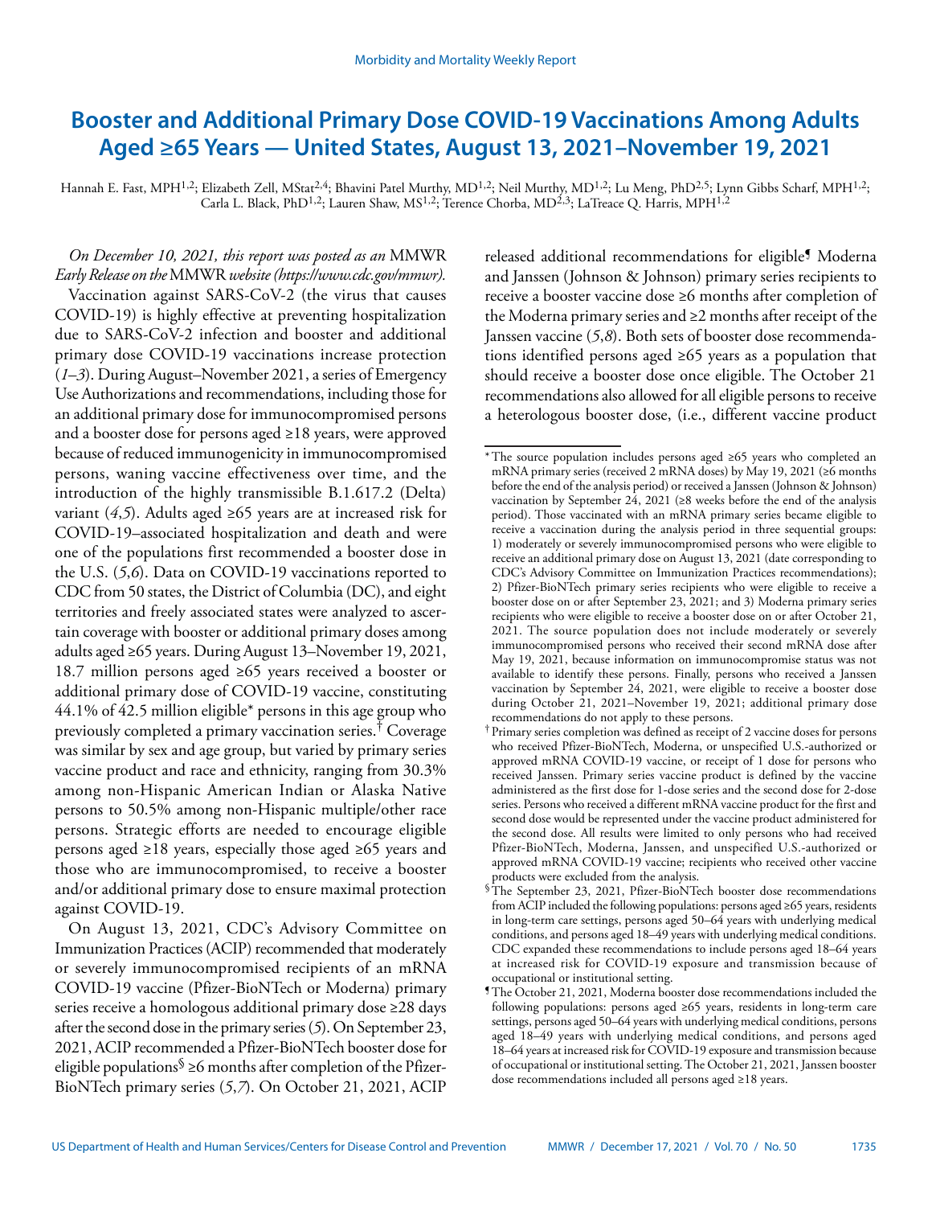# Booster and Additional Primary Dose COVID-19 Vaccinations Among Adults Aged ≥65 Years — United States, August 13, 2021–November 19, 2021

Hannah E. Fast, MPH[1,2]; Elizabeth Zell, MStat[2,4]; Bhavini Patel Murthy, MD[1,2]; Neil Murthy, MD[1,2]; Lu Meng, PhD[2,5]; Lynn Gibbs Scharf, MPH[1,2]; Carla L. Black, PhD[1,2]; Lauren Shaw, MS[1,2]; Terence Chorba, MD[2,3]; LaTreace Q. Harris, MPH[1,2]

*On December 10, 2021, this report was posted as an* MMWR *Early Release on the* MMWR *website (https://www.cdc.gov/mmwr).*

Vaccination against SARS-CoV-2 (the virus that causes COVID-19) is highly effective at preventing hospitalization due to SARS-CoV-2 infection and booster and additional primary dose COVID-19 vaccinations increase protection (*1*–*3*). During August–November 2021, a series of Emergency Use Authorizations and recommendations, including those for an additional primary dose for immunocompromised persons and a booster dose for persons aged ≥18 years, were approved because of reduced immunogenicity in immunocompromised persons, waning vaccine effectiveness over time, and the introduction of the highly transmissible B.1.617.2 (Delta) variant (*4*,*5*). Adults aged ≥65 years are at increased risk for COVID-19–associated hospitalization and death and were one of the populations first recommended a booster dose in the U.S. (*5*,*6*). Data on COVID-19 vaccinations reported to CDC from 50 states, the District of Columbia (DC), and eight territories and freely associated states were analyzed to ascertain coverage with booster or additional primary doses among adults aged ≥65 years. During August 13–November 19, 2021, 18.7 million persons aged ≥65 years received a booster or additional primary dose of COVID-19 vaccine, constituting 44.1% of 42.5 million eligible* persons in this age group who previously completed a primary vaccination series.† Coverage was similar by sex and age group, but varied by primary series vaccine product and race and ethnicity, ranging from 30.3% among non-Hispanic American Indian or Alaska Native persons to 50.5% among non-Hispanic multiple/other race persons. Strategic efforts are needed to encourage eligible persons aged ≥18 years, especially those aged ≥65 years and those who are immunocompromised, to receive a booster and/or additional primary dose to ensure maximal protection against COVID-19.

On August 13, 2021, CDC's Advisory Committee on Immunization Practices (ACIP) recommended that moderately or severely immunocompromised recipients of an mRNA COVID-19 vaccine (Pfizer-BioNTech or Moderna) primary series receive a homologous additional primary dose ≥28 days after the second dose in the primary series (*5*). On September 23, 2021, ACIP recommended a Pfizer-BioNTech booster dose for eligible populations§ ≥6 months after completion of the Pfizer-BioNTech primary series (*5*,*7*). On October 21, 2021, ACIP released additional recommendations for eligible¶ Moderna and Janssen (Johnson & Johnson) primary series recipients to receive a booster vaccine dose ≥6 months after completion of the Moderna primary series and ≥2 months after receipt of the Janssen vaccine (*5*,*8*). Both sets of booster dose recommendations identified persons aged ≥65 years as a population that should receive a booster dose once eligible. The October 21 recommendations also allowed for all eligible persons to receive a heterologous booster dose, (i.e., different vaccine product

\* The source population includes persons aged ≥65 years who completed an mRNA primary series (received 2 mRNA doses) by May 19, 2021 (≥6 months before the end of the analysis period) or received a Janssen (Johnson & Johnson) vaccination by September 24, 2021 (≥8 weeks before the end of the analysis period). Those vaccinated with an mRNA primary series became eligible to receive a vaccination during the analysis period in three sequential groups: 1) moderately or severely immunocompromised persons who were eligible to receive an additional primary dose on August 13, 2021 (date corresponding to CDC's Advisory Committee on Immunization Practices recommendations); 2) Pfizer-BioNTech primary series recipients who were eligible to receive a booster dose on or after September 23, 2021; and 3) Moderna primary series recipients who were eligible to receive a booster dose on or after October 21, 2021. The source population does not include moderately or severely immunocompromised persons who received their second mRNA dose after May 19, 2021, because information on immunocompromise status was not available to identify these persons. Finally, persons who received a Janssen vaccination by September 24, 2021, were eligible to receive a booster dose during October 21, 2021–November 19, 2021; additional primary dose recommendations do not apply to these persons.

† Primary series completion was defined as receipt of 2 vaccine doses for persons who received Pfizer-BioNTech, Moderna, or unspecified U.S.-authorized or approved mRNA COVID-19 vaccine, or receipt of 1 dose for persons who received Janssen. Primary series vaccine product is defined by the vaccine administered as the first dose for 1-dose series and the second dose for 2-dose series. Persons who received a different mRNA vaccine product for the first and second dose would be represented under the vaccine product administered for the second dose. All results were limited to only persons who had received Pfizer-BioNTech, Moderna, Janssen, and unspecified U.S.-authorized or approved mRNA COVID-19 vaccine; recipients who received other vaccine products were excluded from the analysis.

§ The September 23, 2021, Pfizer-BioNTech booster dose recommendations from ACIP included the following populations: persons aged ≥65 years, residents in long-term care settings, persons aged 50–64 years with underlying medical conditions, and persons aged 18–49 years with underlying medical conditions. CDC expanded these recommendations to include persons aged 18–64 years at increased risk for COVID-19 exposure and transmission because of occupational or institutional setting.

¶ The October 21, 2021, Moderna booster dose recommendations included the following populations: persons aged ≥65 years, residents in long-term care settings, persons aged 50–64 years with underlying medical conditions, persons aged 18–49 years with underlying medical conditions, and persons aged 18–64 years at increased risk for COVID-19 exposure and transmission because of occupational or institutional setting. The October 21, 2021, Janssen booster dose recommendations included all persons aged ≥18 years.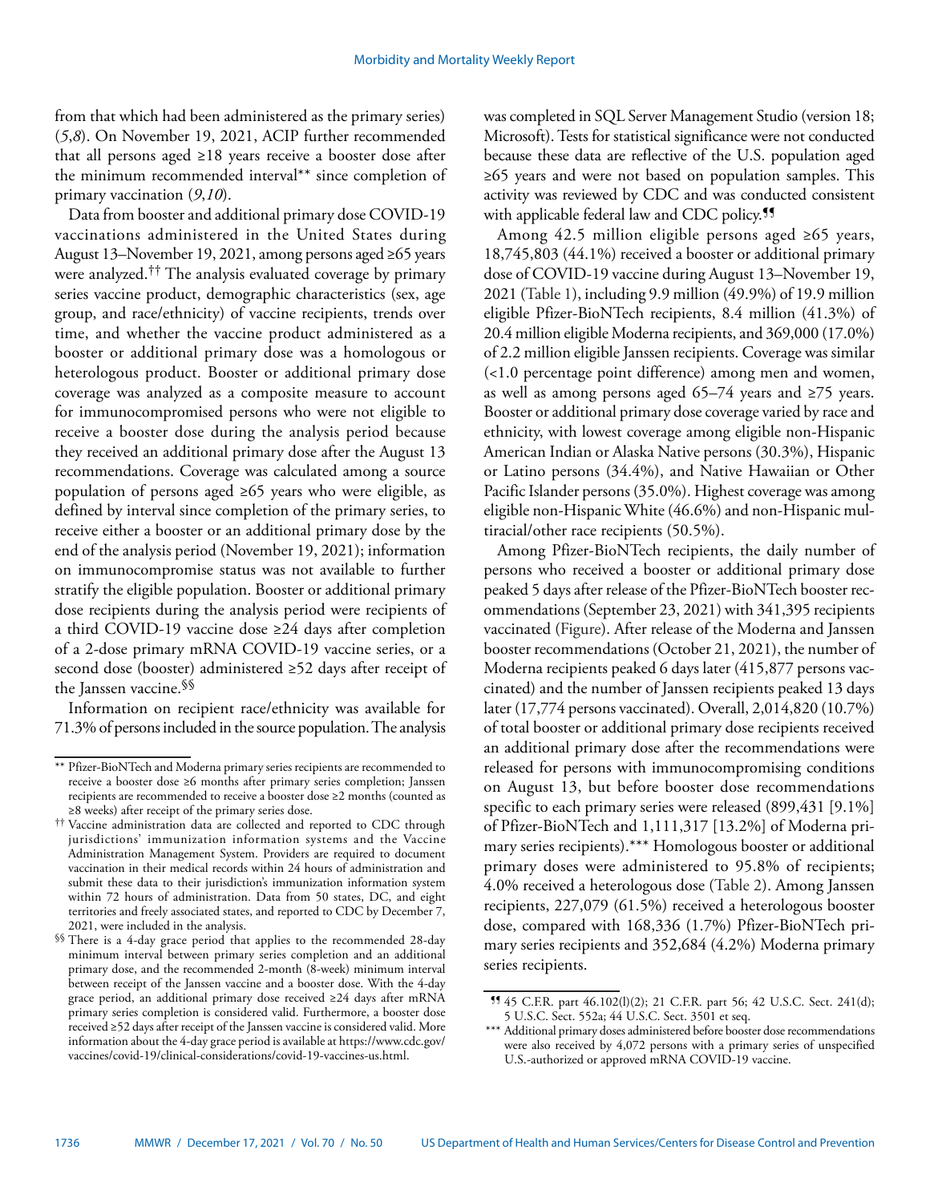from that which had been administered as the primary series) (*5*,*8*). On November 19, 2021, ACIP further recommended that all persons aged ≥18 years receive a booster dose after the minimum recommended interval** since completion of primary vaccination (*9*,*10*).

Data from booster and additional primary dose COVID-19 vaccinations administered in the United States during August 13–November 19, 2021, among persons aged ≥65 years were analyzed.[††] The analysis evaluated coverage by primary series vaccine product, demographic characteristics (sex, age group, and race/ethnicity) of vaccine recipients, trends over time, and whether the vaccine product administered as a booster or additional primary dose was a homologous or heterologous product. Booster or additional primary dose coverage was analyzed as a composite measure to account for immunocompromised persons who were not eligible to receive a booster dose during the analysis period because they received an additional primary dose after the August 13 recommendations. Coverage was calculated among a source population of persons aged ≥65 years who were eligible, as defined by interval since completion of the primary series, to receive either a booster or an additional primary dose by the end of the analysis period (November 19, 2021); information on immunocompromise status was not available to further stratify the eligible population. Booster or additional primary dose recipients during the analysis period were recipients of a third COVID-19 vaccine dose ≥24 days after completion of a 2-dose primary mRNA COVID-19 vaccine series, or a second dose (booster) administered ≥52 days after receipt of the Janssen vaccine.[§§]

Information on recipient race/ethnicity was available for 71.3% of persons included in the source population. The analysis was completed in SQL Server Management Studio (version 18; Microsoft). Tests for statistical significance were not conducted because these data are reflective of the U.S. population aged ≥65 years and were not based on population samples. This activity was reviewed by CDC and was conducted consistent with applicable federal law and CDC policy.[¶¶]

Among 42.5 million eligible persons aged ≥65 years, 18,745,803 (44.1%) received a booster or additional primary dose of COVID-19 vaccine during August 13–November 19, 2021 (Table 1), including 9.9 million (49.9%) of 19.9 million eligible Pfizer-BioNTech recipients, 8.4 million (41.3%) of 20.4 million eligible Moderna recipients, and 369,000 (17.0%) of 2.2 million eligible Janssen recipients. Coverage was similar (<1.0 percentage point difference) among men and women, as well as among persons aged 65–74 years and ≥75 years. Booster or additional primary dose coverage varied by race and ethnicity, with lowest coverage among eligible non-Hispanic American Indian or Alaska Native persons (30.3%), Hispanic or Latino persons (34.4%), and Native Hawaiian or Other Pacific Islander persons (35.0%). Highest coverage was among eligible non-Hispanic White (46.6%) and non-Hispanic multiracial/other race recipients (50.5%).

Among Pfizer-BioNTech recipients, the daily number of persons who received a booster or additional primary dose peaked 5 days after release of the Pfizer-BioNTech booster recommendations (September 23, 2021) with 341,395 recipients vaccinated (Figure). After release of the Moderna and Janssen booster recommendations (October 21, 2021), the number of Moderna recipients peaked 6 days later (415,877 persons vaccinated) and the number of Janssen recipients peaked 13 days later (17,774 persons vaccinated). Overall, 2,014,820 (10.7%) of total booster or additional primary dose recipients received an additional primary dose after the recommendations were released for persons with immunocompromising conditions on August 13, but before booster dose recommendations specific to each primary series were released (899,431 [9.1%] of Pfizer-BioNTech and 1,111,317 [13.2%] of Moderna primary series recipients).*** Homologous booster or additional primary doses were administered to 95.8% of recipients; 4.0% received a heterologous dose (Table 2). Among Janssen recipients, 227,079 (61.5%) received a heterologous booster dose, compared with 168,336 (1.7%) Pfizer-BioNTech primary series recipients and 352,684 (4.2%) Moderna primary series recipients.

---

** Pfizer-BioNTech and Moderna primary series recipients are recommended to receive a booster dose ≥6 months after primary series completion; Janssen recipients are recommended to receive a booster dose ≥2 months (counted as ≥8 weeks) after receipt of the primary series dose.

†† Vaccine administration data are collected and reported to CDC through jurisdictions' immunization information systems and the Vaccine Administration Management System. Providers are required to document vaccination in their medical records within 24 hours of administration and submit these data to their jurisdiction's immunization information system within 72 hours of administration. Data from 50 states, DC, and eight territories and freely associated states, and reported to CDC by December 7, 2021, were included in the analysis.

§§ There is a 4-day grace period that applies to the recommended 28-day minimum interval between primary series completion and an additional primary dose, and the recommended 2-month (8-week) minimum interval between receipt of the Janssen vaccine and a booster dose. With the 4-day grace period, an additional primary dose received ≥24 days after mRNA primary series completion is considered valid. Furthermore, a booster dose received ≥52 days after receipt of the Janssen vaccine is considered valid. More information about the 4-day grace period is available at https://www.cdc.gov/vaccines/covid-19/clinical-considerations/covid-19-vaccines-us.html.

¶¶ 45 C.F.R. part 46.102(l)(2); 21 C.F.R. part 56; 42 U.S.C. Sect. 241(d); 5 U.S.C. Sect. 552a; 44 U.S.C. Sect. 3501 et seq.

*** Additional primary doses administered before booster dose recommendations were also received by 4,072 persons with a primary series of unspecified U.S.-authorized or approved mRNA COVID-19 vaccine.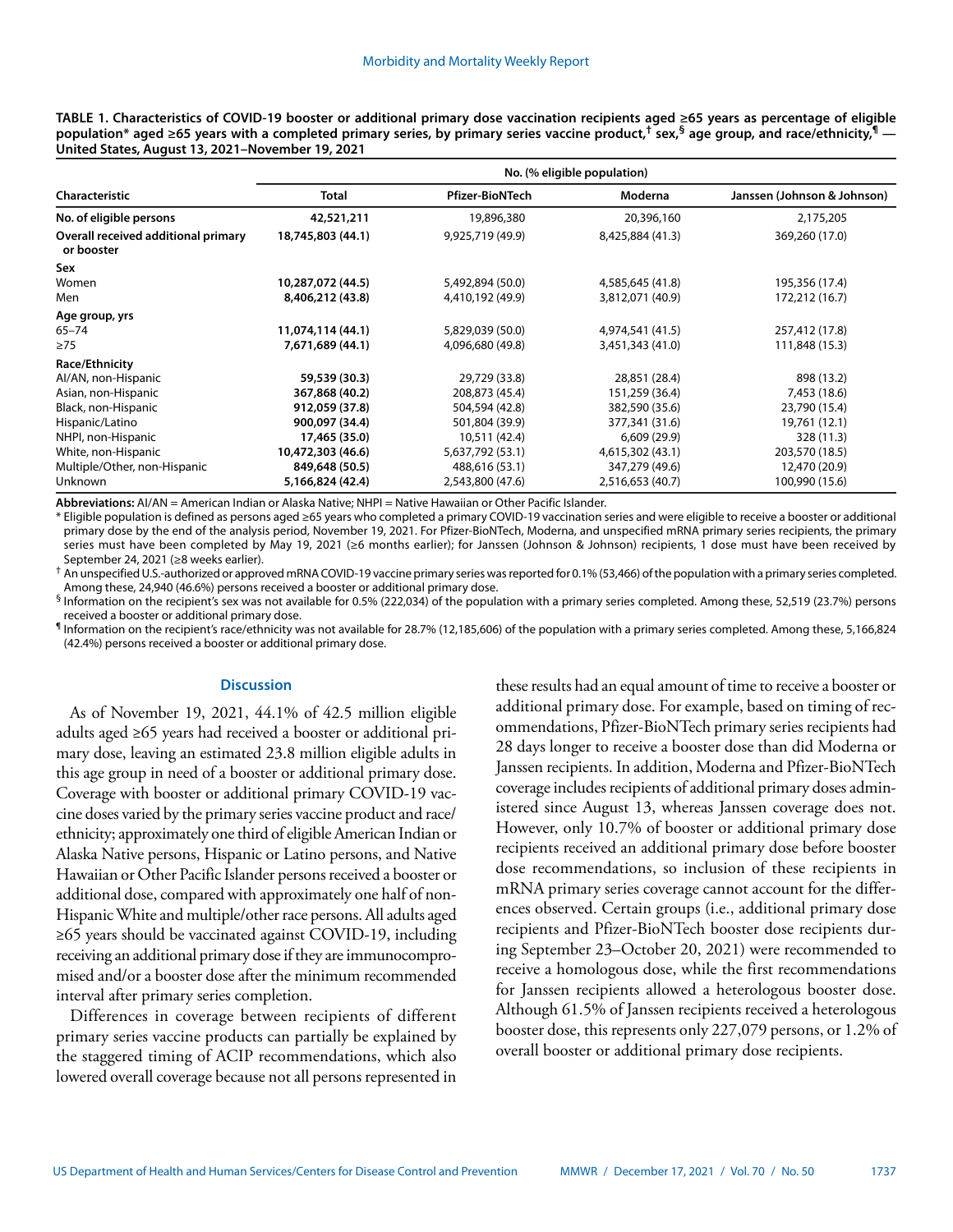**TABLE 1. Characteristics of COVID-19 booster or additional primary dose vaccination recipients aged ≥65 years as percentage of eligible population* aged ≥65 years with a completed primary series, by primary series vaccine product,† sex,§ age group, and race/ethnicity,¶ — United States, August 13, 2021–November 19, 2021**

| Characteristic | No. (% eligible population) | | | |
|---|---|---|---|---|
| | **Total** | **Pfizer-BioNTech** | **Moderna** | **Janssen (Johnson & Johnson)** |
| **No. of eligible persons** | **42,521,211** | 19,896,380 | 20,396,160 | 2,175,205 |
| **Overall received additional primary or booster** | **18,745,803 (44.1)** | 9,925,719 (49.9) | 8,425,884 (41.3) | 369,260 (17.0) |
| **Sex** | | | | |
| Women | **10,287,072 (44.5)** | 5,492,894 (50.0) | 4,585,645 (41.8) | 195,356 (17.4) |
| Men | **8,406,212 (43.8)** | 4,410,192 (49.9) | 3,812,071 (40.9) | 172,212 (16.7) |
| **Age group, yrs** | | | | |
| 65–74 | **11,074,114 (44.1)** | 5,829,039 (50.0) | 4,974,541 (41.5) | 257,412 (17.8) |
| ≥75 | **7,671,689 (44.1)** | 4,096,680 (49.8) | 3,451,343 (41.0) | 111,848 (15.3) |
| **Race/Ethnicity** | | | | |
| AI/AN, non-Hispanic | **59,539 (30.3)** | 29,729 (33.8) | 28,851 (28.4) | 898 (13.2) |
| Asian, non-Hispanic | **367,868 (40.2)** | 208,873 (45.4) | 151,259 (36.4) | 7,453 (18.6) |
| Black, non-Hispanic | **912,059 (37.8)** | 504,594 (42.8) | 382,590 (35.6) | 23,790 (15.4) |
| Hispanic/Latino | **900,097 (34.4)** | 501,804 (39.9) | 377,341 (31.6) | 19,761 (12.1) |
| NHPI, non-Hispanic | **17,465 (35.0)** | 10,511 (42.4) | 6,609 (29.9) | 328 (11.3) |
| White, non-Hispanic | **10,472,303 (46.6)** | 5,637,792 (53.1) | 4,615,302 (43.1) | 203,570 (18.5) |
| Multiple/Other, non-Hispanic | **849,648 (50.5)** | 488,616 (53.1) | 347,279 (49.6) | 12,470 (20.9) |
| Unknown | **5,166,824 (42.4)** | 2,543,800 (47.6) | 2,516,653 (40.7) | 100,990 (15.6) |

**Abbreviations:** AI/AN = American Indian or Alaska Native; NHPI = Native Hawaiian or Other Pacific Islander.

\* Eligible population is defined as persons aged ≥65 years who completed a primary COVID-19 vaccination series and were eligible to receive a booster or additional primary dose by the end of the analysis period, November 19, 2021. For Pfizer-BioNTech, Moderna, and unspecified mRNA primary series recipients, the primary series must have been completed by May 19, 2021 (≥6 months earlier); for Janssen (Johnson & Johnson) recipients, 1 dose must have been received by September 24, 2021 (≥8 weeks earlier).

† An unspecified U.S.-authorized or approved mRNA COVID-19 vaccine primary series was reported for 0.1% (53,466) of the population with a primary series completed. Among these, 24,940 (46.6%) persons received a booster or additional primary dose.

§ Information on the recipient's sex was not available for 0.5% (222,034) of the population with a primary series completed. Among these, 52,519 (23.7%) persons received a booster or additional primary dose.

¶ Information on the recipient's race/ethnicity was not available for 28.7% (12,185,606) of the population with a primary series completed. Among these, 5,166,824 (42.4%) persons received a booster or additional primary dose.

## Discussion

As of November 19, 2021, 44.1% of 42.5 million eligible adults aged ≥65 years had received a booster or additional primary dose, leaving an estimated 23.8 million eligible adults in this age group in need of a booster or additional primary dose. Coverage with booster or additional primary COVID-19 vaccine doses varied by the primary series vaccine product and race/ethnicity; approximately one third of eligible American Indian or Alaska Native persons, Hispanic or Latino persons, and Native Hawaiian or Other Pacific Islander persons received a booster or additional dose, compared with approximately one half of non-Hispanic White and multiple/other race persons. All adults aged ≥65 years should be vaccinated against COVID-19, including receiving an additional primary dose if they are immunocompromised and/or a booster dose after the minimum recommended interval after primary series completion.

Differences in coverage between recipients of different primary series vaccine products can partially be explained by the staggered timing of ACIP recommendations, which also lowered overall coverage because not all persons represented in these results had an equal amount of time to receive a booster or additional primary dose. For example, based on timing of recommendations, Pfizer-BioNTech primary series recipients had 28 days longer to receive a booster dose than did Moderna or Janssen recipients. In addition, Moderna and Pfizer-BioNTech coverage includes recipients of additional primary doses administered since August 13, whereas Janssen coverage does not. However, only 10.7% of booster or additional primary dose recipients received an additional primary dose before booster dose recommendations, so inclusion of these recipients in mRNA primary series coverage cannot account for the differences observed. Certain groups (i.e., additional primary dose recipients and Pfizer-BioNTech booster dose recipients during September 23–October 20, 2021) were recommended to receive a homologous dose, while the first recommendations for Janssen recipients allowed a heterologous booster dose. Although 61.5% of Janssen recipients received a heterologous booster dose, this represents only 227,079 persons, or 1.2% of overall booster or additional primary dose recipients.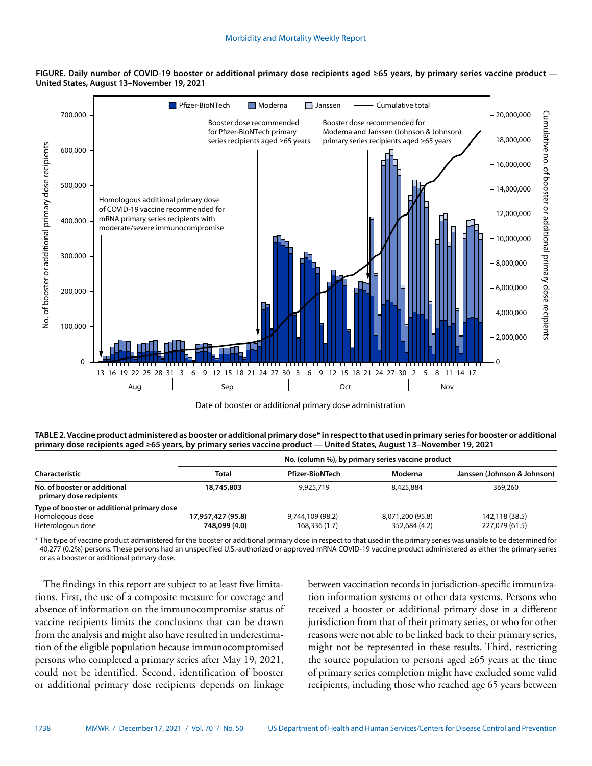**FIGURE. Daily number of COVID-19 booster or additional primary dose recipients aged ≥65 years, by primary series vaccine product — United States, August 13–November 19, 2021**

**TABLE 2. Vaccine product administered as booster or additional primary dose* in respect to that used in primary series for booster or additional primary dose recipients aged ≥65 years, by primary series vaccine product — United States, August 13–November 19, 2021**

| Characteristic | Total | Pfizer-BioNTech | Moderna | Janssen (Johnson & Johnson) |
|---|---|---|---|---|
| | No. (column %), by primary series vaccine product | | | |
| **No. of booster or additional primary dose recipients** | **18,745,803** | 9,925,719 | 8,425,884 | 369,260 |
| **Type of booster or additional primary dose** | | | | |
| Homologous dose | **17,957,427 (95.8)** | 9,744,109 (98.2) | 8,071,200 (95.8) | 142,118 (38.5) |
| Heterologous dose | **748,099 (4.0)** | 168,336 (1.7) | 352,684 (4.2) | 227,079 (61.5) |

\* The type of vaccine product administered for the booster or additional primary dose in respect to that used in the primary series was unable to be determined for 40,277 (0.2%) persons. These persons had an unspecified U.S.-authorized or approved mRNA COVID-19 vaccine product administered as either the primary series or as a booster or additional primary dose.

The findings in this report are subject to at least five limitations. First, the use of a composite measure for coverage and absence of information on the immunocompromise status of vaccine recipients limits the conclusions that can be drawn from the analysis and might also have resulted in underestimation of the eligible population because immunocompromised persons who completed a primary series after May 19, 2021, could not be identified. Second, identification of booster or additional primary dose recipients depends on linkage between vaccination records in jurisdiction-specific immunization information systems or other data systems. Persons who received a booster or additional primary dose in a different jurisdiction from that of their primary series, or who for other reasons were not able to be linked back to their primary series, might not be represented in these results. Third, restricting the source population to persons aged ≥65 years at the time of primary series completion might have excluded some valid recipients, including those who reached age 65 years between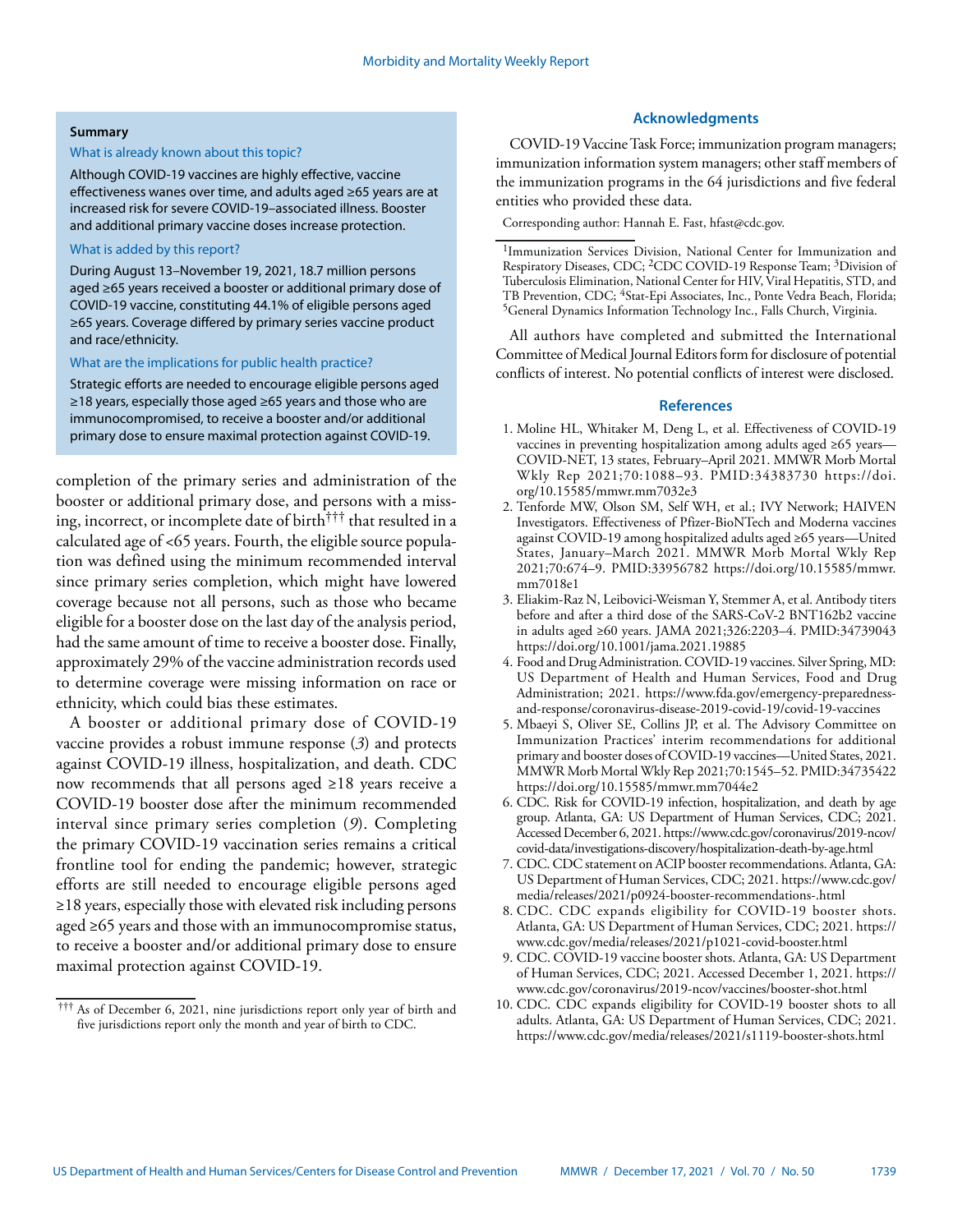**Summary**

What is already known about this topic?

Although COVID-19 vaccines are highly effective, vaccine effectiveness wanes over time, and adults aged ≥65 years are at increased risk for severe COVID-19–associated illness. Booster and additional primary vaccine doses increase protection.

What is added by this report?

During August 13–November 19, 2021, 18.7 million persons aged ≥65 years received a booster or additional primary dose of COVID-19 vaccine, constituting 44.1% of eligible persons aged ≥65 years. Coverage differed by primary series vaccine product and race/ethnicity.

What are the implications for public health practice?

Strategic efforts are needed to encourage eligible persons aged ≥18 years, especially those aged ≥65 years and those who are immunocompromised, to receive a booster and/or additional primary dose to ensure maximal protection against COVID-19.

completion of the primary series and administration of the booster or additional primary dose, and persons with a missing, incorrect, or incomplete date of birth[†††] that resulted in a calculated age of <65 years. Fourth, the eligible source population was defined using the minimum recommended interval since primary series completion, which might have lowered coverage because not all persons, such as those who became eligible for a booster dose on the last day of the analysis period, had the same amount of time to receive a booster dose. Finally, approximately 29% of the vaccine administration records used to determine coverage were missing information on race or ethnicity, which could bias these estimates.

A booster or additional primary dose of COVID-19 vaccine provides a robust immune response (*3*) and protects against COVID-19 illness, hospitalization, and death. CDC now recommends that all persons aged ≥18 years receive a COVID-19 booster dose after the minimum recommended interval since primary series completion (*9*). Completing the primary COVID-19 vaccination series remains a critical frontline tool for ending the pandemic; however, strategic efforts are still needed to encourage eligible persons aged ≥18 years, especially those with elevated risk including persons aged ≥65 years and those with an immunocompromise status, to receive a booster and/or additional primary dose to ensure maximal protection against COVID-19.

[†††] As of December 6, 2021, nine jurisdictions report only year of birth and five jurisdictions report only the month and year of birth to CDC.

## Acknowledgments

COVID-19 Vaccine Task Force; immunization program managers; immunization information system managers; other staff members of the immunization programs in the 64 jurisdictions and five federal entities who provided these data.

Corresponding author: Hannah E. Fast, hfast@cdc.gov.

[1]Immunization Services Division, National Center for Immunization and Respiratory Diseases, CDC; [2]CDC COVID-19 Response Team; [3]Division of Tuberculosis Elimination, National Center for HIV, Viral Hepatitis, STD, and TB Prevention, CDC; [4]Stat-Epi Associates, Inc., Ponte Vedra Beach, Florida; [5]General Dynamics Information Technology Inc., Falls Church, Virginia.

All authors have completed and submitted the International Committee of Medical Journal Editors form for disclosure of potential conflicts of interest. No potential conflicts of interest were disclosed.

## References

1. Moline HL, Whitaker M, Deng L, et al. Effectiveness of COVID-19 vaccines in preventing hospitalization among adults aged ≥65 years—COVID-NET, 13 states, February–April 2021. MMWR Morb Mortal Wkly Rep 2021;70:1088–93. PMID:34383730 https://doi.org/10.15585/mmwr.mm7032e3
2. Tenforde MW, Olson SM, Self WH, et al.; IVY Network; HAIVEN Investigators. Effectiveness of Pfizer-BioNTech and Moderna vaccines against COVID-19 among hospitalized adults aged ≥65 years—United States, January–March 2021. MMWR Morb Mortal Wkly Rep 2021;70:674–9. PMID:33956782 https://doi.org/10.15585/mmwr.mm7018e1
3. Eliakim-Raz N, Leibovici-Weisman Y, Stemmer A, et al. Antibody titers before and after a third dose of the SARS-CoV-2 BNT162b2 vaccine in adults aged ≥60 years. JAMA 2021;326:2203–4. PMID:34739043 https://doi.org/10.1001/jama.2021.19885
4. Food and Drug Administration. COVID-19 vaccines. Silver Spring, MD: US Department of Health and Human Services, Food and Drug Administration; 2021. https://www.fda.gov/emergency-preparedness-and-response/coronavirus-disease-2019-covid-19/covid-19-vaccines
5. Mbaeyi S, Oliver SE, Collins JP, et al. The Advisory Committee on Immunization Practices' interim recommendations for additional primary and booster doses of COVID-19 vaccines—United States, 2021. MMWR Morb Mortal Wkly Rep 2021;70:1545–52. PMID:34735422 https://doi.org/10.15585/mmwr.mm7044e2
6. CDC. Risk for COVID-19 infection, hospitalization, and death by age group. Atlanta, GA: US Department of Human Services, CDC; 2021. Accessed December 6, 2021. https://www.cdc.gov/coronavirus/2019-ncov/covid-data/investigations-discovery/hospitalization-death-by-age.html
7. CDC. CDC statement on ACIP booster recommendations. Atlanta, GA: US Department of Human Services, CDC; 2021. https://www.cdc.gov/media/releases/2021/p0924-booster-recommendations-.html
8. CDC. CDC expands eligibility for COVID-19 booster shots. Atlanta, GA: US Department of Human Services, CDC; 2021. https://www.cdc.gov/media/releases/2021/p1021-covid-booster.html
9. CDC. COVID-19 vaccine booster shots. Atlanta, GA: US Department of Human Services, CDC; 2021. Accessed December 1, 2021. https://www.cdc.gov/coronavirus/2019-ncov/vaccines/booster-shot.html
10. CDC. CDC expands eligibility for COVID-19 booster shots to all adults. Atlanta, GA: US Department of Human Services, CDC; 2021. https://www.cdc.gov/media/releases/2021/s1119-booster-shots.html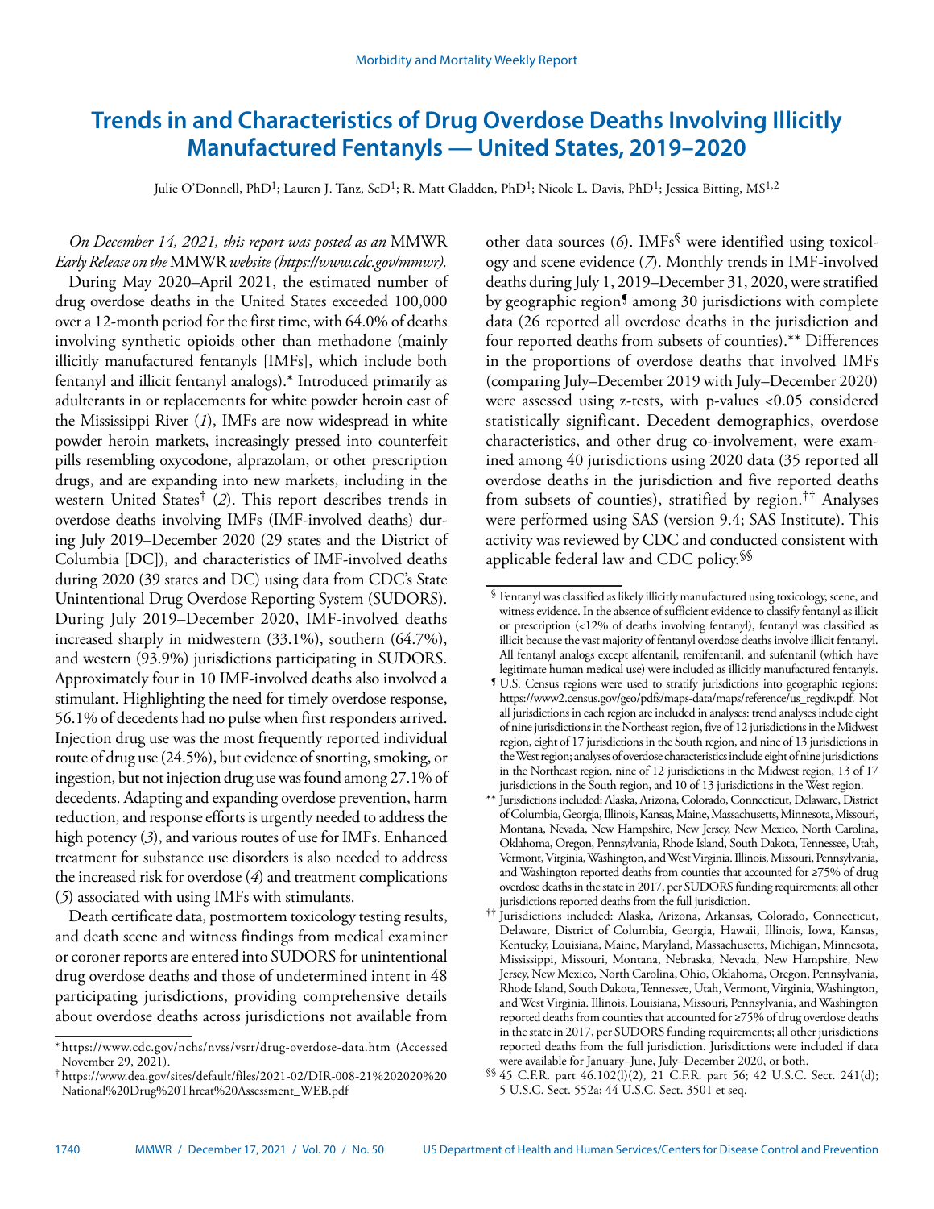# Trends in and Characteristics of Drug Overdose Deaths Involving Illicitly Manufactured Fentanyls — United States, 2019–2020

Julie O'Donnell, PhD[1]; Lauren J. Tanz, ScD[1]; R. Matt Gladden, PhD[1]; Nicole L. Davis, PhD[1]; Jessica Bitting, MS[1,2]

*On December 14, 2021, this report was posted as an* MMWR *Early Release on the* MMWR *website (https://www.cdc.gov/mmwr).*

During May 2020–April 2021, the estimated number of drug overdose deaths in the United States exceeded 100,000 over a 12-month period for the first time, with 64.0% of deaths involving synthetic opioids other than methadone (mainly illicitly manufactured fentanyls [IMFs], which include both fentanyl and illicit fentanyl analogs).* Introduced primarily as adulterants in or replacements for white powder heroin east of the Mississippi River (*1*), IMFs are now widespread in white powder heroin markets, increasingly pressed into counterfeit pills resembling oxycodone, alprazolam, or other prescription drugs, and are expanding into new markets, including in the western United States[†] (*2*). This report describes trends in overdose deaths involving IMFs (IMF-involved deaths) during July 2019–December 2020 (29 states and the District of Columbia [DC]), and characteristics of IMF-involved deaths during 2020 (39 states and DC) using data from CDC's State Unintentional Drug Overdose Reporting System (SUDORS). During July 2019–December 2020, IMF-involved deaths increased sharply in midwestern (33.1%), southern (64.7%), and western (93.9%) jurisdictions participating in SUDORS. Approximately four in 10 IMF-involved deaths also involved a stimulant. Highlighting the need for timely overdose response, 56.1% of decedents had no pulse when first responders arrived. Injection drug use was the most frequently reported individual route of drug use (24.5%), but evidence of snorting, smoking, or ingestion, but not injection drug use was found among 27.1% of decedents. Adapting and expanding overdose prevention, harm reduction, and response efforts is urgently needed to address the high potency (*3*), and various routes of use for IMFs. Enhanced treatment for substance use disorders is also needed to address the increased risk for overdose (*4*) and treatment complications (*5*) associated with using IMFs with stimulants.

Death certificate data, postmortem toxicology testing results, and death scene and witness findings from medical examiner or coroner reports are entered into SUDORS for unintentional drug overdose deaths and those of undetermined intent in 48 participating jurisdictions, providing comprehensive details about overdose deaths across jurisdictions not available from other data sources (*6*). IMFs[§] were identified using toxicology and scene evidence (*7*). Monthly trends in IMF-involved deaths during July 1, 2019–December 31, 2020, were stratified by geographic region[¶] among 30 jurisdictions with complete data (26 reported all overdose deaths in the jurisdiction and four reported deaths from subsets of counties).** Differences in the proportions of overdose deaths that involved IMFs (comparing July–December 2019 with July–December 2020) were assessed using z-tests, with p-values <0.05 considered statistically significant. Decedent demographics, overdose characteristics, and other drug co-involvement, were examined among 40 jurisdictions using 2020 data (35 reported all overdose deaths in the jurisdiction and five reported deaths from subsets of counties), stratified by region.[††] Analyses were performed using SAS (version 9.4; SAS Institute). This activity was reviewed by CDC and conducted consistent with applicable federal law and CDC policy.[§§]

---

* https://www.cdc.gov/nchs/nvss/vsrr/drug-overdose-data.htm (Accessed November 29, 2021).

† https://www.dea.gov/sites/default/files/2021-02/DIR-008-21%202020%20National%20Drug%20Threat%20Assessment_WEB.pdf

§ Fentanyl was classified as likely illicitly manufactured using toxicology, scene, and witness evidence. In the absence of sufficient evidence to classify fentanyl as illicit or prescription (<12% of deaths involving fentanyl), fentanyl was classified as illicit because the vast majority of fentanyl overdose deaths involve illicit fentanyl. All fentanyl analogs except alfentanil, remifentanil, and sufentanil (which have legitimate human medical use) were included as illicitly manufactured fentanyls.

¶ U.S. Census regions were used to stratify jurisdictions into geographic regions: https://www2.census.gov/geo/pdfs/maps-data/maps/reference/us_regdiv.pdf. Not all jurisdictions in each region are included in analyses: trend analyses include eight of nine jurisdictions in the Northeast region, five of 12 jurisdictions in the Midwest region, eight of 17 jurisdictions in the South region, and nine of 13 jurisdictions in the West region; analyses of overdose characteristics include eight of nine jurisdictions in the Northeast region, nine of 12 jurisdictions in the Midwest region, 13 of 17 jurisdictions in the South region, and 10 of 13 jurisdictions in the West region.

** Jurisdictions included: Alaska, Arizona, Colorado, Connecticut, Delaware, District of Columbia, Georgia, Illinois, Kansas, Maine, Massachusetts, Minnesota, Missouri, Montana, Nevada, New Hampshire, New Jersey, New Mexico, North Carolina, Oklahoma, Oregon, Pennsylvania, Rhode Island, South Dakota, Tennessee, Utah, Vermont, Virginia, Washington, and West Virginia. Illinois, Missouri, Pennsylvania, and Washington reported deaths from counties that accounted for ≥75% of drug overdose deaths in the state in 2017, per SUDORS funding requirements; all other jurisdictions reported deaths from the full jurisdiction.

†† Jurisdictions included: Alaska, Arizona, Arkansas, Colorado, Connecticut, Delaware, District of Columbia, Georgia, Hawaii, Illinois, Iowa, Kansas, Kentucky, Louisiana, Maine, Maryland, Massachusetts, Michigan, Minnesota, Mississippi, Missouri, Montana, Nebraska, Nevada, New Hampshire, New Jersey, New Mexico, North Carolina, Ohio, Oklahoma, Oregon, Pennsylvania, Rhode Island, South Dakota, Tennessee, Utah, Vermont, Virginia, Washington, and West Virginia. Illinois, Louisiana, Missouri, Pennsylvania, and Washington reported deaths from counties that accounted for ≥75% of drug overdose deaths in the state in 2017, per SUDORS funding requirements; all other jurisdictions reported deaths from the full jurisdiction. Jurisdictions were included if data were available for January–June, July–December 2020, or both.

§§ 45 C.F.R. part 46.102(l)(2), 21 C.F.R. part 56; 42 U.S.C. Sect. 241(d); 5 U.S.C. Sect. 552a; 44 U.S.C. Sect. 3501 et seq.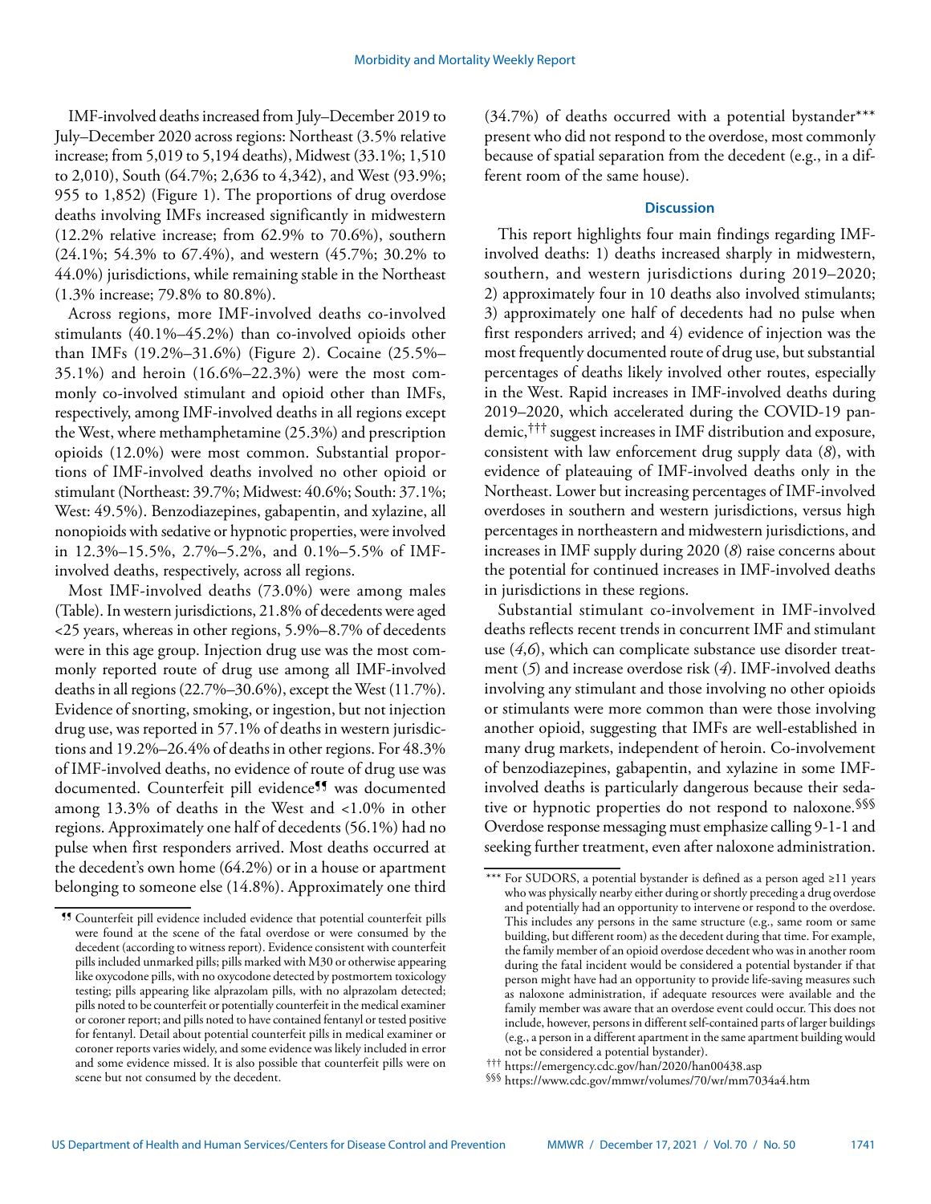IMF-involved deaths increased from July–December 2019 to July–December 2020 across regions: Northeast (3.5% relative increase; from 5,019 to 5,194 deaths), Midwest (33.1%; 1,510 to 2,010), South (64.7%; 2,636 to 4,342), and West (93.9%; 955 to 1,852) (Figure 1). The proportions of drug overdose deaths involving IMFs increased significantly in midwestern (12.2% relative increase; from 62.9% to 70.6%), southern (24.1%; 54.3% to 67.4%), and western (45.7%; 30.2% to 44.0%) jurisdictions, while remaining stable in the Northeast (1.3% increase; 79.8% to 80.8%).

Across regions, more IMF-involved deaths co-involved stimulants (40.1%–45.2%) than co-involved opioids other than IMFs (19.2%–31.6%) (Figure 2). Cocaine (25.5%–35.1%) and heroin (16.6%–22.3%) were the most commonly co-involved stimulant and opioid other than IMFs, respectively, among IMF-involved deaths in all regions except the West, where methamphetamine (25.3%) and prescription opioids (12.0%) were most common. Substantial proportions of IMF-involved deaths involved no other opioid or stimulant (Northeast: 39.7%; Midwest: 40.6%; South: 37.1%; West: 49.5%). Benzodiazepines, gabapentin, and xylazine, all nonopioids with sedative or hypnotic properties, were involved in 12.3%–15.5%, 2.7%–5.2%, and 0.1%–5.5% of IMF-involved deaths, respectively, across all regions.

Most IMF-involved deaths (73.0%) were among males (Table). In western jurisdictions, 21.8% of decedents were aged <25 years, whereas in other regions, 5.9%–8.7% of decedents were in this age group. Injection drug use was the most commonly reported route of drug use among all IMF-involved deaths in all regions (22.7%–30.6%), except the West (11.7%). Evidence of snorting, smoking, or ingestion, but not injection drug use, was reported in 57.1% of deaths in western jurisdictions and 19.2%–26.4% of deaths in other regions. For 48.3% of IMF-involved deaths, no evidence of route of drug use was documented. Counterfeit pill evidence¶¶ was documented among 13.3% of deaths in the West and <1.0% in other regions. Approximately one half of decedents (56.1%) had no pulse when first responders arrived. Most deaths occurred at the decedent's own home (64.2%) or in a house or apartment belonging to someone else (14.8%). Approximately one third (34.7%) of deaths occurred with a potential bystander*** present who did not respond to the overdose, most commonly because of spatial separation from the decedent (e.g., in a different room of the same house).

## Discussion

This report highlights four main findings regarding IMF-involved deaths: 1) deaths increased sharply in midwestern, southern, and western jurisdictions during 2019–2020; 2) approximately four in 10 deaths also involved stimulants; 3) approximately one half of decedents had no pulse when first responders arrived; and 4) evidence of injection was the most frequently documented route of drug use, but substantial percentages of deaths likely involved other routes, especially in the West. Rapid increases in IMF-involved deaths during 2019–2020, which accelerated during the COVID-19 pandemic,††† suggest increases in IMF distribution and exposure, consistent with law enforcement drug supply data (*8*), with evidence of plateauing of IMF-involved deaths only in the Northeast. Lower but increasing percentages of IMF-involved overdoses in southern and western jurisdictions, versus high percentages in northeastern and midwestern jurisdictions, and increases in IMF supply during 2020 (*8*) raise concerns about the potential for continued increases in IMF-involved deaths in jurisdictions in these regions.

Substantial stimulant co-involvement in IMF-involved deaths reflects recent trends in concurrent IMF and stimulant use (*4*,*6*), which can complicate substance use disorder treatment (*5*) and increase overdose risk (*4*). IMF-involved deaths involving any stimulant and those involving no other opioids or stimulants were more common than were those involving another opioid, suggesting that IMFs are well-established in many drug markets, independent of heroin. Co-involvement of benzodiazepines, gabapentin, and xylazine in some IMF-involved deaths is particularly dangerous because their sedative or hypnotic properties do not respond to naloxone.§§§ Overdose response messaging must emphasize calling 9-1-1 and seeking further treatment, even after naloxone administration.

---

¶¶ Counterfeit pill evidence included evidence that potential counterfeit pills were found at the scene of the fatal overdose or were consumed by the decedent (according to witness report). Evidence consistent with counterfeit pills included unmarked pills; pills marked with M30 or otherwise appearing like oxycodone pills, with no oxycodone detected by postmortem toxicology testing; pills appearing like alprazolam pills, with no alprazolam detected; pills noted to be counterfeit or potentially counterfeit in the medical examiner or coroner report; and pills noted to have contained fentanyl or tested positive for fentanyl. Detail about potential counterfeit pills in medical examiner or coroner reports varies widely, and some evidence was likely included in error and some evidence missed. It is also possible that counterfeit pills were on scene but not consumed by the decedent.

*** For SUDORS, a potential bystander is defined as a person aged ≥11 years who was physically nearby either during or shortly preceding a drug overdose and potentially had an opportunity to intervene or respond to the overdose. This includes any persons in the same structure (e.g., same room or same building, but different room) as the decedent during that time. For example, the family member of an opioid overdose decedent who was in another room during the fatal incident would be considered a potential bystander if that person might have had an opportunity to provide life-saving measures such as naloxone administration, if adequate resources were available and the family member was aware that an overdose event could occur. This does not include, however, persons in different self-contained parts of larger buildings (e.g., a person in a different apartment in the same apartment building would not be considered a potential bystander).

††† https://emergency.cdc.gov/han/2020/han00438.asp

§§§ https://www.cdc.gov/mmwr/volumes/70/wr/mm7034a4.htm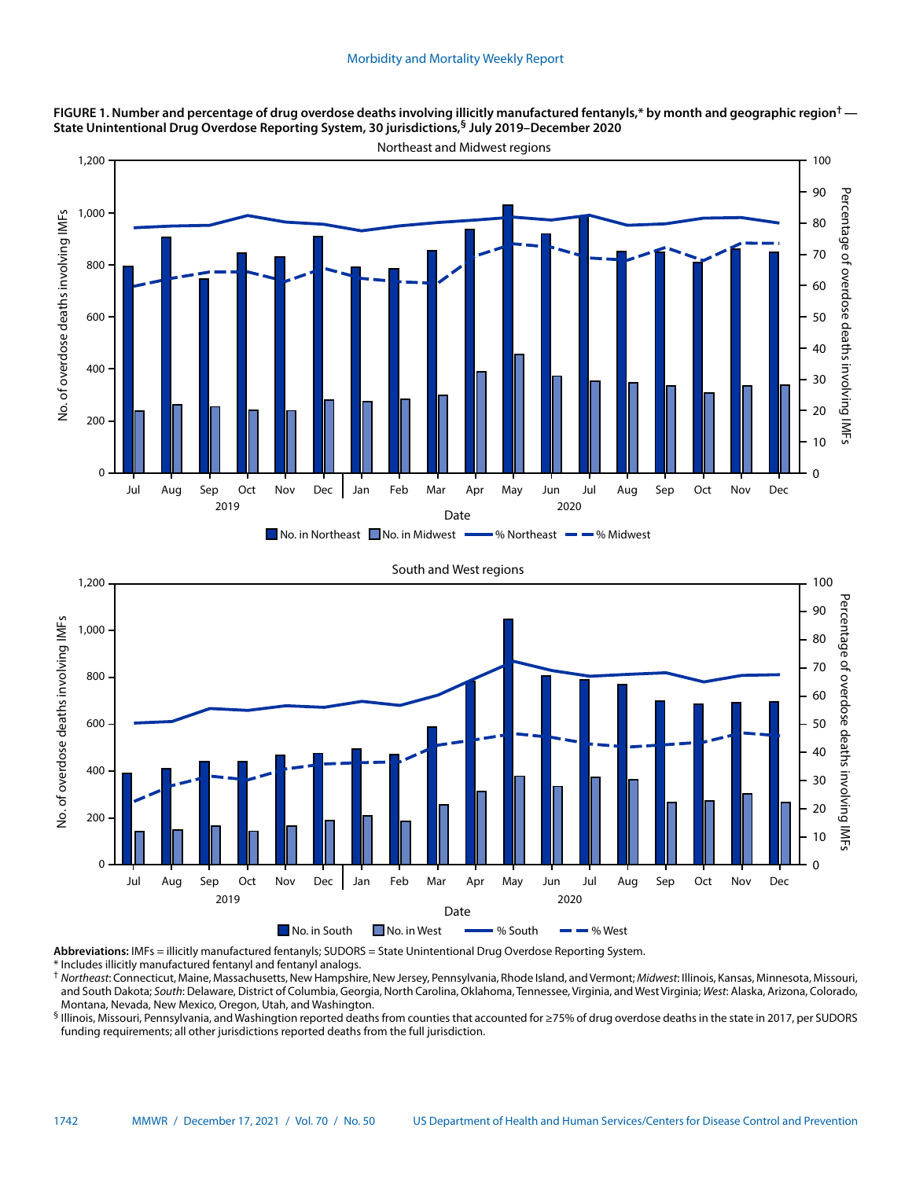**FIGURE 1. Number and percentage of drug overdose deaths involving illicitly manufactured fentanyls,* by month and geographic region[†] — State Unintentional Drug Overdose Reporting System, 30 jurisdictions,[§] July 2019–December 2020**

**Abbreviations:** IMFs = illicitly manufactured fentanyls; SUDORS = State Unintentional Drug Overdose Reporting System.

\* Includes illicitly manufactured fentanyl and fentanyl analogs.

[†] *Northeast*: Connecticut, Maine, Massachusetts, New Hampshire, New Jersey, Pennsylvania, Rhode Island, and Vermont; *Midwest*: Illinois, Kansas, Minnesota, Missouri, and South Dakota; *South*: Delaware, District of Columbia, Georgia, North Carolina, Oklahoma, Tennessee, Virginia, and West Virginia; *West*: Alaska, Arizona, Colorado, Montana, Nevada, New Mexico, Oregon, Utah, and Washington.

[§] Illinois, Missouri, Pennsylvania, and Washington reported deaths from counties that accounted for ≥75% of drug overdose deaths in the state in 2017, per SUDORS funding requirements; all other jurisdictions reported deaths from the full jurisdiction.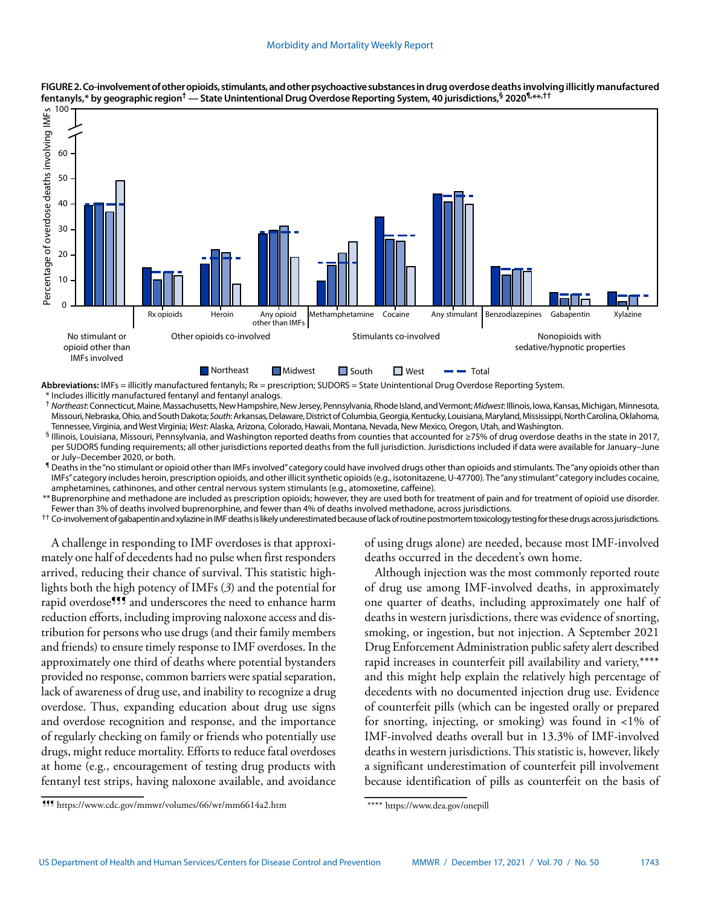**FIGURE 2. Co-involvement of other opioids, stimulants, and other psychoactive substances in drug overdose deaths involving illicitly manufactured fentanyls,* by geographic region† — State Unintentional Drug Overdose Reporting System, 40 jurisdictions,§ 2020¶,**,††**

**Abbreviations:** IMFs = illicitly manufactured fentanyls; Rx = prescription; SUDORS = State Unintentional Drug Overdose Reporting System.

\* Includes illicitly manufactured fentanyl and fentanyl analogs.

† *Northeast*: Connecticut, Maine, Massachusetts, New Hampshire, New Jersey, Pennsylvania, Rhode Island, and Vermont; *Midwest*: Illinois, Iowa, Kansas, Michigan, Minnesota, Missouri, Nebraska, Ohio, and South Dakota; *South*: Arkansas, Delaware, District of Columbia, Georgia, Kentucky, Louisiana, Maryland, Mississippi, North Carolina, Oklahoma, Tennessee, Virginia, and West Virginia; *West*: Alaska, Arizona, Colorado, Hawaii, Montana, Nevada, New Mexico, Oregon, Utah, and Washington.

§ Illinois, Louisiana, Missouri, Pennsylvania, and Washington reported deaths from counties that accounted for ≥75% of drug overdose deaths in the state in 2017, per SUDORS funding requirements; all other jurisdictions reported deaths from the full jurisdiction. Jurisdictions included if data were available for January–June or July–December 2020, or both.

¶ Deaths in the "no stimulant or opioid other than IMFs involved" category could have involved drugs other than opioids and stimulants. The "any opioids other than IMFs" category includes heroin, prescription opioids, and other illicit synthetic opioids (e.g., isotonitazene, U-47700). The "any stimulant" category includes cocaine, amphetamines, cathinones, and other central nervous system stimulants (e.g., atomoxetine, caffeine).

\*\* Buprenorphine and methadone are included as prescription opioids; however, they are used both for treatment of pain and for treatment of opioid use disorder. Fewer than 3% of deaths involved buprenorphine, and fewer than 4% of deaths involved methadone, across jurisdictions.

†† Co-involvement of gabapentin and xylazine in IMF deaths is likely underestimated because of lack of routine postmortem toxicology testing for these drugs across jurisdictions.

A challenge in responding to IMF overdoses is that approximately one half of decedents had no pulse when first responders arrived, reducing their chance of survival. This statistic highlights both the high potency of IMFs (*3*) and the potential for rapid overdose¶¶¶ and underscores the need to enhance harm reduction efforts, including improving naloxone access and distribution for persons who use drugs (and their family members and friends) to ensure timely response to IMF overdoses. In the approximately one third of deaths where potential bystanders provided no response, common barriers were spatial separation, lack of awareness of drug use, and inability to recognize a drug overdose. Thus, expanding education about drug use signs and overdose recognition and response, and the importance of regularly checking on family or friends who potentially use drugs, might reduce mortality. Efforts to reduce fatal overdoses at home (e.g., encouragement of testing drug products with fentanyl test strips, having naloxone available, and avoidance of using drugs alone) are needed, because most IMF-involved deaths occurred in the decedent's own home.

Although injection was the most commonly reported route of drug use among IMF-involved deaths, in approximately one quarter of deaths, including approximately one half of deaths in western jurisdictions, there was evidence of snorting, smoking, or ingestion, but not injection. A September 2021 Drug Enforcement Administration public safety alert described rapid increases in counterfeit pill availability and variety,\*\*\*\* and this might help explain the relatively high percentage of decedents with no documented injection drug use. Evidence of counterfeit pills (which can be ingested orally or prepared for snorting, injecting, or smoking) was found in <1% of IMF-involved deaths overall but in 13.3% of IMF-involved deaths in western jurisdictions. This statistic is, however, likely a significant underestimation of counterfeit pill involvement because identification of pills as counterfeit on the basis of

¶¶¶ https://www.cdc.gov/mmwr/volumes/66/wr/mm6614a2.htm

\*\*\*\* https://www.dea.gov/onepill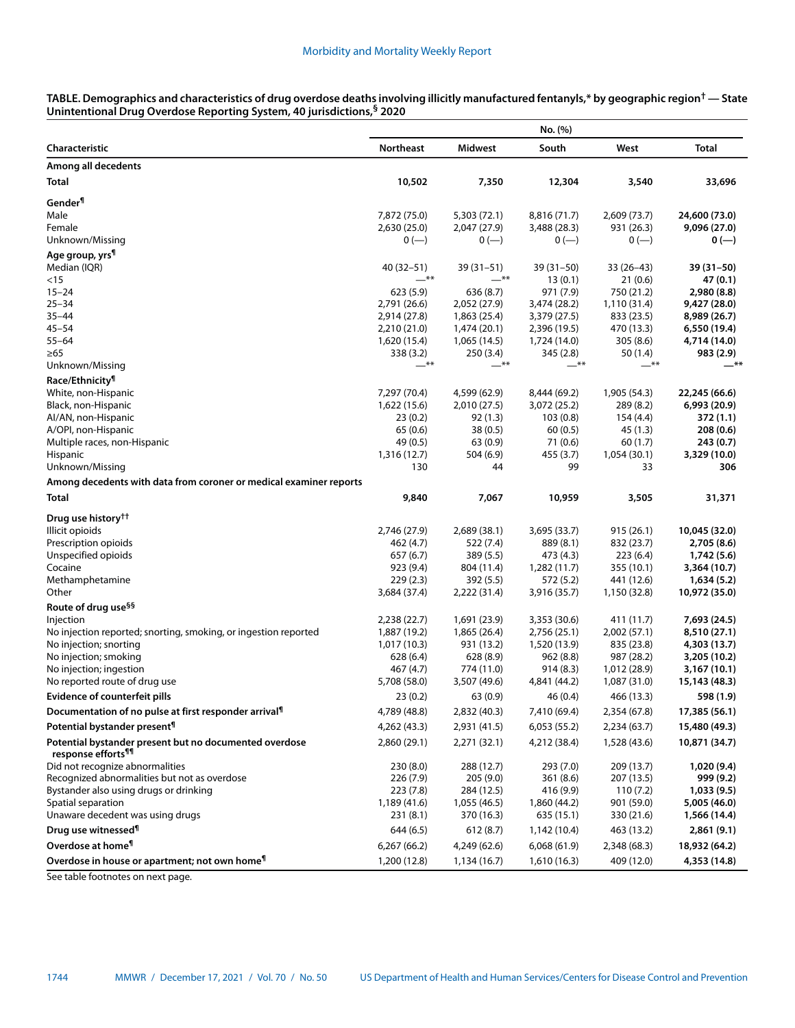**TABLE. Demographics and characteristics of drug overdose deaths involving illicitly manufactured fentanyls,* by geographic region† — State Unintentional Drug Overdose Reporting System, 40 jurisdictions,§ 2020**

| Characteristic | No. (%) | | | | |
|---|---|---|---|---|---|
| | Northeast | Midwest | South | West | Total |
| **Among all decedents** | | | | | |
| **Total** | **10,502** | **7,350** | **12,304** | **3,540** | **33,696** |
| **Gender¶** | | | | | |
| Male | 7,872 (75.0) | 5,303 (72.1) | 8,816 (71.7) | 2,609 (73.7) | **24,600 (73.0)** |
| Female | 2,630 (25.0) | 2,047 (27.9) | 3,488 (28.3) | 931 (26.3) | **9,096 (27.0)** |
| Unknown/Missing | 0 (—) | 0 (—) | 0 (—) | 0 (—) | **0 (—)** |
| **Age group, yrs¶** | | | | | |
| Median (IQR) | 40 (32–51) | 39 (31–51) | 39 (31–50) | 33 (26–43) | **39 (31–50)** |
| <15 | —** | —** | 13 (0.1) | 21 (0.6) | **47 (0.1)** |
| 15–24 | 623 (5.9) | 636 (8.7) | 971 (7.9) | 750 (21.2) | **2,980 (8.8)** |
| 25–34 | 2,791 (26.6) | 2,052 (27.9) | 3,474 (28.2) | 1,110 (31.4) | **9,427 (28.0)** |
| 35–44 | 2,914 (27.8) | 1,863 (25.4) | 3,379 (27.5) | 833 (23.5) | **8,989 (26.7)** |
| 45–54 | 2,210 (21.0) | 1,474 (20.1) | 2,396 (19.5) | 470 (13.3) | **6,550 (19.4)** |
| 55–64 | 1,620 (15.4) | 1,065 (14.5) | 1,724 (14.0) | 305 (8.6) | **4,714 (14.0)** |
| ≥65 | 338 (3.2) | 250 (3.4) | 345 (2.8) | 50 (1.4) | **983 (2.9)** |
| Unknown/Missing | —** | —** | —** | —** | **—**** |
| **Race/Ethnicity¶** | | | | | |
| White, non-Hispanic | 7,297 (70.4) | 4,599 (62.9) | 8,444 (69.2) | 1,905 (54.3) | **22,245 (66.6)** |
| Black, non-Hispanic | 1,622 (15.6) | 2,010 (27.5) | 3,072 (25.2) | 289 (8.2) | **6,993 (20.9)** |
| AI/AN, non-Hispanic | 23 (0.2) | 92 (1.3) | 103 (0.8) | 154 (4.4) | **372 (1.1)** |
| A/OPI, non-Hispanic | 65 (0.6) | 38 (0.5) | 60 (0.5) | 45 (1.3) | **208 (0.6)** |
| Multiple races, non-Hispanic | 49 (0.5) | 63 (0.9) | 71 (0.6) | 60 (1.7) | **243 (0.7)** |
| Hispanic | 1,316 (12.7) | 504 (6.9) | 455 (3.7) | 1,054 (30.1) | **3,329 (10.0)** |
| Unknown/Missing | 130 | 44 | 99 | 33 | **306** |
| **Among decedents with data from coroner or medical examiner reports** | | | | | |
| **Total** | **9,840** | **7,067** | **10,959** | **3,505** | **31,371** |
| **Drug use history††** | | | | | |
| Illicit opioids | 2,746 (27.9) | 2,689 (38.1) | 3,695 (33.7) | 915 (26.1) | **10,045 (32.0)** |
| Prescription opioids | 462 (4.7) | 522 (7.4) | 889 (8.1) | 832 (23.7) | **2,705 (8.6)** |
| Unspecified opioids | 657 (6.7) | 389 (5.5) | 473 (4.3) | 223 (6.4) | **1,742 (5.6)** |
| Cocaine | 923 (9.4) | 804 (11.4) | 1,282 (11.7) | 355 (10.1) | **3,364 (10.7)** |
| Methamphetamine | 229 (2.3) | 392 (5.5) | 572 (5.2) | 441 (12.6) | **1,634 (5.2)** |
| Other | 3,684 (37.4) | 2,222 (31.4) | 3,916 (35.7) | 1,150 (32.8) | **10,972 (35.0)** |
| **Route of drug use§§** | | | | | |
| Injection | 2,238 (22.7) | 1,691 (23.9) | 3,353 (30.6) | 411 (11.7) | **7,693 (24.5)** |
| No injection reported; snorting, smoking, or ingestion reported | 1,887 (19.2) | 1,865 (26.4) | 2,756 (25.1) | 2,002 (57.1) | **8,510 (27.1)** |
| No injection; snorting | 1,017 (10.3) | 931 (13.2) | 1,520 (13.9) | 835 (23.8) | **4,303 (13.7)** |
| No injection; smoking | 628 (6.4) | 628 (8.9) | 962 (8.8) | 987 (28.2) | **3,205 (10.2)** |
| No injection; ingestion | 467 (4.7) | 774 (11.0) | 914 (8.3) | 1,012 (28.9) | **3,167 (10.1)** |
| No reported route of drug use | 5,708 (58.0) | 3,507 (49.6) | 4,841 (44.2) | 1,087 (31.0) | **15,143 (48.3)** |
| **Evidence of counterfeit pills** | 23 (0.2) | 63 (0.9) | 46 (0.4) | 466 (13.3) | **598 (1.9)** |
| **Documentation of no pulse at first responder arrival¶** | 4,789 (48.8) | 2,832 (40.3) | 7,410 (69.4) | 2,354 (67.8) | **17,385 (56.1)** |
| **Potential bystander present¶** | 4,262 (43.3) | 2,931 (41.5) | 6,053 (55.2) | 2,234 (63.7) | **15,480 (49.3)** |
| **Potential bystander present but no documented overdose response efforts¶¶** | 2,860 (29.1) | 2,271 (32.1) | 4,212 (38.4) | 1,528 (43.6) | **10,871 (34.7)** |
| Did not recognize abnormalities | 230 (8.0) | 288 (12.7) | 293 (7.0) | 209 (13.7) | **1,020 (9.4)** |
| Recognized abnormalities but not as overdose | 226 (7.9) | 205 (9.0) | 361 (8.6) | 207 (13.5) | **999 (9.2)** |
| Bystander also using drugs or drinking | 223 (7.8) | 284 (12.5) | 416 (9.9) | 110 (7.2) | **1,033 (9.5)** |
| Spatial separation | 1,189 (41.6) | 1,055 (46.5) | 1,860 (44.2) | 901 (59.0) | **5,005 (46.0)** |
| Unaware decedent was using drugs | 231 (8.1) | 370 (16.3) | 635 (15.1) | 330 (21.6) | **1,566 (14.4)** |
| **Drug use witnessed¶** | 644 (6.5) | 612 (8.7) | 1,142 (10.4) | 463 (13.2) | **2,861 (9.1)** |
| **Overdose at home¶** | 6,267 (66.2) | 4,249 (62.6) | 6,068 (61.9) | 2,348 (68.3) | **18,932 (64.2)** |
| **Overdose in house or apartment; not own home¶** | 1,200 (12.8) | 1,134 (16.7) | 1,610 (16.3) | 409 (12.0) | **4,353 (14.8)** |

See table footnotes on next page.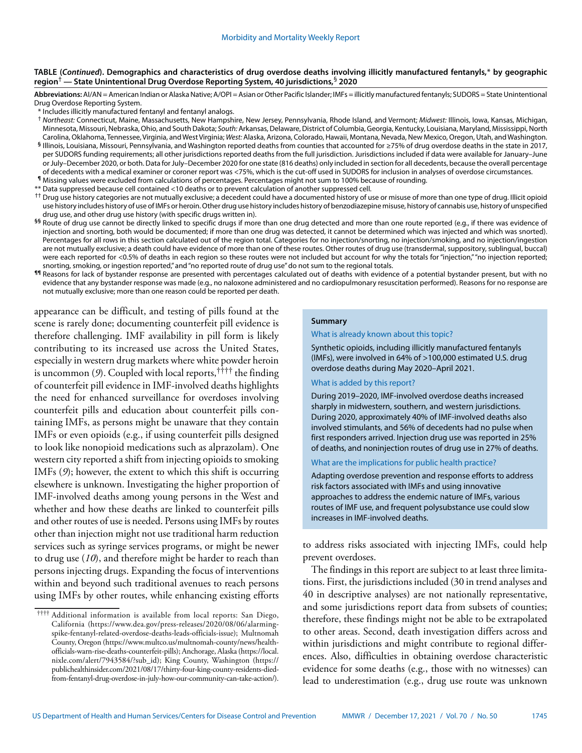**TABLE (*Continued*). Demographics and characteristics of drug overdose deaths involving illicitly manufactured fentanyls,* by geographic region[†] — State Unintentional Drug Overdose Reporting System, 40 jurisdictions,[§] 2020**

**Abbreviations:** AI/AN = American Indian or Alaska Native; A/OPI = Asian or Other Pacific Islander; IMFs = illicitly manufactured fentanyls; SUDORS = State Unintentional Drug Overdose Reporting System.

\* Includes illicitly manufactured fentanyl and fentanyl analogs.

† *Northeast:* Connecticut, Maine, Massachusetts, New Hampshire, New Jersey, Pennsylvania, Rhode Island, and Vermont; *Midwest:* Illinois, Iowa, Kansas, Michigan, Minnesota, Missouri, Nebraska, Ohio, and South Dakota; *South:* Arkansas, Delaware, District of Columbia, Georgia, Kentucky, Louisiana, Maryland, Mississippi, North Carolina, Oklahoma, Tennessee, Virginia, and West Virginia; *West:* Alaska, Arizona, Colorado, Hawaii, Montana, Nevada, New Mexico, Oregon, Utah, and Washington.

§ Illinois, Louisiana, Missouri, Pennsylvania, and Washington reported deaths from counties that accounted for ≥75% of drug overdose deaths in the state in 2017, per SUDORS funding requirements; all other jurisdictions reported deaths from the full jurisdiction. Jurisdictions included if data were available for January–June or July–December 2020, or both. Data for July–December 2020 for one state (816 deaths) only included in section for all decedents, because the overall percentage of decedents with a medical examiner or coroner report was <75%, which is the cut-off used in SUDORS for inclusion in analyses of overdose circumstances.

¶ Missing values were excluded from calculations of percentages. Percentages might not sum to 100% because of rounding.

\*\* Data suppressed because cell contained <10 deaths or to prevent calculation of another suppressed cell.

†† Drug use history categories are not mutually exclusive; a decedent could have a documented history of use or misuse of more than one type of drug. Illicit opioid use history includes history of use of IMFs or heroin. Other drug use history includes history of benzodiazepine misuse, history of cannabis use, history of unspecified drug use, and other drug use history (with specific drugs written in).

§§ Route of drug use cannot be directly linked to specific drugs if more than one drug detected and more than one route reported (e.g., if there was evidence of injection and snorting, both would be documented; if more than one drug was detected, it cannot be determined which was injected and which was snorted). Percentages for all rows in this section calculated out of the region total. Categories for no injection/snorting, no injection/smoking, and no injection/ingestion are not mutually exclusive; a death could have evidence of more than one of these routes. Other routes of drug use (transdermal, suppository, sublingual, buccal) were each reported for <0.5% of deaths in each region so these routes were not included but account for why the totals for "injection," "no injection reported; snorting, smoking, or ingestion reported," and "no reported route of drug use" do not sum to the regional totals.

¶¶ Reasons for lack of bystander response are presented with percentages calculated out of deaths with evidence of a potential bystander present, but with no evidence that any bystander response was made (e.g., no naloxone administered and no cardiopulmonary resuscitation performed). Reasons for no response are not mutually exclusive; more than one reason could be reported per death.

appearance can be difficult, and testing of pills found at the scene is rarely done; documenting counterfeit pill evidence is therefore challenging. IMF availability in pill form is likely contributing to its increased use across the United States, especially in western drug markets where white powder heroin is uncommon (*9*). Coupled with local reports,[††††] the finding of counterfeit pill evidence in IMF-involved deaths highlights the need for enhanced surveillance for overdoses involving counterfeit pills and education about counterfeit pills containing IMFs, as persons might be unaware that they contain IMFs or even opioids (e.g., if using counterfeit pills designed to look like nonopioid medications such as alprazolam). One western city reported a shift from injecting opioids to smoking IMFs (*9*); however, the extent to which this shift is occurring elsewhere is unknown. Investigating the higher proportion of IMF-involved deaths among young persons in the West and whether and how these deaths are linked to counterfeit pills and other routes of use is needed. Persons using IMFs by routes other than injection might not use traditional harm reduction services such as syringe services programs, or might be newer to drug use (*10*), and therefore might be harder to reach than persons injecting drugs. Expanding the focus of interventions within and beyond such traditional avenues to reach persons using IMFs by other routes, while enhancing existing efforts to address risks associated with injecting IMFs, could help prevent overdoses.

The findings in this report are subject to at least three limitations. First, the jurisdictions included (30 in trend analyses and 40 in descriptive analyses) are not nationally representative, and some jurisdictions report data from subsets of counties; therefore, these findings might not be able to be extrapolated to other areas. Second, death investigation differs across and within jurisdictions and might contribute to regional differences. Also, difficulties in obtaining overdose characteristic evidence for some deaths (e.g., those with no witnesses) can lead to underestimation (e.g., drug use route was unknown

> **Summary**
>
> **What is already known about this topic?**
>
> Synthetic opioids, including illicitly manufactured fentanyls (IMFs), were involved in 64% of >100,000 estimated U.S. drug overdose deaths during May 2020–April 2021.
>
> **What is added by this report?**
>
> During 2019–2020, IMF-involved overdose deaths increased sharply in midwestern, southern, and western jurisdictions. During 2020, approximately 40% of IMF-involved deaths also involved stimulants, and 56% of decedents had no pulse when first responders arrived. Injection drug use was reported in 25% of deaths, and noninjection routes of drug use in 27% of deaths.
>
> **What are the implications for public health practice?**
>
> Adapting overdose prevention and response efforts to address risk factors associated with IMFs and using innovative approaches to address the endemic nature of IMFs, various routes of IMF use, and frequent polysubstance use could slow increases in IMF-involved deaths.

†††† Additional information is available from local reports: San Diego, California (https://www.dea.gov/press-releases/2020/08/06/alarming-spike-fentanyl-related-overdose-deaths-leads-officials-issue); Multnomah County, Oregon (https://www.multco.us/multnomah-county/news/health-officials-warn-rise-deaths-counterfeit-pills); Anchorage, Alaska (https://local.nixle.com/alert/7943584/?sub_id); King County, Washington (https://publichealthinsider.com/2021/08/17/thirty-four-king-county-residents-died-from-fentanyl-drug-overdose-in-july-how-our-community-can-take-action/).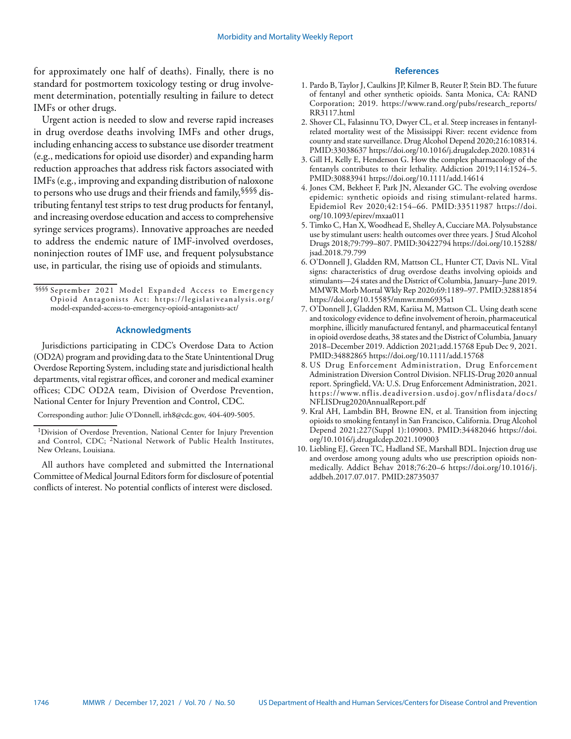for approximately one half of deaths). Finally, there is no standard for postmortem toxicology testing or drug involvement determination, potentially resulting in failure to detect IMFs or other drugs.

Urgent action is needed to slow and reverse rapid increases in drug overdose deaths involving IMFs and other drugs, including enhancing access to substance use disorder treatment (e.g., medications for opioid use disorder) and expanding harm reduction approaches that address risk factors associated with IMFs (e.g., improving and expanding distribution of naloxone to persons who use drugs and their friends and family,[§§§§] distributing fentanyl test strips to test drug products for fentanyl, and increasing overdose education and access to comprehensive syringe services programs). Innovative approaches are needed to address the endemic nature of IMF-involved overdoses, noninjection routes of IMF use, and frequent polysubstance use, in particular, the rising use of opioids and stimulants.

§§§§ September 2021 Model Expanded Access to Emergency Opioid Antagonists Act: https://legislativeanalysis.org/model-expanded-access-to-emergency-opioid-antagonists-act/

### Acknowledgments

Jurisdictions participating in CDC's Overdose Data to Action (OD2A) program and providing data to the State Unintentional Drug Overdose Reporting System, including state and jurisdictional health departments, vital registrar offices, and coroner and medical examiner offices; CDC OD2A team, Division of Overdose Prevention, National Center for Injury Prevention and Control, CDC.

Corresponding author: Julie O'Donnell, irh8@cdc.gov, 404-409-5005.

[1]Division of Overdose Prevention, National Center for Injury Prevention and Control, CDC; [2]National Network of Public Health Institutes, New Orleans, Louisiana.

All authors have completed and submitted the International Committee of Medical Journal Editors form for disclosure of potential conflicts of interest. No potential conflicts of interest were disclosed.

### References

1. Pardo B, Taylor J, Caulkins JP, Kilmer B, Reuter P, Stein BD. The future of fentanyl and other synthetic opioids. Santa Monica, CA: RAND Corporation; 2019. https://www.rand.org/pubs/research_reports/RR3117.html
2. Shover CL, Falasinnu TO, Dwyer CL, et al. Steep increases in fentanyl-related mortality west of the Mississippi River: recent evidence from county and state surveillance. Drug Alcohol Depend 2020;216:108314. PMID:33038637 https://doi.org/10.1016/j.drugalcdep.2020.108314
3. Gill H, Kelly E, Henderson G. How the complex pharmacology of the fentanyls contributes to their lethality. Addiction 2019;114:1524–5. PMID:30883941 https://doi.org/10.1111/add.14614
4. Jones CM, Bekheet F, Park JN, Alexander GC. The evolving overdose epidemic: synthetic opioids and rising stimulant-related harms. Epidemiol Rev 2020;42:154–66. PMID:33511987 https://doi.org/10.1093/epirev/mxaa011
5. Timko C, Han X, Woodhead E, Shelley A, Cucciare MA. Polysubstance use by stimulant users: health outcomes over three years. J Stud Alcohol Drugs 2018;79:799–807. PMID:30422794 https://doi.org/10.15288/jsad.2018.79.799
6. O'Donnell J, Gladden RM, Mattson CL, Hunter CT, Davis NL. Vital signs: characteristics of drug overdose deaths involving opioids and stimulants—24 states and the District of Columbia, January–June 2019. MMWR Morb Mortal Wkly Rep 2020;69:1189–97. PMID:32881854 https://doi.org/10.15585/mmwr.mm6935a1
7. O'Donnell J, Gladden RM, Kariisa M, Mattson CL. Using death scene and toxicology evidence to define involvement of heroin, pharmaceutical morphine, illicitly manufactured fentanyl, and pharmaceutical fentanyl in opioid overdose deaths, 38 states and the District of Columbia, January 2018–December 2019. Addiction 2021;add.15768 Epub Dec 9, 2021. PMID:34882865 https://doi.org/10.1111/add.15768
8. US Drug Enforcement Administration, Drug Enforcement Administration Diversion Control Division. NFLIS-Drug 2020 annual report. Springfield, VA: U.S. Drug Enforcement Administration, 2021. https://www.nflis.deadiversion.usdoj.gov/nflisdata/docs/NFLISDrug2020AnnualReport.pdf
9. Kral AH, Lambdin BH, Browne EN, et al. Transition from injecting opioids to smoking fentanyl in San Francisco, California. Drug Alcohol Depend 2021;227(Suppl 1):109003. PMID:34482046 https://doi.org/10.1016/j.drugalcdep.2021.109003
10. Liebling EJ, Green TC, Hadland SE, Marshall BDL. Injection drug use and overdose among young adults who use prescription opioids non-medically. Addict Behav 2018;76:20–6 https://doi.org/10.1016/j.addbeh.2017.07.017. PMID:28735037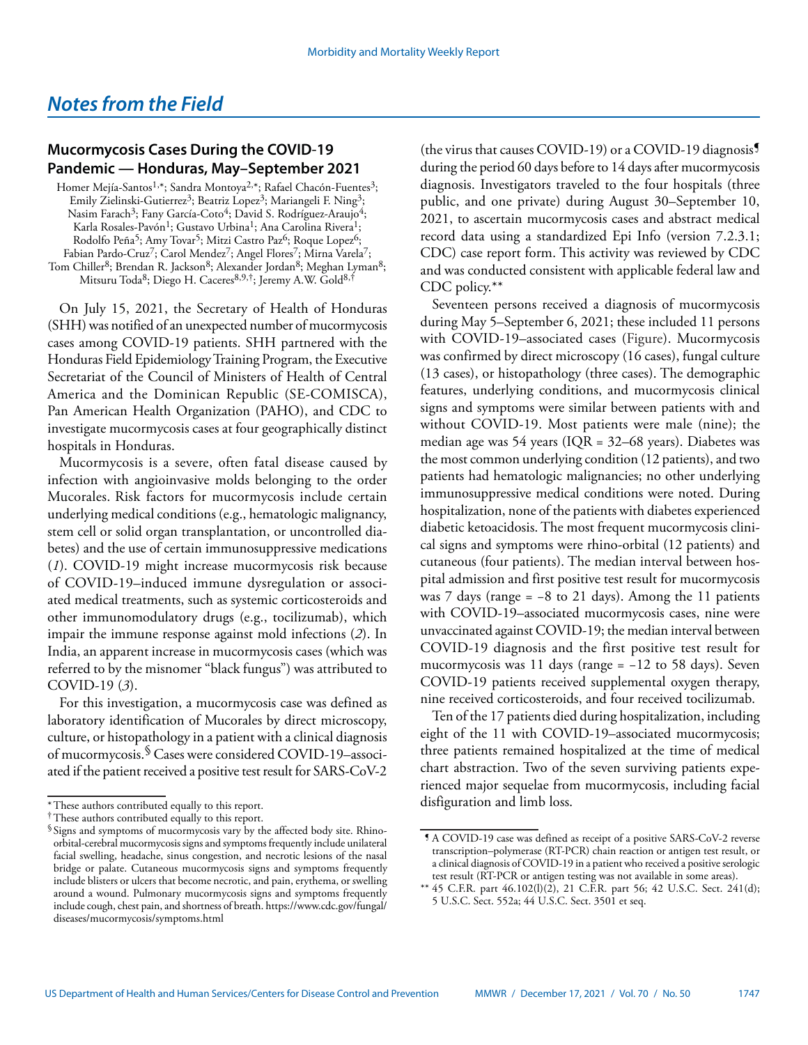# *Notes from the Field*

## Mucormycosis Cases During the COVID-19 Pandemic — Honduras, May–September 2021

Homer Mejía-Santos[1,*]; Sandra Montoya[2,*]; Rafael Chacón-Fuentes[3]; Emily Zielinski-Gutierrez[3]; Beatriz Lopez[3]; Mariangeli F. Ning[3]; Nasim Farach[3]; Fany García-Coto[4]; David S. Rodríguez-Araujo[4]; Karla Rosales-Pavón[1]; Gustavo Urbina[1]; Ana Carolina Rivera[1]; Rodolfo Peña[5]; Amy Tovar[5]; Mitzi Castro Paz[6]; Roque Lopez[6]; Fabian Pardo-Cruz[7]; Carol Mendez[7]; Angel Flores[7]; Mirna Varela[7]; Tom Chiller[8]; Brendan R. Jackson[8]; Alexander Jordan[8]; Meghan Lyman[8]; Mitsuru Toda[8]; Diego H. Caceres[8,9,†]; Jeremy A.W. Gold[8,†]

On July 15, 2021, the Secretary of Health of Honduras (SHH) was notified of an unexpected number of mucormycosis cases among COVID-19 patients. SHH partnered with the Honduras Field Epidemiology Training Program, the Executive Secretariat of the Council of Ministers of Health of Central America and the Dominican Republic (SE-COMISCA), Pan American Health Organization (PAHO), and CDC to investigate mucormycosis cases at four geographically distinct hospitals in Honduras.

Mucormycosis is a severe, often fatal disease caused by infection with angioinvasive molds belonging to the order Mucorales. Risk factors for mucormycosis include certain underlying medical conditions (e.g., hematologic malignancy, stem cell or solid organ transplantation, or uncontrolled diabetes) and the use of certain immunosuppressive medications (*1*). COVID-19 might increase mucormycosis risk because of COVID-19–induced immune dysregulation or associated medical treatments, such as systemic corticosteroids and other immunomodulatory drugs (e.g., tocilizumab), which impair the immune response against mold infections (*2*). In India, an apparent increase in mucormycosis cases (which was referred to by the misnomer "black fungus") was attributed to COVID-19 (*3*).

For this investigation, a mucormycosis case was defined as laboratory identification of Mucorales by direct microscopy, culture, or histopathology in a patient with a clinical diagnosis of mucormycosis.[§] Cases were considered COVID-19–associated if the patient received a positive test result for SARS-CoV-2 (the virus that causes COVID-19) or a COVID-19 diagnosis[¶] during the period 60 days before to 14 days after mucormycosis diagnosis. Investigators traveled to the four hospitals (three public, and one private) during August 30–September 10, 2021, to ascertain mucormycosis cases and abstract medical record data using a standardized Epi Info (version 7.2.3.1; CDC) case report form. This activity was reviewed by CDC and was conducted consistent with applicable federal law and CDC policy.[**]

Seventeen persons received a diagnosis of mucormycosis during May 5–September 6, 2021; these included 11 persons with COVID-19–associated cases (Figure). Mucormycosis was confirmed by direct microscopy (16 cases), fungal culture (13 cases), or histopathology (three cases). The demographic features, underlying conditions, and mucormycosis clinical signs and symptoms were similar between patients with and without COVID-19. Most patients were male (nine); the median age was 54 years (IQR = 32–68 years). Diabetes was the most common underlying condition (12 patients), and two patients had hematologic malignancies; no other underlying immunosuppressive medical conditions were noted. During hospitalization, none of the patients with diabetes experienced diabetic ketoacidosis. The most frequent mucormycosis clinical signs and symptoms were rhino-orbital (12 patients) and cutaneous (four patients). The median interval between hospital admission and first positive test result for mucormycosis was 7 days (range = −8 to 21 days). Among the 11 patients with COVID-19–associated mucormycosis cases, nine were unvaccinated against COVID-19; the median interval between COVID-19 diagnosis and the first positive test result for mucormycosis was 11 days (range = −12 to 58 days). Seven COVID-19 patients received supplemental oxygen therapy, nine received corticosteroids, and four received tocilizumab.

Ten of the 17 patients died during hospitalization, including eight of the 11 with COVID-19–associated mucormycosis; three patients remained hospitalized at the time of medical chart abstraction. Two of the seven surviving patients experienced major sequelae from mucormycosis, including facial disfigurement and limb loss.

---

\* These authors contributed equally to this report.

† These authors contributed equally to this report.

§ Signs and symptoms of mucormycosis vary by the affected body site. Rhino-orbital-cerebral mucormycosis signs and symptoms frequently include unilateral facial swelling, headache, sinus congestion, and necrotic lesions of the nasal bridge or palate. Cutaneous mucormycosis signs and symptoms frequently include blisters or ulcers that become necrotic, and pain, erythema, or swelling around a wound. Pulmonary mucormycosis signs and symptoms frequently include cough, chest pain, and shortness of breath. https://www.cdc.gov/fungal/diseases/mucormycosis/symptoms.html

¶ A COVID-19 case was defined as receipt of a positive SARS-CoV-2 reverse transcription–polymerase (RT-PCR) chain reaction or antigen test result, or a clinical diagnosis of COVID-19 in a patient who received a positive serologic test result (RT-PCR or antigen testing was not available in some areas).

** 45 C.F.R. part 46.102(l)(2), 21 C.F.R. part 56; 42 U.S.C. Sect. 241(d); 5 U.S.C. Sect. 552a; 44 U.S.C. Sect. 3501 et seq.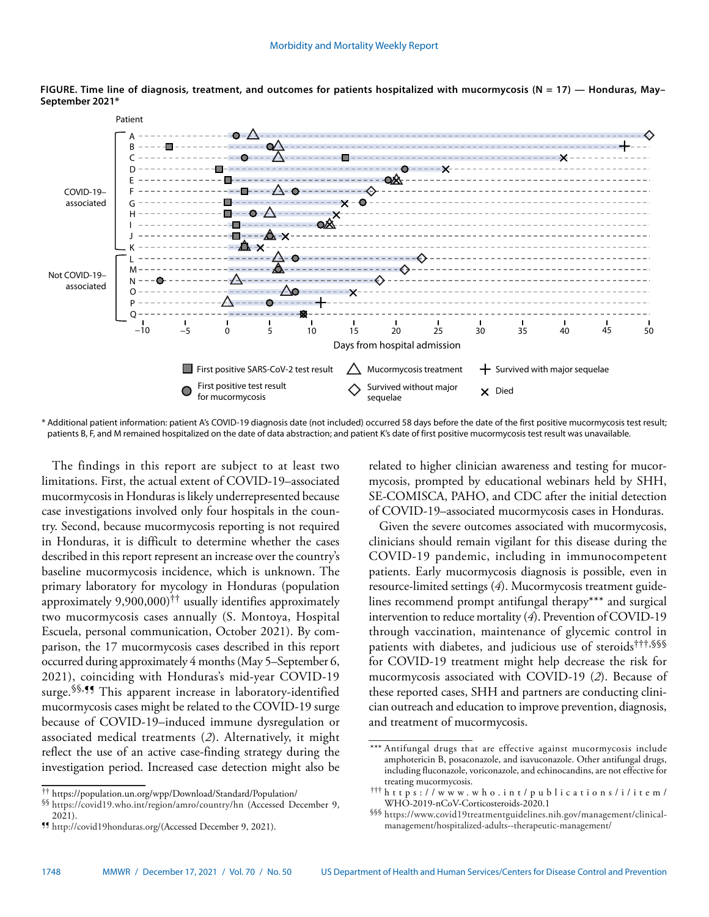**FIGURE. Time line of diagnosis, treatment, and outcomes for patients hospitalized with mucormycosis (N = 17) — Honduras, May–September 2021***

\* Additional patient information: patient A's COVID-19 diagnosis date (not included) occurred 58 days before the date of the first positive mucormycosis test result; patients B, F, and M remained hospitalized on the date of data abstraction; and patient K's date of first positive mucormycosis test result was unavailable.

The findings in this report are subject to at least two limitations. First, the actual extent of COVID-19–associated mucormycosis in Honduras is likely underrepresented because case investigations involved only four hospitals in the country. Second, because mucormycosis reporting is not required in Honduras, it is difficult to determine whether the cases described in this report represent an increase over the country's baseline mucormycosis incidence, which is unknown. The primary laboratory for mycology in Honduras (population approximately 9,900,000)[††] usually identifies approximately two mucormycosis cases annually (S. Montoya, Hospital Escuela, personal communication, October 2021). By comparison, the 17 mucormycosis cases described in this report occurred during approximately 4 months (May 5–September 6, 2021), coinciding with Honduras's mid-year COVID-19 surge.[§§,¶¶] This apparent increase in laboratory-identified mucormycosis cases might be related to the COVID-19 surge because of COVID-19–induced immune dysregulation or associated medical treatments (*2*). Alternatively, it might reflect the use of an active case-finding strategy during the investigation period. Increased case detection might also be related to higher clinician awareness and testing for mucormycosis, prompted by educational webinars held by SHH, SE-COMISCA, PAHO, and CDC after the initial detection of COVID-19–associated mucormycosis cases in Honduras.

Given the severe outcomes associated with mucormycosis, clinicians should remain vigilant for this disease during the COVID-19 pandemic, including in immunocompetent patients. Early mucormycosis diagnosis is possible, even in resource-limited settings (*4*). Mucormycosis treatment guidelines recommend prompt antifungal therapy*** and surgical intervention to reduce mortality (*4*). Prevention of COVID-19 through vaccination, maintenance of glycemic control in patients with diabetes, and judicious use of steroids[†††,§§§] for COVID-19 treatment might help decrease the risk for mucormycosis associated with COVID-19 (*2*). Because of these reported cases, SHH and partners are conducting clinician outreach and education to improve prevention, diagnosis, and treatment of mucormycosis.

[††] https://population.un.org/wpp/Download/Standard/Population/

[§§] https://covid19.who.int/region/amro/country/hn (Accessed December 9, 2021).

[¶¶] http://covid19honduras.org/(Accessed December 9, 2021).

*** Antifungal drugs that are effective against mucormycosis include amphotericin B, posaconazole, and isavuconazole. Other antifungal drugs, including fluconazole, voriconazole, and echinocandins, are not effective for treating mucormycosis.

[†††] https://www.who.int/publications/i/item/WHO-2019-nCoV-Corticosteroids-2020.1

[§§§] https://www.covid19treatmentguidelines.nih.gov/management/clinical-management/hospitalized-adults--therapeutic-management/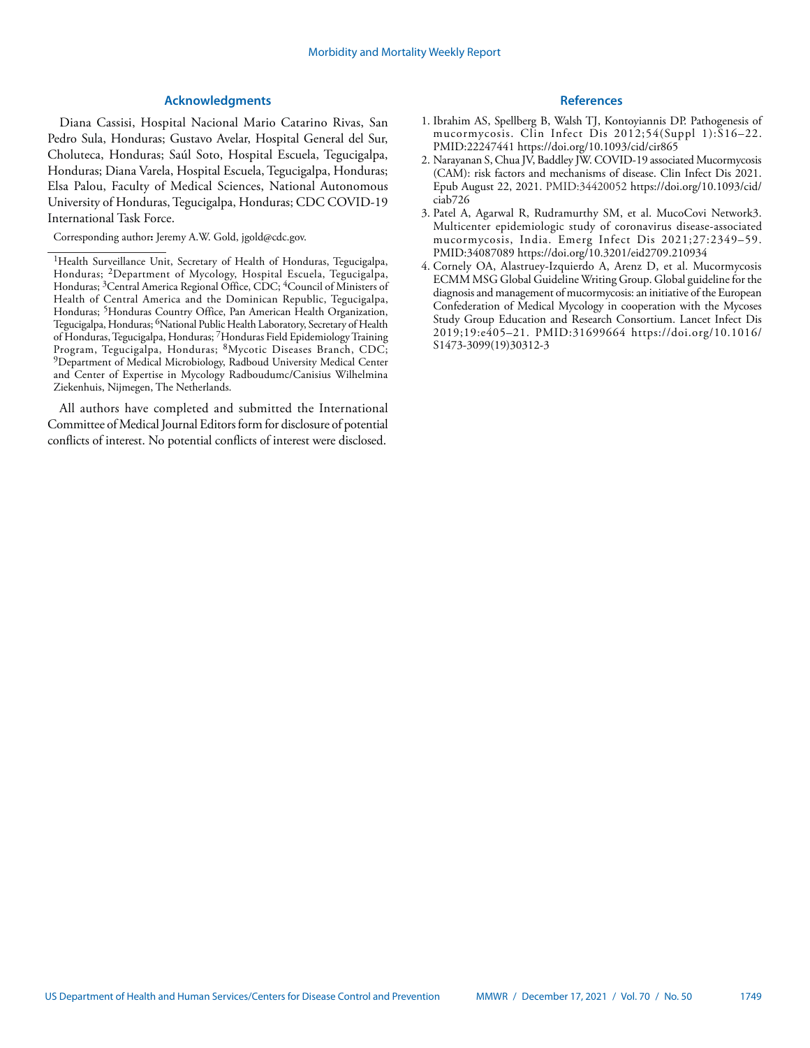## Acknowledgments

Diana Cassisi, Hospital Nacional Mario Catarino Rivas, San Pedro Sula, Honduras; Gustavo Avelar, Hospital General del Sur, Choluteca, Honduras; Saúl Soto, Hospital Escuela, Tegucigalpa, Honduras; Diana Varela, Hospital Escuela, Tegucigalpa, Honduras; Elsa Palou, Faculty of Medical Sciences, National Autonomous University of Honduras, Tegucigalpa, Honduras; CDC COVID-19 International Task Force.

Corresponding author**:** Jeremy A.W. Gold, jgold@cdc.gov.

---

[1]Health Surveillance Unit, Secretary of Health of Honduras, Tegucigalpa, Honduras; [2]Department of Mycology, Hospital Escuela, Tegucigalpa, Honduras; [3]Central America Regional Office, CDC; [4]Council of Ministers of Health of Central America and the Dominican Republic, Tegucigalpa, Honduras; [5]Honduras Country Office, Pan American Health Organization, Tegucigalpa, Honduras; [6]National Public Health Laboratory, Secretary of Health of Honduras, Tegucigalpa, Honduras; [7]Honduras Field Epidemiology Training Program, Tegucigalpa, Honduras; [8]Mycotic Diseases Branch, CDC; [9]Department of Medical Microbiology, Radboud University Medical Center and Center of Expertise in Mycology Radboudumc/Canisius Wilhelmina Ziekenhuis, Nijmegen, The Netherlands.

All authors have completed and submitted the International Committee of Medical Journal Editors form for disclosure of potential conflicts of interest. No potential conflicts of interest were disclosed.

## References

1. Ibrahim AS, Spellberg B, Walsh TJ, Kontoyiannis DP. Pathogenesis of mucormycosis. Clin Infect Dis 2012;54(Suppl 1):S16–22. PMID:22247441 https://doi.org/10.1093/cid/cir865
2. Narayanan S, Chua JV, Baddley JW. COVID-19 associated Mucormycosis (CAM): risk factors and mechanisms of disease. Clin Infect Dis 2021. Epub August 22, 2021. PMID:34420052 https://doi.org/10.1093/cid/ciab726
3. Patel A, Agarwal R, Rudramurthy SM, et al. MucoCovi Network3. Multicenter epidemiologic study of coronavirus disease-associated mucormycosis, India. Emerg Infect Dis 2021;27:2349–59. PMID:34087089 https://doi.org/10.3201/eid2709.210934
4. Cornely OA, Alastruey-Izquierdo A, Arenz D, et al. Mucormycosis ECMM MSG Global Guideline Writing Group. Global guideline for the diagnosis and management of mucormycosis: an initiative of the European Confederation of Medical Mycology in cooperation with the Mycoses Study Group Education and Research Consortium. Lancet Infect Dis 2019;19:e405–21. PMID:31699664 https://doi.org/10.1016/S1473-3099(19)30312-3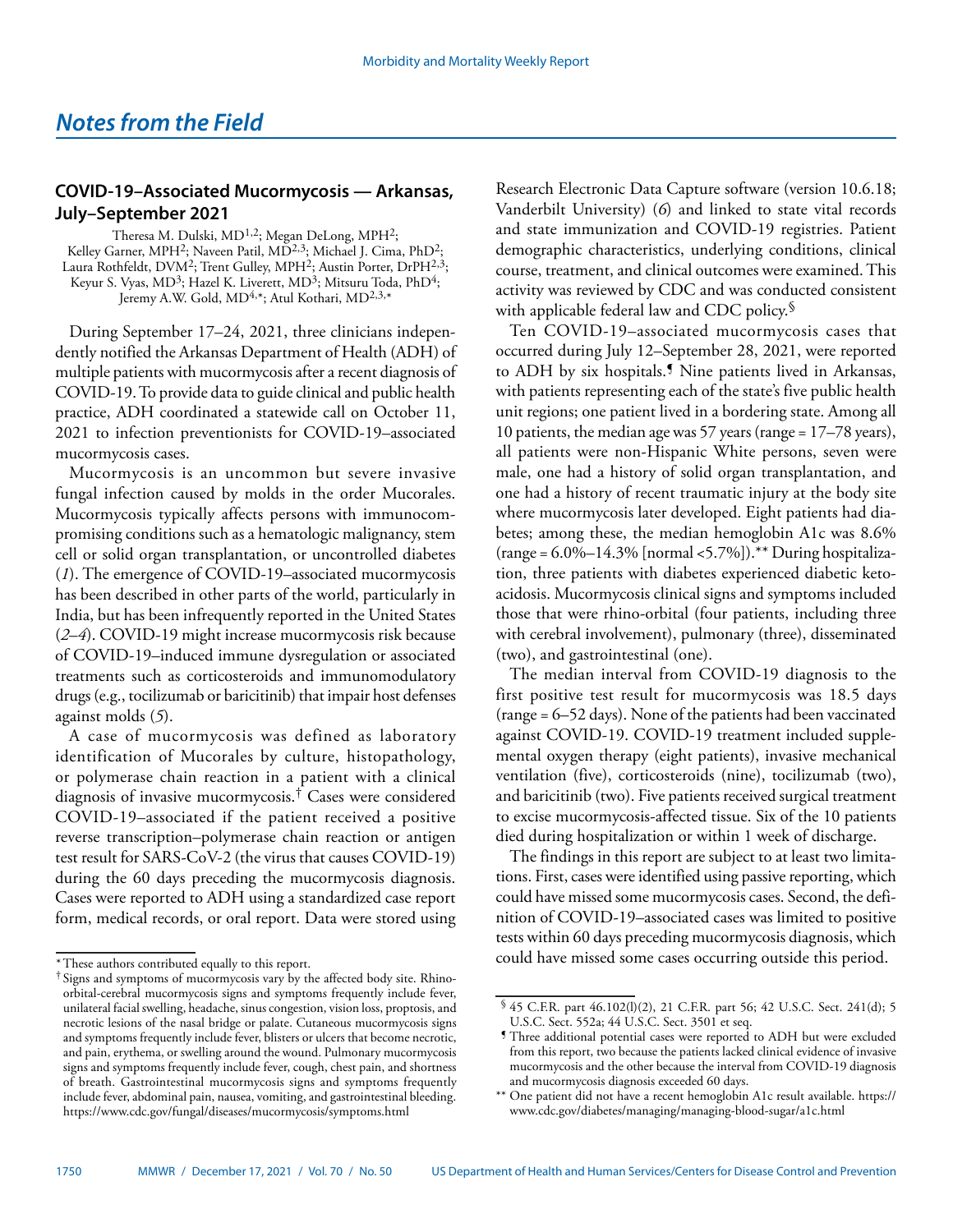## Notes from the Field

### COVID-19–Associated Mucormycosis — Arkansas, July–September 2021

Theresa M. Dulski, MD[1,2]; Megan DeLong, MPH[2]; Kelley Garner, MPH[2]; Naveen Patil, MD[2,3]; Michael J. Cima, PhD[2]; Laura Rothfeldt, DVM[2]; Trent Gulley, MPH[2]; Austin Porter, DrPH[2,3]; Keyur S. Vyas, MD[3]; Hazel K. Liverett, MD[3]; Mitsuru Toda, PhD[4]; Jeremy A.W. Gold, MD[4,*]; Atul Kothari, MD[2,3,*]

During September 17–24, 2021, three clinicians independently notified the Arkansas Department of Health (ADH) of multiple patients with mucormycosis after a recent diagnosis of COVID-19. To provide data to guide clinical and public health practice, ADH coordinated a statewide call on October 11, 2021 to infection preventionists for COVID-19–associated mucormycosis cases.

Mucormycosis is an uncommon but severe invasive fungal infection caused by molds in the order Mucorales. Mucormycosis typically affects persons with immunocompromising conditions such as a hematologic malignancy, stem cell or solid organ transplantation, or uncontrolled diabetes (*1*). The emergence of COVID-19–associated mucormycosis has been described in other parts of the world, particularly in India, but has been infrequently reported in the United States (*2–4*). COVID-19 might increase mucormycosis risk because of COVID-19–induced immune dysregulation or associated treatments such as corticosteroids and immunomodulatory drugs (e.g., tocilizumab or baricitinib) that impair host defenses against molds (*5*).

A case of mucormycosis was defined as laboratory identification of Mucorales by culture, histopathology, or polymerase chain reaction in a patient with a clinical diagnosis of invasive mucormycosis.[†] Cases were considered COVID-19–associated if the patient received a positive reverse transcription–polymerase chain reaction or antigen test result for SARS-CoV-2 (the virus that causes COVID-19) during the 60 days preceding the mucormycosis diagnosis. Cases were reported to ADH using a standardized case report form, medical records, or oral report. Data were stored using Research Electronic Data Capture software (version 10.6.18; Vanderbilt University) (*6*) and linked to state vital records and state immunization and COVID-19 registries. Patient demographic characteristics, underlying conditions, clinical course, treatment, and clinical outcomes were examined. This activity was reviewed by CDC and was conducted consistent with applicable federal law and CDC policy.[§]

Ten COVID-19–associated mucormycosis cases that occurred during July 12–September 28, 2021, were reported to ADH by six hospitals.[¶] Nine patients lived in Arkansas, with patients representing each of the state's five public health unit regions; one patient lived in a bordering state. Among all 10 patients, the median age was 57 years (range = 17–78 years), all patients were non-Hispanic White persons, seven were male, one had a history of solid organ transplantation, and one had a history of recent traumatic injury at the body site where mucormycosis later developed. Eight patients had diabetes; among these, the median hemoglobin A1c was 8.6% (range = 6.0%–14.3% [normal <5.7%]).[**] During hospitalization, three patients with diabetes experienced diabetic ketoacidosis. Mucormycosis clinical signs and symptoms included those that were rhino-orbital (four patients, including three with cerebral involvement), pulmonary (three), disseminated (two), and gastrointestinal (one).

The median interval from COVID-19 diagnosis to the first positive test result for mucormycosis was 18.5 days (range = 6–52 days). None of the patients had been vaccinated against COVID-19. COVID-19 treatment included supplemental oxygen therapy (eight patients), invasive mechanical ventilation (five), corticosteroids (nine), tocilizumab (two), and baricitinib (two). Five patients received surgical treatment to excise mucormycosis-affected tissue. Six of the 10 patients died during hospitalization or within 1 week of discharge.

The findings in this report are subject to at least two limitations. First, cases were identified using passive reporting, which could have missed some mucormycosis cases. Second, the definition of COVID-19–associated cases was limited to positive tests within 60 days preceding mucormycosis diagnosis, which could have missed some cases occurring outside this period.

---

\* These authors contributed equally to this report.

† Signs and symptoms of mucormycosis vary by the affected body site. Rhino-orbital-cerebral mucormycosis signs and symptoms frequently include fever, unilateral facial swelling, headache, sinus congestion, vision loss, proptosis, and necrotic lesions of the nasal bridge or palate. Cutaneous mucormycosis signs and symptoms frequently include fever, blisters or ulcers that become necrotic, and pain, erythema, or swelling around the wound. Pulmonary mucormycosis signs and symptoms frequently include fever, cough, chest pain, and shortness of breath. Gastrointestinal mucormycosis signs and symptoms frequently include fever, abdominal pain, nausea, vomiting, and gastrointestinal bleeding. https://www.cdc.gov/fungal/diseases/mucormycosis/symptoms.html

§ 45 C.F.R. part 46.102(l)(2), 21 C.F.R. part 56; 42 U.S.C. Sect. 241(d); 5 U.S.C. Sect. 552a; 44 U.S.C. Sect. 3501 et seq.

¶ Three additional potential cases were reported to ADH but were excluded from this report, two because the patients lacked clinical evidence of invasive mucormycosis and the other because the interval from COVID-19 diagnosis and mucormycosis diagnosis exceeded 60 days.

\** One patient did not have a recent hemoglobin A1c result available. https://www.cdc.gov/diabetes/managing/managing-blood-sugar/a1c.html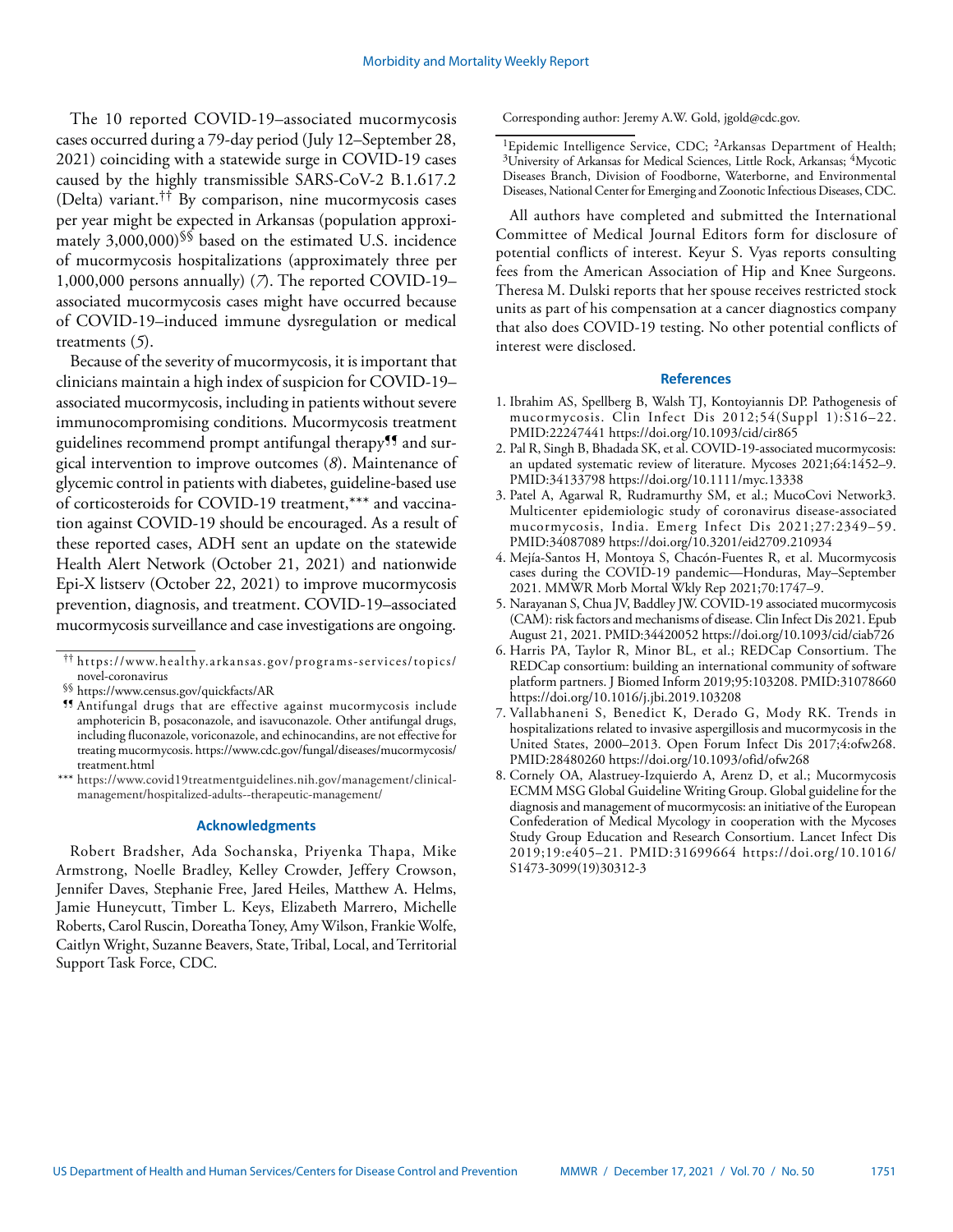The 10 reported COVID-19–associated mucormycosis cases occurred during a 79-day period (July 12–September 28, 2021) coinciding with a statewide surge in COVID-19 cases caused by the highly transmissible SARS-CoV-2 B.1.617.2 (Delta) variant.[††] By comparison, nine mucormycosis cases per year might be expected in Arkansas (population approximately 3,000,000)[§§] based on the estimated U.S. incidence of mucormycosis hospitalizations (approximately three per 1,000,000 persons annually) (*7*). The reported COVID-19–associated mucormycosis cases might have occurred because of COVID-19–induced immune dysregulation or medical treatments (*5*).

Because of the severity of mucormycosis, it is important that clinicians maintain a high index of suspicion for COVID-19–associated mucormycosis, including in patients without severe immunocompromising conditions. Mucormycosis treatment guidelines recommend prompt antifungal therapy[¶¶] and surgical intervention to improve outcomes (*8*). Maintenance of glycemic control in patients with diabetes, guideline-based use of corticosteroids for COVID-19 treatment,[***] and vaccination against COVID-19 should be encouraged. As a result of these reported cases, ADH sent an update on the statewide Health Alert Network (October 21, 2021) and nationwide Epi-X listserv (October 22, 2021) to improve mucormycosis prevention, diagnosis, and treatment. COVID-19–associated mucormycosis surveillance and case investigations are ongoing.

[††] https://www.healthy.arkansas.gov/programs-services/topics/novel-coronavirus

[§§] https://www.census.gov/quickfacts/AR

[¶¶] Antifungal drugs that are effective against mucormycosis include amphotericin B, posaconazole, and isavuconazole. Other antifungal drugs, including fluconazole, voriconazole, and echinocandins, are not effective for treating mucormycosis. https://www.cdc.gov/fungal/diseases/mucormycosis/treatment.html

[***] https://www.covid19treatmentguidelines.nih.gov/management/clinical-management/hospitalized-adults--therapeutic-management/

### Acknowledgments

Robert Bradsher, Ada Sochanska, Priyenka Thapa, Mike Armstrong, Noelle Bradley, Kelley Crowder, Jeffery Crowson, Jennifer Daves, Stephanie Free, Jared Heiles, Matthew A. Helms, Jamie Huneycutt, Timber L. Keys, Elizabeth Marrero, Michelle Roberts, Carol Ruscin, Doreatha Toney, Amy Wilson, Frankie Wolfe, Caitlyn Wright, Suzanne Beavers, State, Tribal, Local, and Territorial Support Task Force, CDC.

Corresponding author: Jeremy A.W. Gold, jgold@cdc.gov.

[1]Epidemic Intelligence Service, CDC; [2]Arkansas Department of Health; [3]University of Arkansas for Medical Sciences, Little Rock, Arkansas; [4]Mycotic Diseases Branch, Division of Foodborne, Waterborne, and Environmental Diseases, National Center for Emerging and Zoonotic Infectious Diseases, CDC.

All authors have completed and submitted the International Committee of Medical Journal Editors form for disclosure of potential conflicts of interest. Keyur S. Vyas reports consulting fees from the American Association of Hip and Knee Surgeons. Theresa M. Dulski reports that her spouse receives restricted stock units as part of his compensation at a cancer diagnostics company that also does COVID-19 testing. No other potential conflicts of interest were disclosed.

### References

1. Ibrahim AS, Spellberg B, Walsh TJ, Kontoyiannis DP. Pathogenesis of mucormycosis. Clin Infect Dis 2012;54(Suppl 1):S16–22. PMID:22247441 https://doi.org/10.1093/cid/cir865
2. Pal R, Singh B, Bhadada SK, et al. COVID-19-associated mucormycosis: an updated systematic review of literature. Mycoses 2021;64:1452–9. PMID:34133798 https://doi.org/10.1111/myc.13338
3. Patel A, Agarwal R, Rudramurthy SM, et al.; MucoCovi Network3. Multicenter epidemiologic study of coronavirus disease-associated mucormycosis, India. Emerg Infect Dis 2021;27:2349–59. PMID:34087089 https://doi.org/10.3201/eid2709.210934
4. Mejía-Santos H, Montoya S, Chacón-Fuentes R, et al. Mucormycosis cases during the COVID-19 pandemic—Honduras, May–September 2021. MMWR Morb Mortal Wkly Rep 2021;70:1747–9.
5. Narayanan S, Chua JV, Baddley JW. COVID-19 associated mucormycosis (CAM): risk factors and mechanisms of disease. Clin Infect Dis 2021. Epub August 21, 2021. PMID:34420052 https://doi.org/10.1093/cid/ciab726
6. Harris PA, Taylor R, Minor BL, et al.; REDCap Consortium. The REDCap consortium: building an international community of software platform partners. J Biomed Inform 2019;95:103208. PMID:31078660 https://doi.org/10.1016/j.jbi.2019.103208
7. Vallabhaneni S, Benedict K, Derado G, Mody RK. Trends in hospitalizations related to invasive aspergillosis and mucormycosis in the United States, 2000–2013. Open Forum Infect Dis 2017;4:ofw268. PMID:28480260 https://doi.org/10.1093/ofid/ofw268
8. Cornely OA, Alastruey-Izquierdo A, Arenz D, et al.; Mucormycosis ECMM MSG Global Guideline Writing Group. Global guideline for the diagnosis and management of mucormycosis: an initiative of the European Confederation of Medical Mycology in cooperation with the Mycoses Study Group Education and Research Consortium. Lancet Infect Dis 2019;19:e405–21. PMID:31699664 https://doi.org/10.1016/S1473-3099(19)30312-3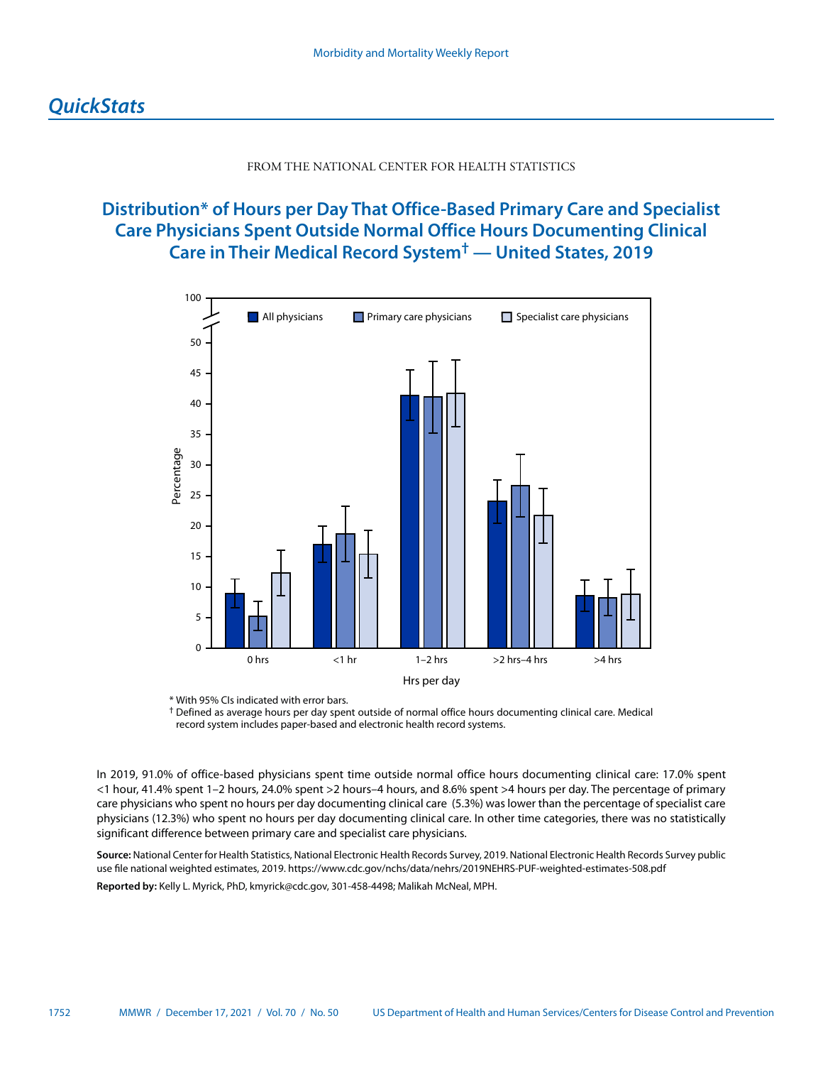# *QuickStats*

FROM THE NATIONAL CENTER FOR HEALTH STATISTICS

## Distribution* of Hours per Day That Office-Based Primary Care and Specialist Care Physicians Spent Outside Normal Office Hours Documenting Clinical Care in Their Medical Record System† — United States, 2019

\* With 95% CIs indicated with error bars.

† Defined as average hours per day spent outside of normal office hours documenting clinical care. Medical record system includes paper-based and electronic health record systems.

In 2019, 91.0% of office-based physicians spent time outside normal office hours documenting clinical care: 17.0% spent <1 hour, 41.4% spent 1–2 hours, 24.0% spent >2 hours–4 hours, and 8.6% spent >4 hours per day. The percentage of primary care physicians who spent no hours per day documenting clinical care (5.3%) was lower than the percentage of specialist care physicians (12.3%) who spent no hours per day documenting clinical care. In other time categories, there was no statistically significant difference between primary care and specialist care physicians.

**Source:** National Center for Health Statistics, National Electronic Health Records Survey, 2019. National Electronic Health Records Survey public use file national weighted estimates, 2019. https://www.cdc.gov/nchs/data/nehrs/2019NEHRS-PUF-weighted-estimates-508.pdf

**Reported by:** Kelly L. Myrick, PhD, kmyrick@cdc.gov, 301-458-4498; Malikah McNeal, MPH.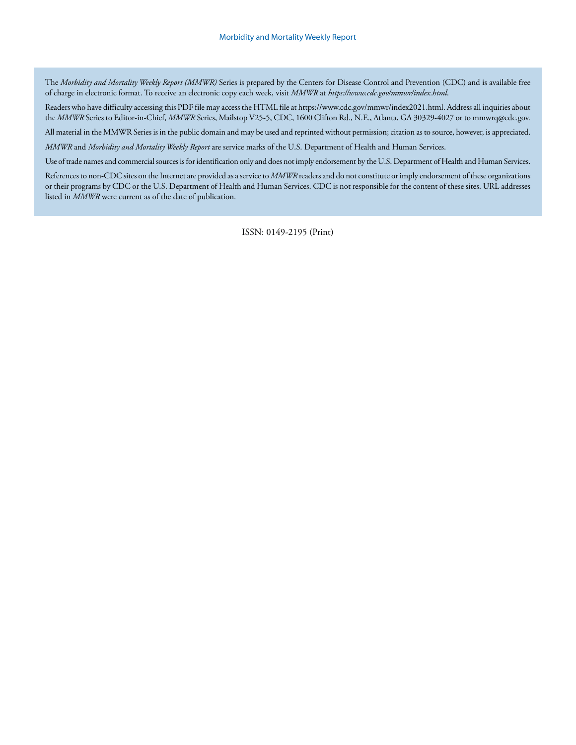The *Morbidity and Mortality Weekly Report (MMWR)* Series is prepared by the Centers for Disease Control and Prevention (CDC) and is available free of charge in electronic format. To receive an electronic copy each week, visit *MMWR* at *https://www.cdc.gov/mmwr/index.html*.

Readers who have difficulty accessing this PDF file may access the HTML file at https://www.cdc.gov/mmwr/index2021.html. Address all inquiries about the *MMWR* Series to Editor-in-Chief, *MMWR* Series, Mailstop V25-5, CDC, 1600 Clifton Rd., N.E., Atlanta, GA 30329-4027 or to mmwrq@cdc.gov.

All material in the MMWR Series is in the public domain and may be used and reprinted without permission; citation as to source, however, is appreciated.

*MMWR* and *Morbidity and Mortality Weekly Report* are service marks of the U.S. Department of Health and Human Services.

Use of trade names and commercial sources is for identification only and does not imply endorsement by the U.S. Department of Health and Human Services.

References to non-CDC sites on the Internet are provided as a service to *MMWR* readers and do not constitute or imply endorsement of these organizations or their programs by CDC or the U.S. Department of Health and Human Services. CDC is not responsible for the content of these sites. URL addresses listed in *MMWR* were current as of the date of publication.

ISSN: 0149-2195 (Print)